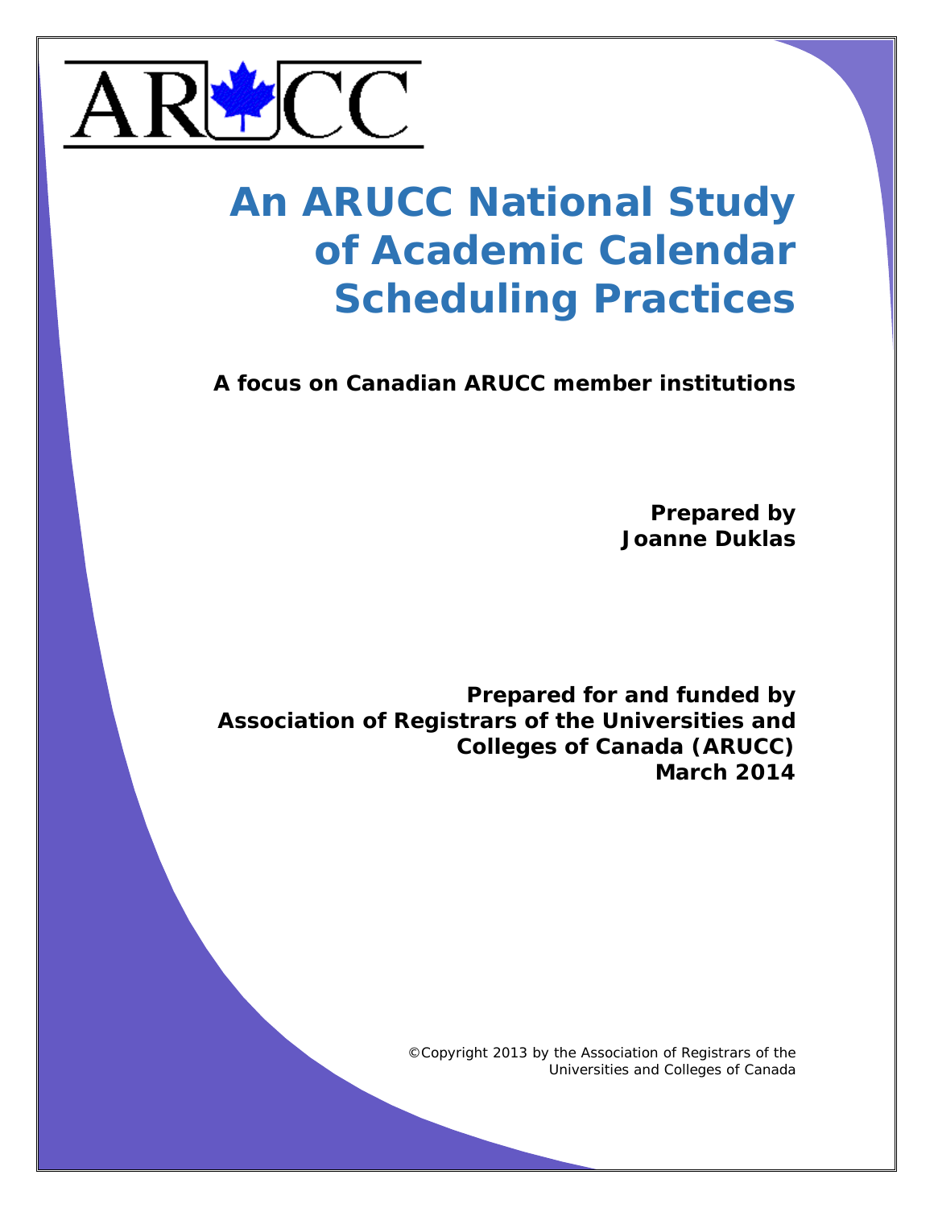ARUCC

# An ARUCC National Study of Academic Calendar Scheduling Practices

**A focus on Canadian ARUCC member institutions**

**Prepared by**
**Joanne Duklas**

**Prepared for and funded by**
**Association of Registrars of the Universities and Colleges of Canada (ARUCC)**
**March 2014**

©Copyright 2013 by the Association of Registrars of the Universities and Colleges of Canada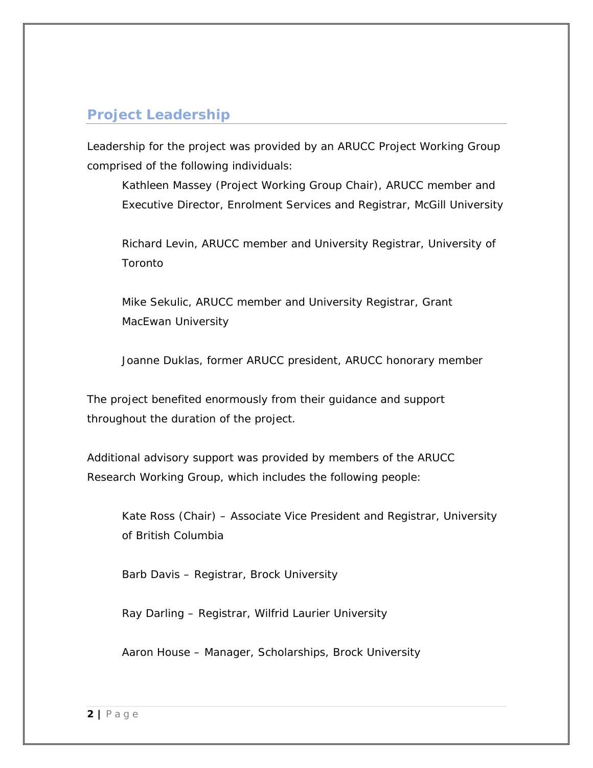## Project Leadership

Leadership for the project was provided by an ARUCC Project Working Group comprised of the following individuals:

Kathleen Massey (Project Working Group Chair), ARUCC member and Executive Director, Enrolment Services and Registrar, McGill University

Richard Levin, ARUCC member and University Registrar, University of Toronto

Mike Sekulic, ARUCC member and University Registrar, Grant MacEwan University

Joanne Duklas, former ARUCC president, ARUCC honorary member

The project benefited enormously from their guidance and support throughout the duration of the project.

Additional advisory support was provided by members of the ARUCC Research Working Group, which includes the following people:

Kate Ross (Chair) – Associate Vice President and Registrar, University of British Columbia

Barb Davis – Registrar, Brock University

Ray Darling – Registrar, Wilfrid Laurier University

Aaron House – Manager, Scholarships, Brock University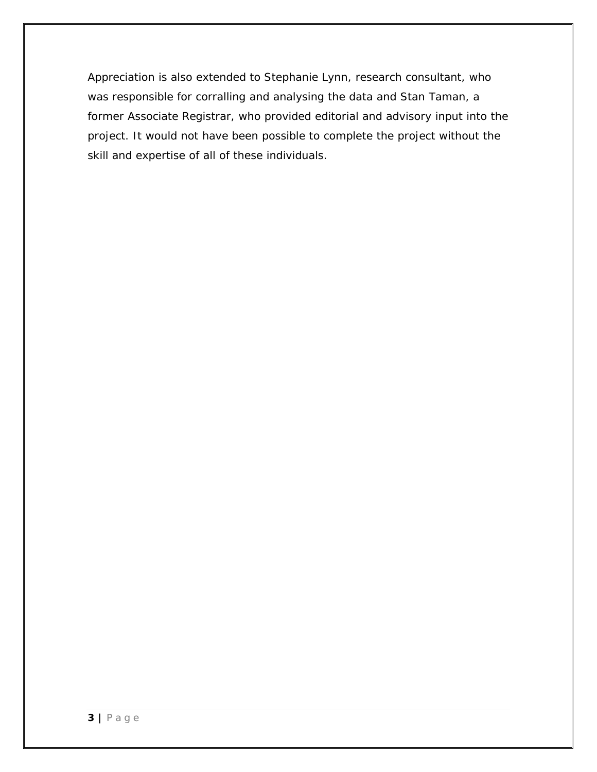Appreciation is also extended to Stephanie Lynn, research consultant, who was responsible for corralling and analysing the data and Stan Taman, a former Associate Registrar, who provided editorial and advisory input into the project. It would not have been possible to complete the project without the skill and expertise of all of these individuals.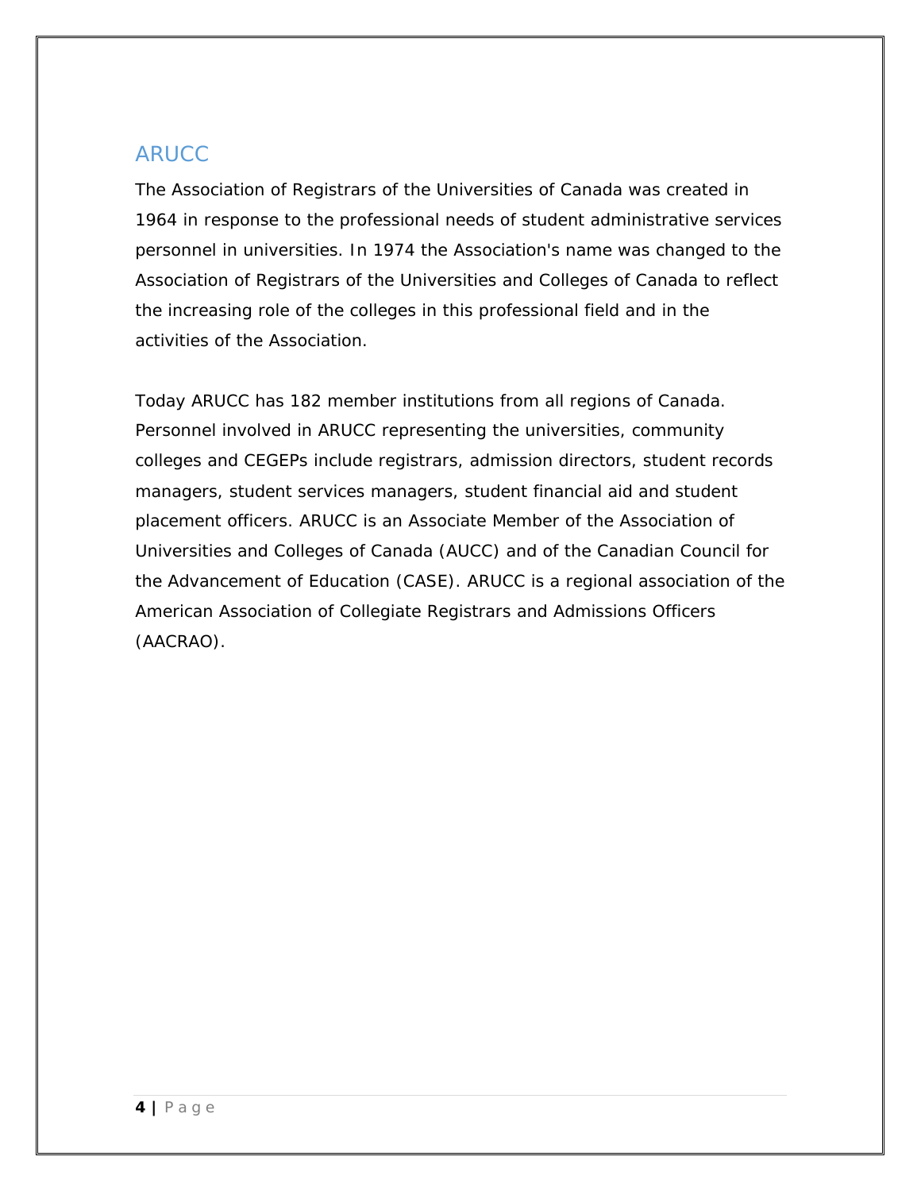## ARUCC

The Association of Registrars of the Universities of Canada was created in 1964 in response to the professional needs of student administrative services personnel in universities. In 1974 the Association's name was changed to the Association of Registrars of the Universities and Colleges of Canada to reflect the increasing role of the colleges in this professional field and in the activities of the Association.

Today ARUCC has 182 member institutions from all regions of Canada. Personnel involved in ARUCC representing the universities, community colleges and CEGEPs include registrars, admission directors, student records managers, student services managers, student financial aid and student placement officers. ARUCC is an Associate Member of the Association of Universities and Colleges of Canada (AUCC) and of the Canadian Council for the Advancement of Education (CASE). ARUCC is a regional association of the American Association of Collegiate Registrars and Admissions Officers (AACRAO).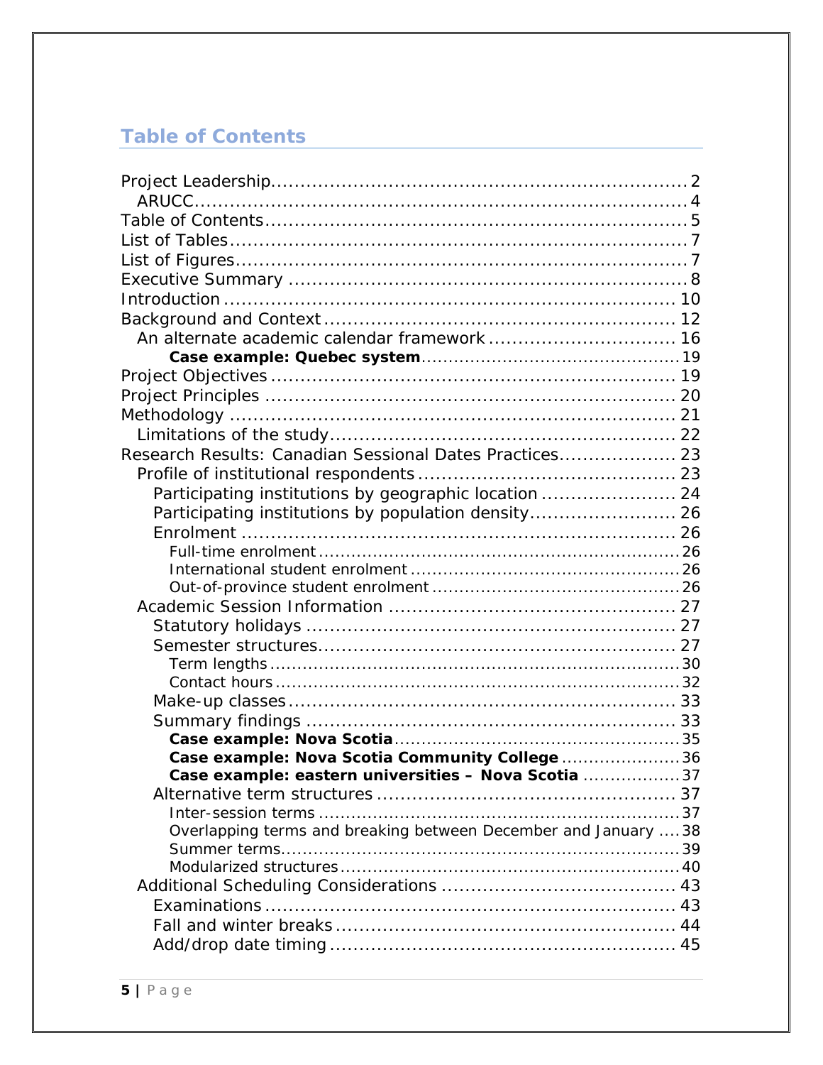## Table of Contents

- Project Leadership .......... 2
  - ARUCC .......... 4
- Table of Contents .......... 5
- List of Tables .......... 7
- List of Figures .......... 7
- Executive Summary .......... 8
- Introduction .......... 10
- Background and Context .......... 12
  - An alternate academic calendar framework .......... 16
      - **Case example: Quebec system** .......... 19
- Project Objectives .......... 19
- Project Principles .......... 20
- Methodology .......... 21
  - Limitations of the study .......... 22
- Research Results: Canadian Sessional Dates Practices .......... 23
  - Profile of institutional respondents .......... 23
    - Participating institutions by geographic location .......... 24
    - Participating institutions by population density .......... 26
    - Enrolment .......... 26
      - Full-time enrolment .......... 26
      - International student enrolment .......... 26
      - Out-of-province student enrolment .......... 26
  - Academic Session Information .......... 27
    - Statutory holidays .......... 27
    - Semester structures .......... 27
      - Term lengths .......... 30
      - Contact hours .......... 32
    - Make-up classes .......... 33
    - Summary findings .......... 33
      - **Case example: Nova Scotia** .......... 35
      - **Case example: Nova Scotia Community College** .......... 36
      - **Case example: eastern universities – Nova Scotia** .......... 37
    - Alternative term structures .......... 37
      - Inter-session terms .......... 37
      - Overlapping terms and breaking between December and January .......... 38
      - Summer terms .......... 39
      - Modularized structures .......... 40
  - Additional Scheduling Considerations .......... 43
    - Examinations .......... 43
    - Fall and winter breaks .......... 44
    - Add/drop date timing .......... 45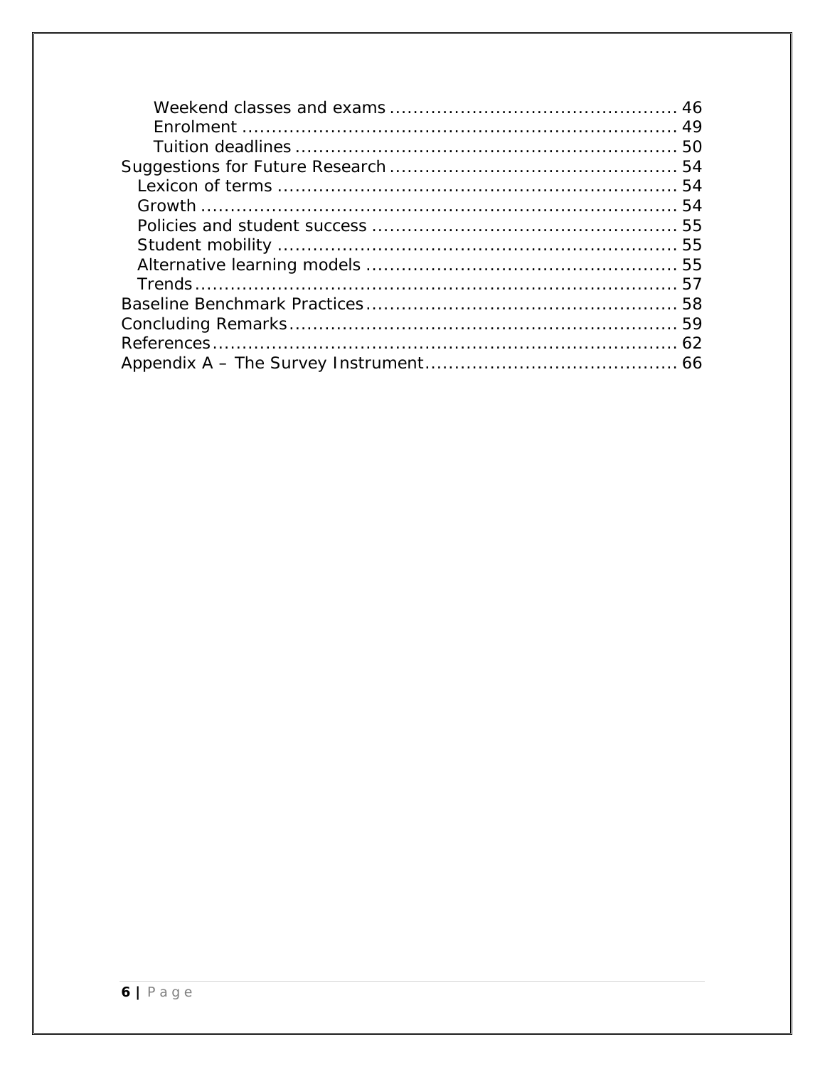- Weekend classes and exams ... 46
- Enrolment ... 49
- Tuition deadlines ... 50

Suggestions for Future Research ... 54

- Lexicon of terms ... 54
- Growth ... 54
- Policies and student success ... 55
- Student mobility ... 55
- Alternative learning models ... 55
- Trends ... 57

Baseline Benchmark Practices ... 58

Concluding Remarks ... 59

References ... 62

Appendix A – The Survey Instrument ... 66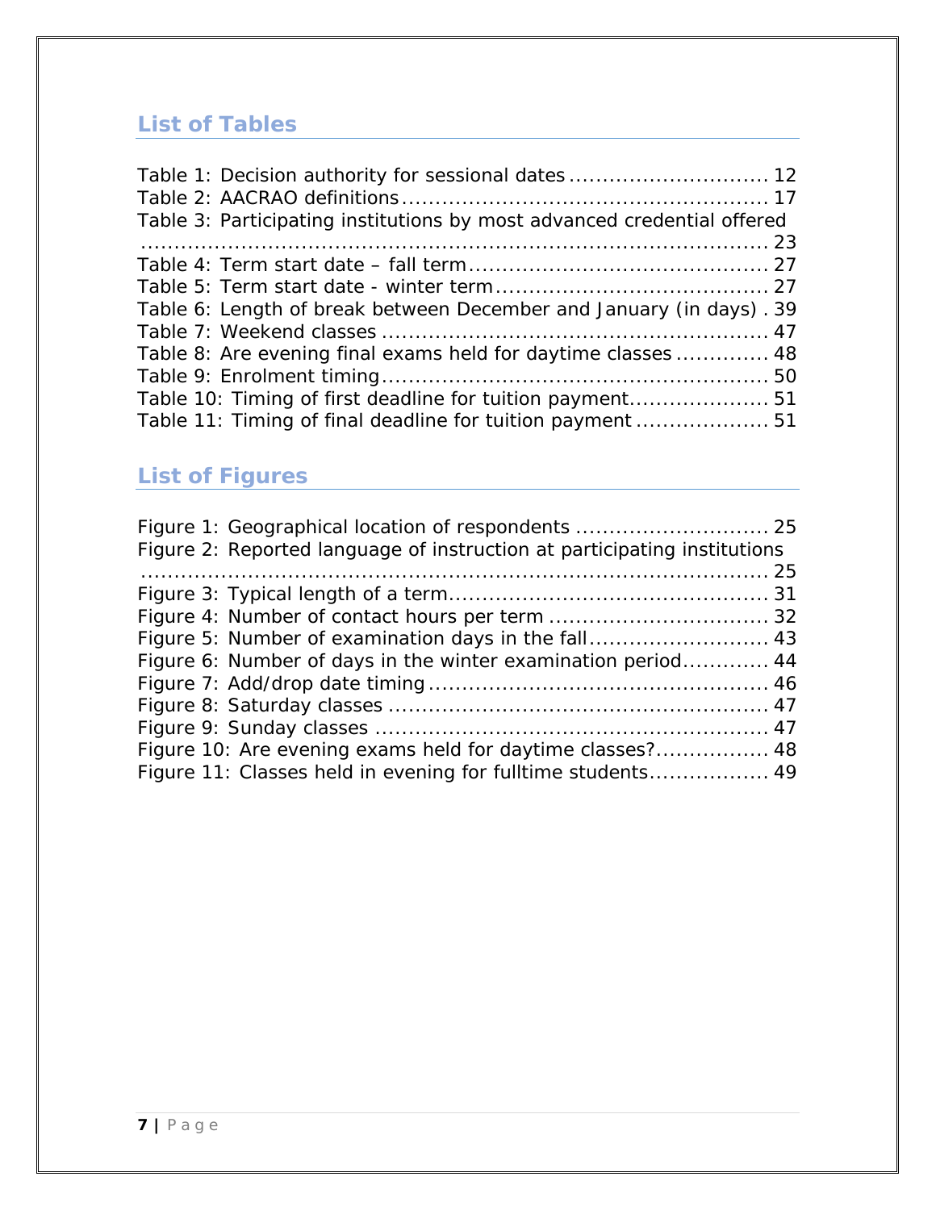## List of Tables

Table 1: Decision authority for sessional dates ............................ 12
Table 2: AACRAO definitions ...................................................... 17
Table 3: Participating institutions by most advanced credential offered ........................................................................................ 23
Table 4: Term start date – fall term ............................................ 27
Table 5: Term start date - winter term ........................................ 27
Table 6: Length of break between December and January (in days) . 39
Table 7: Weekend classes ......................................................... 47
Table 8: Are evening final exams held for daytime classes ............. 48
Table 9: Enrolment timing ......................................................... 50
Table 10: Timing of first deadline for tuition payment.................... 51
Table 11: Timing of final deadline for tuition payment ................... 51

## List of Figures

Figure 1: Geographical location of respondents ............................ 25
Figure 2: Reported language of instruction at participating institutions ........................................................................................ 25
Figure 3: Typical length of a term............................................... 31
Figure 4: Number of contact hours per term ................................ 32
Figure 5: Number of examination days in the fall.......................... 43
Figure 6: Number of days in the winter examination period............ 44
Figure 7: Add/drop date timing .................................................. 46
Figure 8: Saturday classes ........................................................ 47
Figure 9: Sunday classes .......................................................... 47
Figure 10: Are evening exams held for daytime classes?................ 48
Figure 11: Classes held in evening for fulltime students................. 49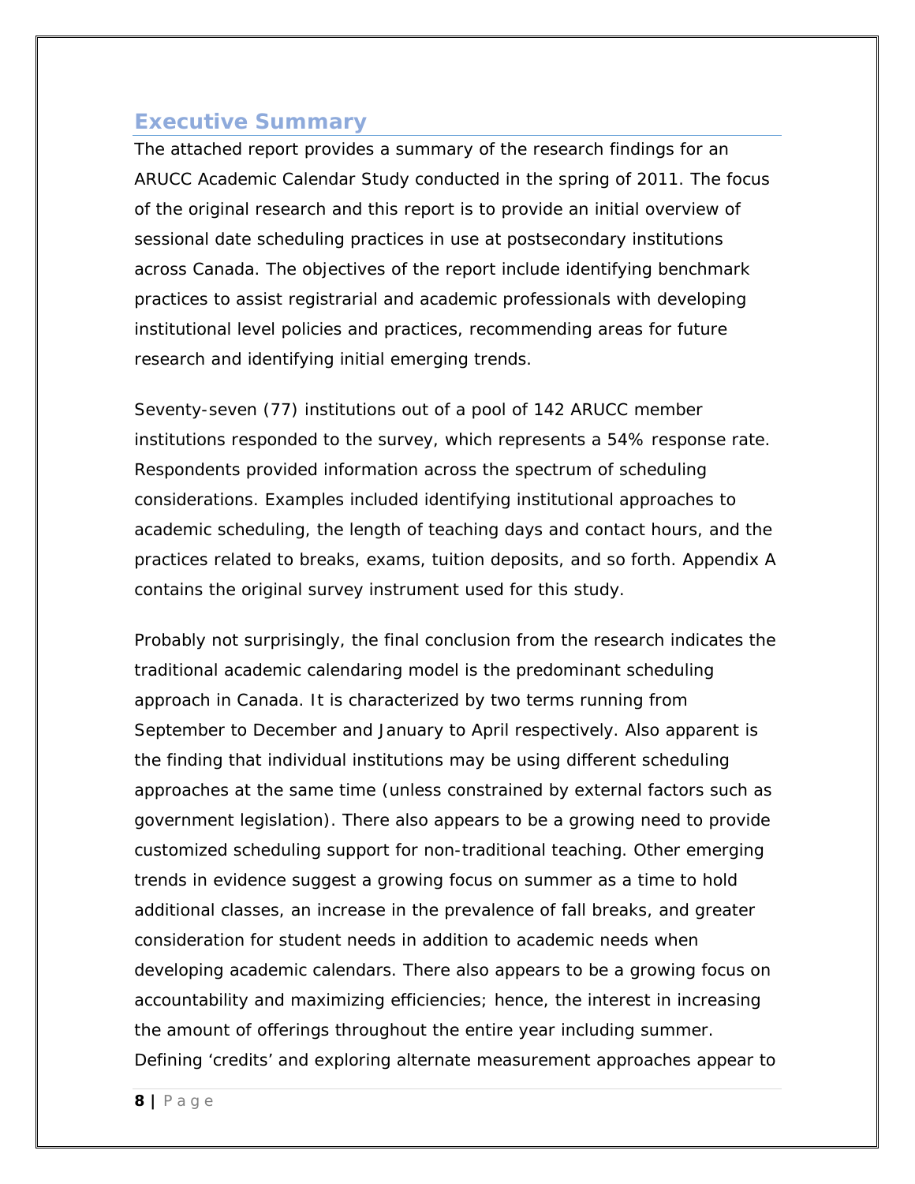## Executive Summary

The attached report provides a summary of the research findings for an ARUCC Academic Calendar Study conducted in the spring of 2011. The focus of the original research and this report is to provide an initial overview of sessional date scheduling practices in use at postsecondary institutions across Canada. The objectives of the report include identifying benchmark practices to assist registrarial and academic professionals with developing institutional level policies and practices, recommending areas for future research and identifying initial emerging trends.

Seventy-seven (77) institutions out of a pool of 142 ARUCC member institutions responded to the survey, which represents a 54% response rate. Respondents provided information across the spectrum of scheduling considerations. Examples included identifying institutional approaches to academic scheduling, the length of teaching days and contact hours, and the practices related to breaks, exams, tuition deposits, and so forth. Appendix A contains the original survey instrument used for this study.

Probably not surprisingly, the final conclusion from the research indicates the traditional academic calendaring model is the predominant scheduling approach in Canada. It is characterized by two terms running from September to December and January to April respectively. Also apparent is the finding that individual institutions may be using different scheduling approaches at the same time (unless constrained by external factors such as government legislation). There also appears to be a growing need to provide customized scheduling support for non-traditional teaching. Other emerging trends in evidence suggest a growing focus on summer as a time to hold additional classes, an increase in the prevalence of fall breaks, and greater consideration for student needs in addition to academic needs when developing academic calendars. There also appears to be a growing focus on accountability and maximizing efficiencies; hence, the interest in increasing the amount of offerings throughout the entire year including summer. Defining 'credits' and exploring alternate measurement approaches appear to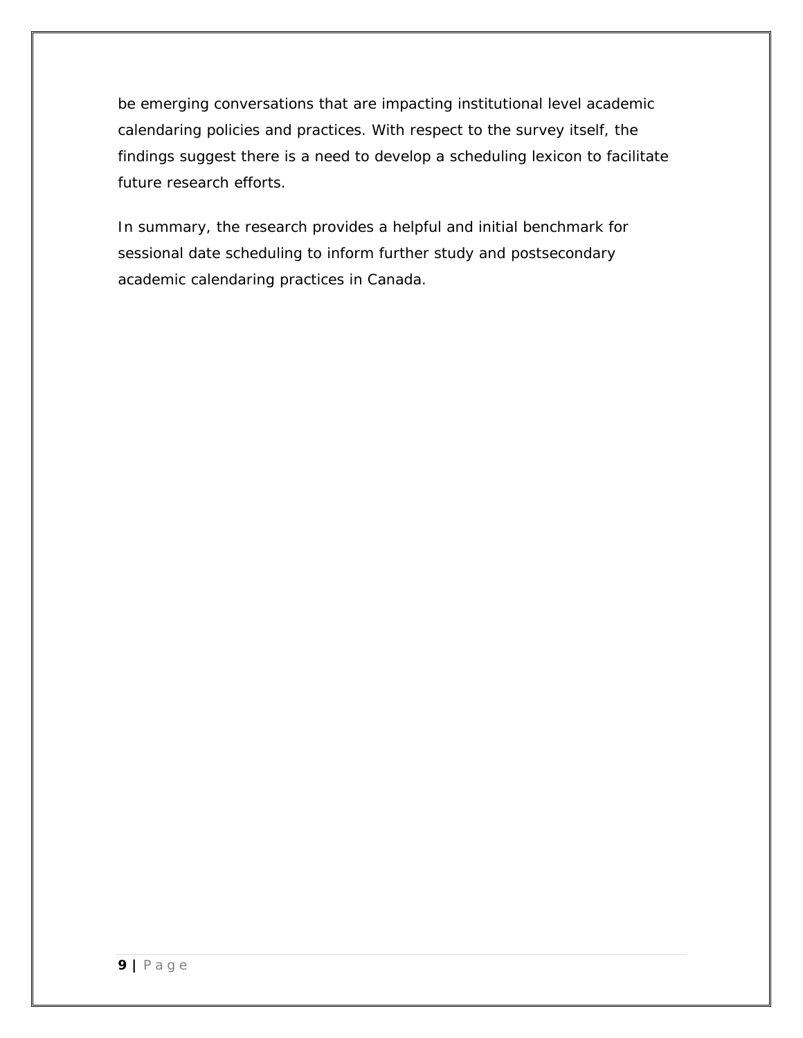be emerging conversations that are impacting institutional level academic calendaring policies and practices. With respect to the survey itself, the findings suggest there is a need to develop a scheduling lexicon to facilitate future research efforts.

In summary, the research provides a helpful and initial benchmark for sessional date scheduling to inform further study and postsecondary academic calendaring practices in Canada.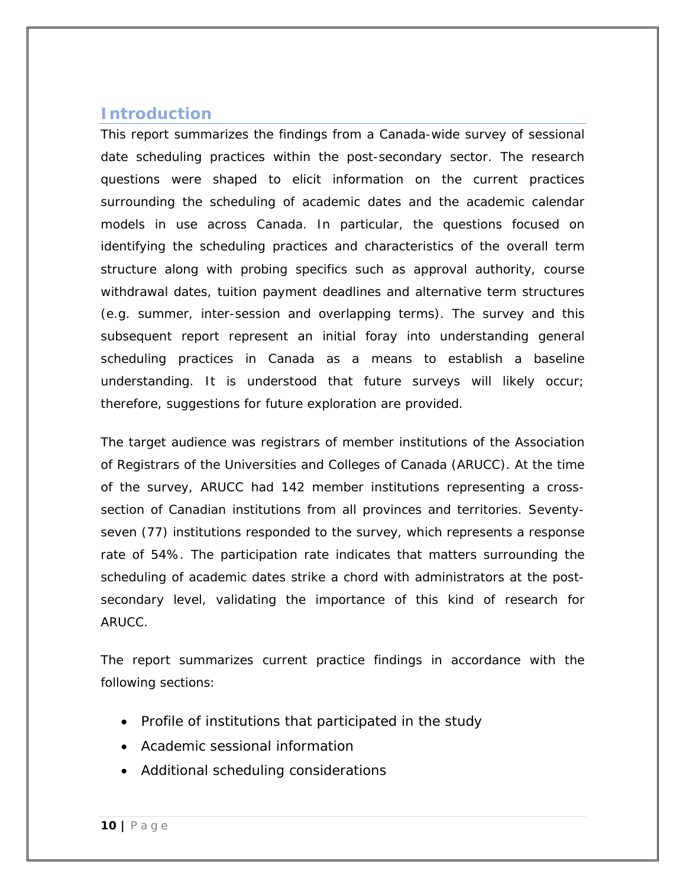## Introduction

This report summarizes the findings from a Canada-wide survey of sessional date scheduling practices within the post-secondary sector. The research questions were shaped to elicit information on the current practices surrounding the scheduling of academic dates and the academic calendar models in use across Canada. In particular, the questions focused on identifying the scheduling practices and characteristics of the overall term structure along with probing specifics such as approval authority, course withdrawal dates, tuition payment deadlines and alternative term structures (e.g. summer, inter-session and overlapping terms). The survey and this subsequent report represent an initial foray into understanding general scheduling practices in Canada as a means to establish a baseline understanding. It is understood that future surveys will likely occur; therefore, suggestions for future exploration are provided.

The target audience was registrars of member institutions of the Association of Registrars of the Universities and Colleges of Canada (ARUCC). At the time of the survey, ARUCC had 142 member institutions representing a cross-section of Canadian institutions from all provinces and territories. Seventy-seven (77) institutions responded to the survey, which represents a response rate of 54%. The participation rate indicates that matters surrounding the scheduling of academic dates strike a chord with administrators at the post-secondary level, validating the importance of this kind of research for ARUCC.

The report summarizes current practice findings in accordance with the following sections:

- Profile of institutions that participated in the study
- Academic sessional information
- Additional scheduling considerations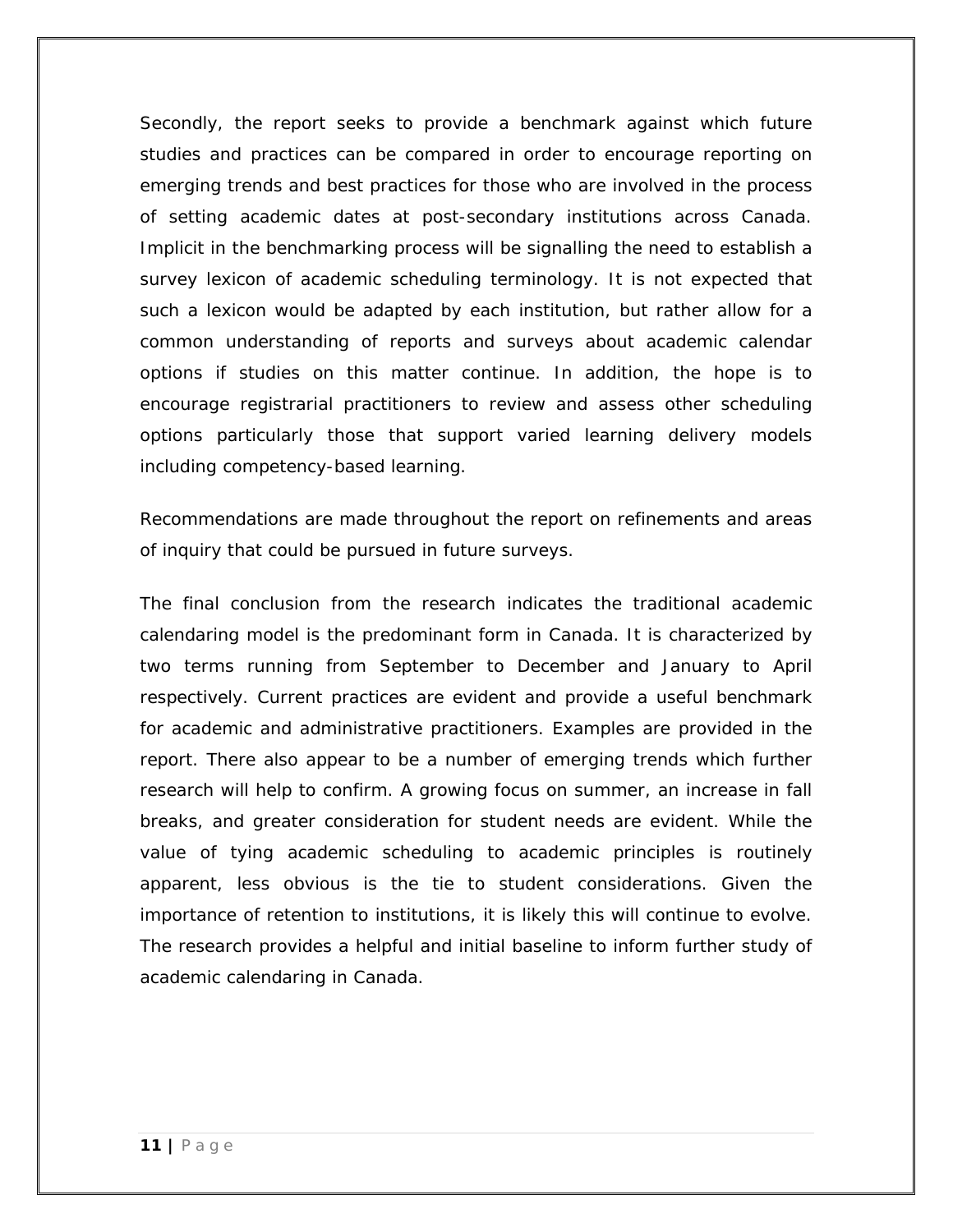Secondly, the report seeks to provide a benchmark against which future studies and practices can be compared in order to encourage reporting on emerging trends and best practices for those who are involved in the process of setting academic dates at post-secondary institutions across Canada. Implicit in the benchmarking process will be signalling the need to establish a survey lexicon of academic scheduling terminology. It is not expected that such a lexicon would be adapted by each institution, but rather allow for a common understanding of reports and surveys about academic calendar options if studies on this matter continue. In addition, the hope is to encourage registrarial practitioners to review and assess other scheduling options particularly those that support varied learning delivery models including competency-based learning.

Recommendations are made throughout the report on refinements and areas of inquiry that could be pursued in future surveys.

The final conclusion from the research indicates the traditional academic calendaring model is the predominant form in Canada. It is characterized by two terms running from September to December and January to April respectively. Current practices are evident and provide a useful benchmark for academic and administrative practitioners. Examples are provided in the report. There also appear to be a number of emerging trends which further research will help to confirm. A growing focus on summer, an increase in fall breaks, and greater consideration for student needs are evident. While the value of tying academic scheduling to academic principles is routinely apparent, less obvious is the tie to student considerations. Given the importance of retention to institutions, it is likely this will continue to evolve. The research provides a helpful and initial baseline to inform further study of academic calendaring in Canada.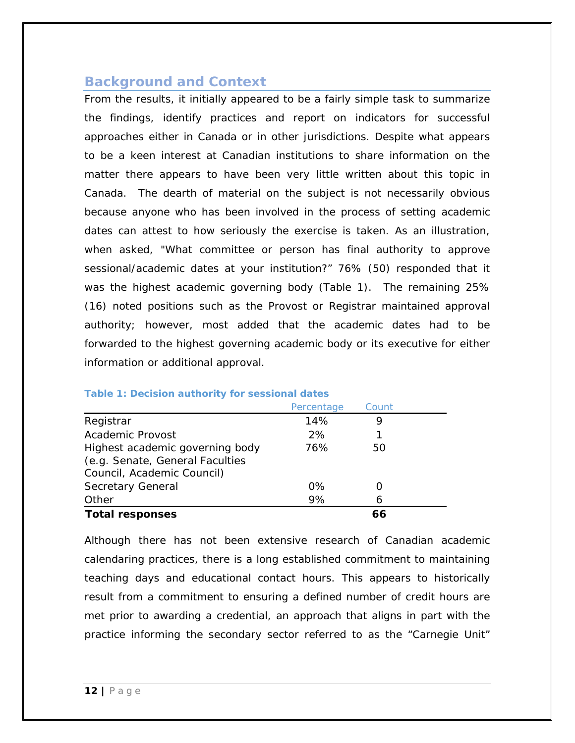## Background and Context

From the results, it initially appeared to be a fairly simple task to summarize the findings, identify practices and report on indicators for successful approaches either in Canada or in other jurisdictions. Despite what appears to be a keen interest at Canadian institutions to share information on the matter there appears to have been very little written about this topic in Canada. The dearth of material on the subject is not necessarily obvious because anyone who has been involved in the process of setting academic dates can attest to how seriously the exercise is taken. As an illustration, when asked, "What committee or person has final authority to approve sessional/academic dates at your institution?" 76% (50) responded that it was the highest academic governing body (Table 1). The remaining 25% (16) noted positions such as the Provost or Registrar maintained approval authority; however, most added that the academic dates had to be forwarded to the highest governing academic body or its executive for either information or additional approval.

**Table 1: Decision authority for sessional dates**

| | Percentage | Count |
|---|---|---|
| Registrar | 14% | 9 |
| Academic Provost | 2% | 1 |
| Highest academic governing body (e.g. Senate, General Faculties Council, Academic Council) | 76% | 50 |
| Secretary General | 0% | 0 |
| Other | 9% | 6 |
| **Total responses** | | **66** |

Although there has not been extensive research of Canadian academic calendaring practices, there is a long established commitment to maintaining teaching days and educational contact hours. This appears to historically result from a commitment to ensuring a defined number of credit hours are met prior to awarding a credential, an approach that aligns in part with the practice informing the secondary sector referred to as the "Carnegie Unit"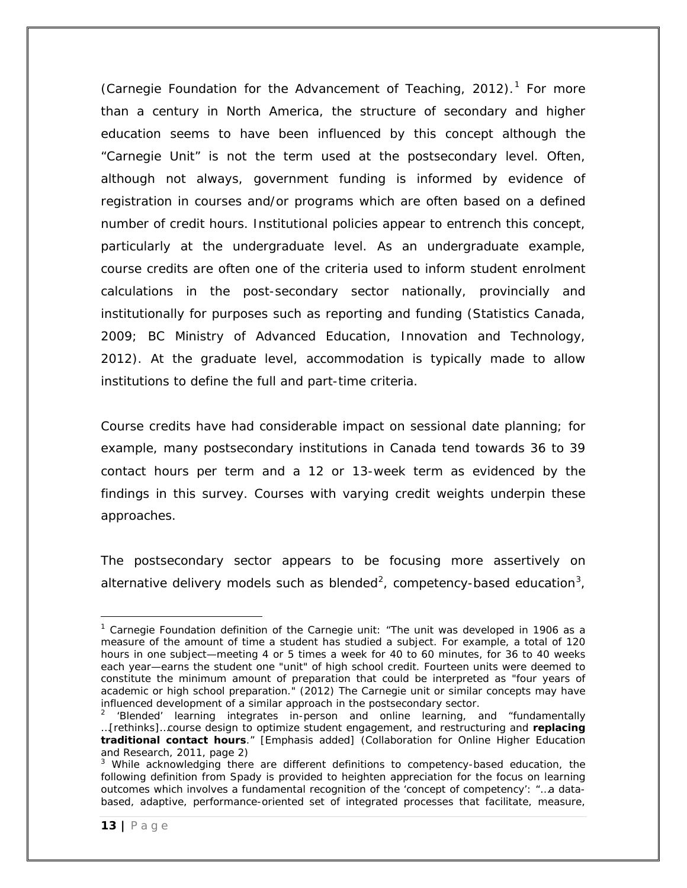(Carnegie Foundation for the Advancement of Teaching, 2012).[1] For more than a century in North America, the structure of secondary and higher education seems to have been influenced by this concept although the "Carnegie Unit" is not the term used at the postsecondary level. Often, although not always, government funding is informed by evidence of registration in courses and/or programs which are often based on a defined number of credit hours. Institutional policies appear to entrench this concept, particularly at the undergraduate level. As an undergraduate example, course credits are often one of the criteria used to inform student enrolment calculations in the post-secondary sector nationally, provincially and institutionally for purposes such as reporting and funding (Statistics Canada, 2009; BC Ministry of Advanced Education, Innovation and Technology, 2012). At the graduate level, accommodation is typically made to allow institutions to define the full and part-time criteria.

Course credits have had considerable impact on sessional date planning; for example, many postsecondary institutions in Canada tend towards 36 to 39 contact hours per term and a 12 or 13-week term as evidenced by the findings in this survey. Courses with varying credit weights underpin these approaches.

The postsecondary sector appears to be focusing more assertively on alternative delivery models such as blended[2], competency-based education[3],

---

[1] Carnegie Foundation definition of the Carnegie unit: "The unit was developed in 1906 as a measure of the amount of time a student has studied a subject. For example, a total of 120 hours in one subject—meeting 4 or 5 times a week for 40 to 60 minutes, for 36 to 40 weeks each year—earns the student one "unit" of high school credit. Fourteen units were deemed to constitute the minimum amount of preparation that could be interpreted as "four years of academic or high school preparation." (2012) The Carnegie unit or similar concepts may have influenced development of a similar approach in the postsecondary sector.

[2] 'Blended' learning integrates in-person and online learning, and "fundamentally …[rethinks]…course design to optimize student engagement, and restructuring and **replacing traditional contact hours**." [Emphasis added] (Collaboration for Online Higher Education and Research, 2011, page 2)

[3] While acknowledging there are different definitions to competency-based education, the following definition from Spady is provided to heighten appreciation for the focus on learning outcomes which involves a fundamental recognition of the 'concept of competency': "…a data-based, adaptive, performance-oriented set of integrated processes that facilitate, measure,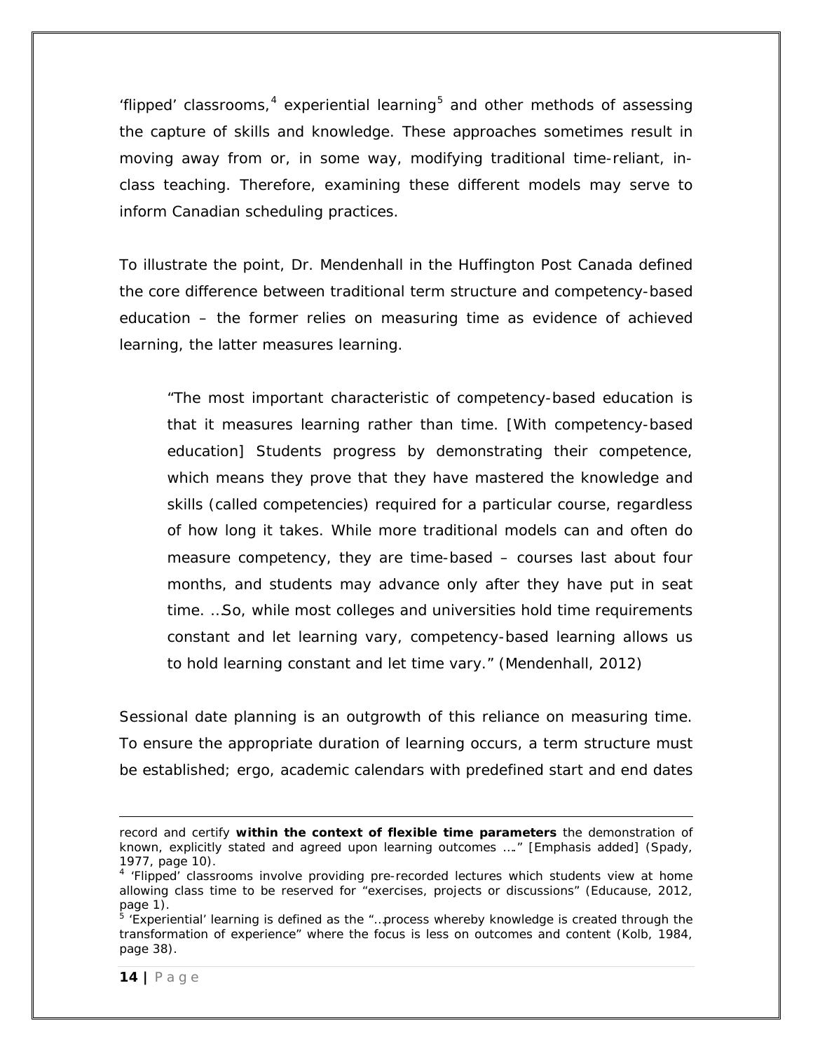'flipped' classrooms,[4] experiential learning[5] and other methods of assessing the capture of skills and knowledge. These approaches sometimes result in moving away from or, in some way, modifying traditional time-reliant, in-class teaching. Therefore, examining these different models may serve to inform Canadian scheduling practices.

To illustrate the point, Dr. Mendenhall in the Huffington Post Canada defined the core difference between traditional term structure and competency-based education – the former relies on measuring time as evidence of achieved learning, the latter measures learning.

> "The most important characteristic of competency-based education is that it measures learning rather than time. [With competency-based education] Students progress by demonstrating their competence, which means they prove that they have mastered the knowledge and skills (called competencies) required for a particular course, regardless of how long it takes. While more traditional models can and often do measure competency, they are time-based – courses last about four months, and students may advance only after they have put in seat time. …So, while most colleges and universities hold time requirements constant and let learning vary, competency-based learning allows us to hold learning constant and let time vary." (Mendenhall, 2012)

Sessional date planning is an outgrowth of this reliance on measuring time. To ensure the appropriate duration of learning occurs, a term structure must be established; ergo, academic calendars with predefined start and end dates

---

record and certify **within the context of flexible time parameters** the demonstration of known, explicitly stated and agreed upon learning outcomes …." [Emphasis added] (Spady, 1977, page 10).

[4] 'Flipped' classrooms involve providing pre-recorded lectures which students view at home allowing class time to be reserved for "exercises, projects or discussions" (Educause, 2012, page 1).

[5] 'Experiential' learning is defined as the "…process whereby knowledge is created through the transformation of experience" where the focus is less on outcomes and content (Kolb, 1984, page 38).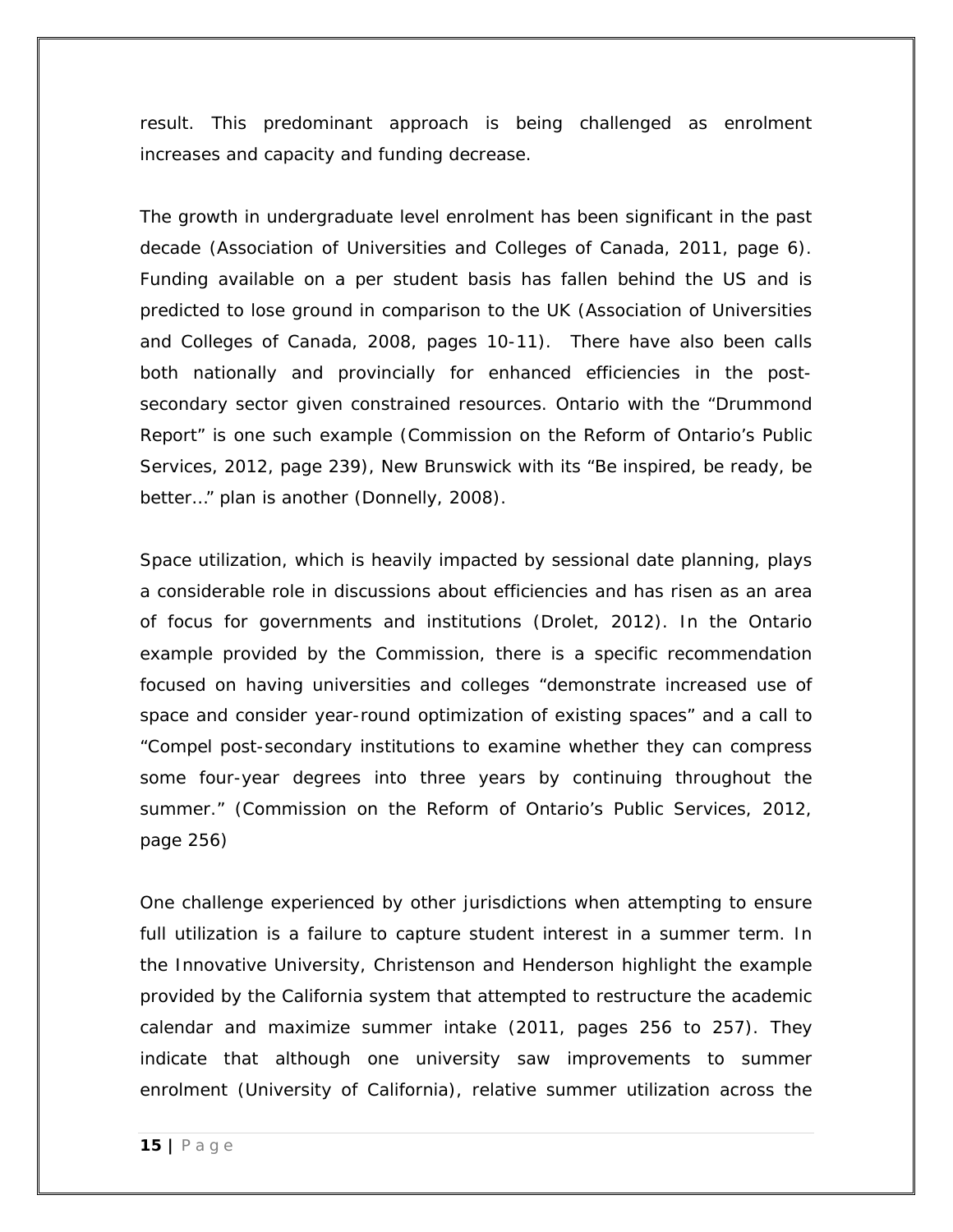result. This predominant approach is being challenged as enrolment increases and capacity and funding decrease.

The growth in undergraduate level enrolment has been significant in the past decade (Association of Universities and Colleges of Canada, 2011, page 6). Funding available on a per student basis has fallen behind the US and is predicted to lose ground in comparison to the UK (Association of Universities and Colleges of Canada, 2008, pages 10-11). There have also been calls both nationally and provincially for enhanced efficiencies in the post-secondary sector given constrained resources. Ontario with the "Drummond Report" is one such example (Commission on the Reform of Ontario's Public Services, 2012, page 239), New Brunswick with its "Be inspired, be ready, be better…" plan is another (Donnelly, 2008).

Space utilization, which is heavily impacted by sessional date planning, plays a considerable role in discussions about efficiencies and has risen as an area of focus for governments and institutions (Drolet, 2012). In the Ontario example provided by the Commission, there is a specific recommendation focused on having universities and colleges "demonstrate increased use of space and consider year-round optimization of existing spaces" and a call to "Compel post-secondary institutions to examine whether they can compress some four-year degrees into three years by continuing throughout the summer." (Commission on the Reform of Ontario's Public Services, 2012, page 256)

One challenge experienced by other jurisdictions when attempting to ensure full utilization is a failure to capture student interest in a summer term. In the Innovative University, Christenson and Henderson highlight the example provided by the California system that attempted to restructure the academic calendar and maximize summer intake (2011, pages 256 to 257). They indicate that although one university saw improvements to summer enrolment (University of California), relative summer utilization across the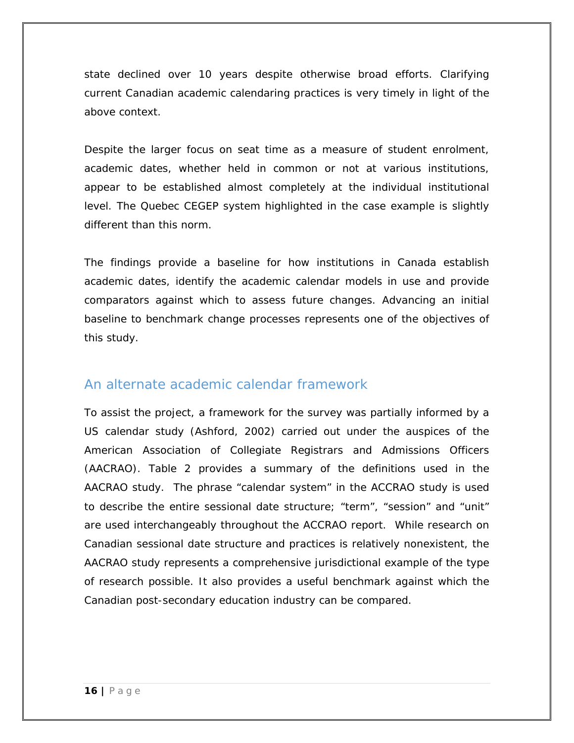state declined over 10 years despite otherwise broad efforts. Clarifying current Canadian academic calendaring practices is very timely in light of the above context.

Despite the larger focus on seat time as a measure of student enrolment, academic dates, whether held in common or not at various institutions, appear to be established almost completely at the individual institutional level. The Quebec CEGEP system highlighted in the case example is slightly different than this norm.

The findings provide a baseline for how institutions in Canada establish academic dates, identify the academic calendar models in use and provide comparators against which to assess future changes. Advancing an initial baseline to benchmark change processes represents one of the objectives of this study.

## An alternate academic calendar framework

To assist the project, a framework for the survey was partially informed by a US calendar study (Ashford, 2002) carried out under the auspices of the American Association of Collegiate Registrars and Admissions Officers (AACRAO). Table 2 provides a summary of the definitions used in the AACRAO study. The phrase "calendar system" in the ACCRAO study is used to describe the entire sessional date structure; "term", "session" and "unit" are used interchangeably throughout the ACCRAO report. While research on Canadian sessional date structure and practices is relatively nonexistent, the AACRAO study represents a comprehensive jurisdictional example of the type of research possible. It also provides a useful benchmark against which the Canadian post-secondary education industry can be compared.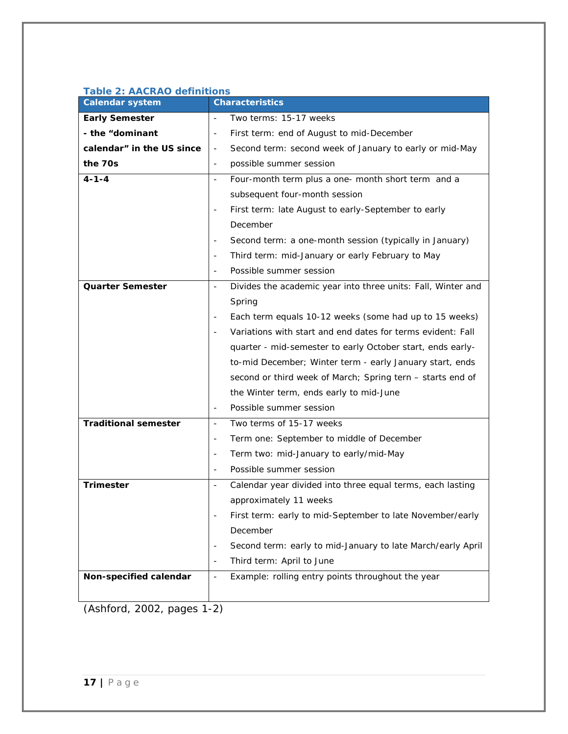**Table 2: AACRAO definitions**

| Calendar system | Characteristics |
|---|---|
| **Early Semester - the "dominant calendar" in the US since the 70s** | - Two terms: 15-17 weeks<br>- First term: end of August to mid-December<br>- Second term: second week of January to early or mid-May<br>- possible summer session |
| **4-1-4** | - Four-month term plus a one- month short term and a subsequent four-month session<br>- First term: late August to early-September to early December<br>- Second term: a one-month session (typically in January)<br>- Third term: mid-January or early February to May<br>- Possible summer session |
| **Quarter Semester** | - Divides the academic year into three units: Fall, Winter and Spring<br>- Each term equals 10-12 weeks (some had up to 15 weeks)<br>- Variations with start and end dates for terms evident: Fall quarter - mid-semester to early October start, ends early-to-mid December; Winter term - early January start, ends second or third week of March; Spring tern – starts end of the Winter term, ends early to mid-June<br>- Possible summer session |
| **Traditional semester** | - Two terms of 15-17 weeks<br>- Term one: September to middle of December<br>- Term two: mid-January to early/mid-May<br>- Possible summer session |
| **Trimester** | - Calendar year divided into three equal terms, each lasting approximately 11 weeks<br>- First term: early to mid-September to late November/early December<br>- Second term: early to mid-January to late March/early April<br>- Third term: April to June |
| **Non-specified calendar** | - Example: rolling entry points throughout the year |

(Ashford, 2002, pages 1-2)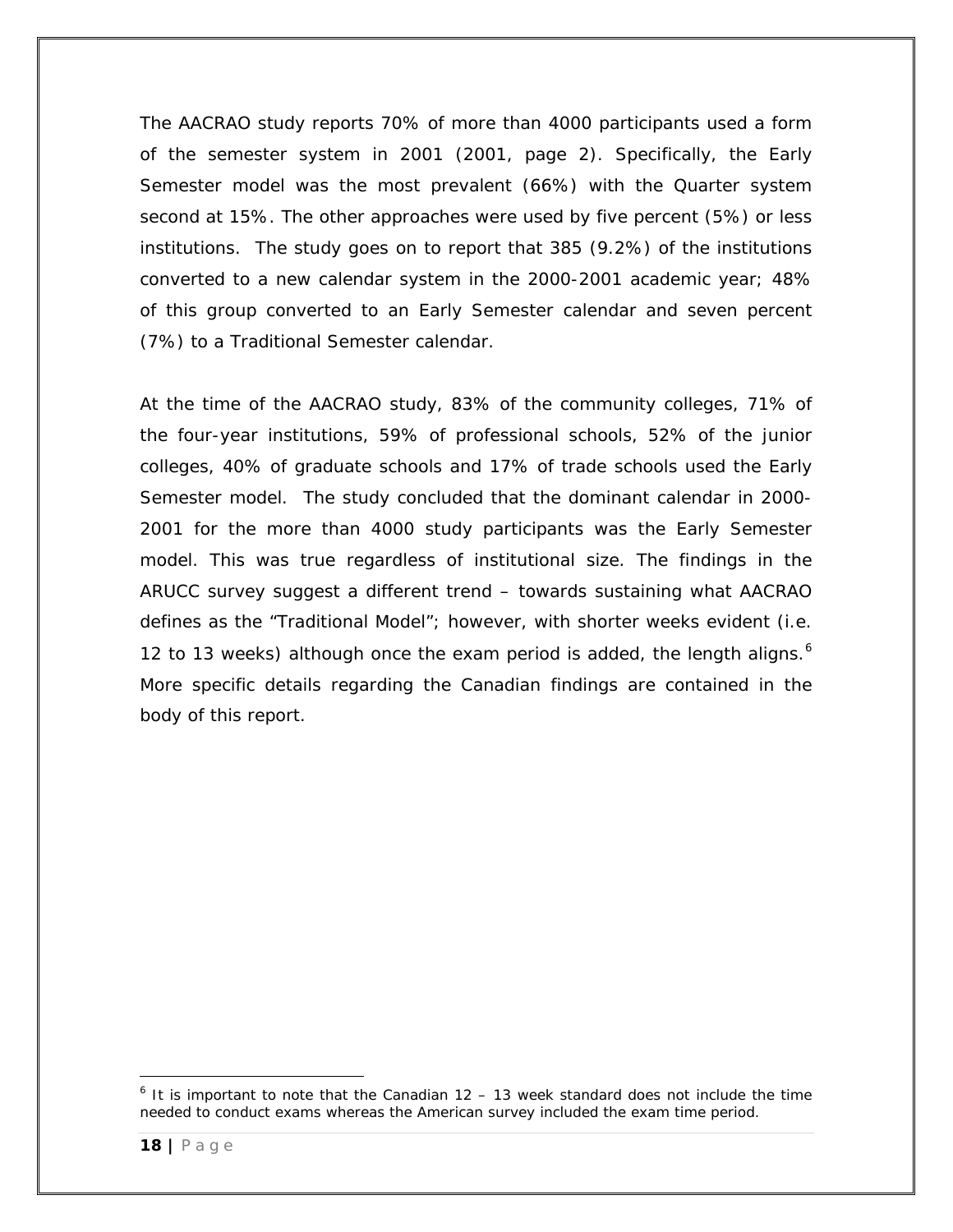The AACRAO study reports 70% of more than 4000 participants used a form of the semester system in 2001 (2001, page 2). Specifically, the Early Semester model was the most prevalent (66%) with the Quarter system second at 15%. The other approaches were used by five percent (5%) or less institutions. The study goes on to report that 385 (9.2%) of the institutions converted to a new calendar system in the 2000-2001 academic year; 48% of this group converted to an Early Semester calendar and seven percent (7%) to a Traditional Semester calendar.

At the time of the AACRAO study, 83% of the community colleges, 71% of the four-year institutions, 59% of professional schools, 52% of the junior colleges, 40% of graduate schools and 17% of trade schools used the Early Semester model. The study concluded that the dominant calendar in 2000-2001 for the more than 4000 study participants was the Early Semester model. This was true regardless of institutional size. The findings in the ARUCC survey suggest a different trend – towards sustaining what AACRAO defines as the "Traditional Model"; however, with shorter weeks evident (i.e. 12 to 13 weeks) although once the exam period is added, the length aligns.[6] More specific details regarding the Canadian findings are contained in the body of this report.

[6] It is important to note that the Canadian 12 – 13 week standard does not include the time needed to conduct exams whereas the American survey included the exam time period.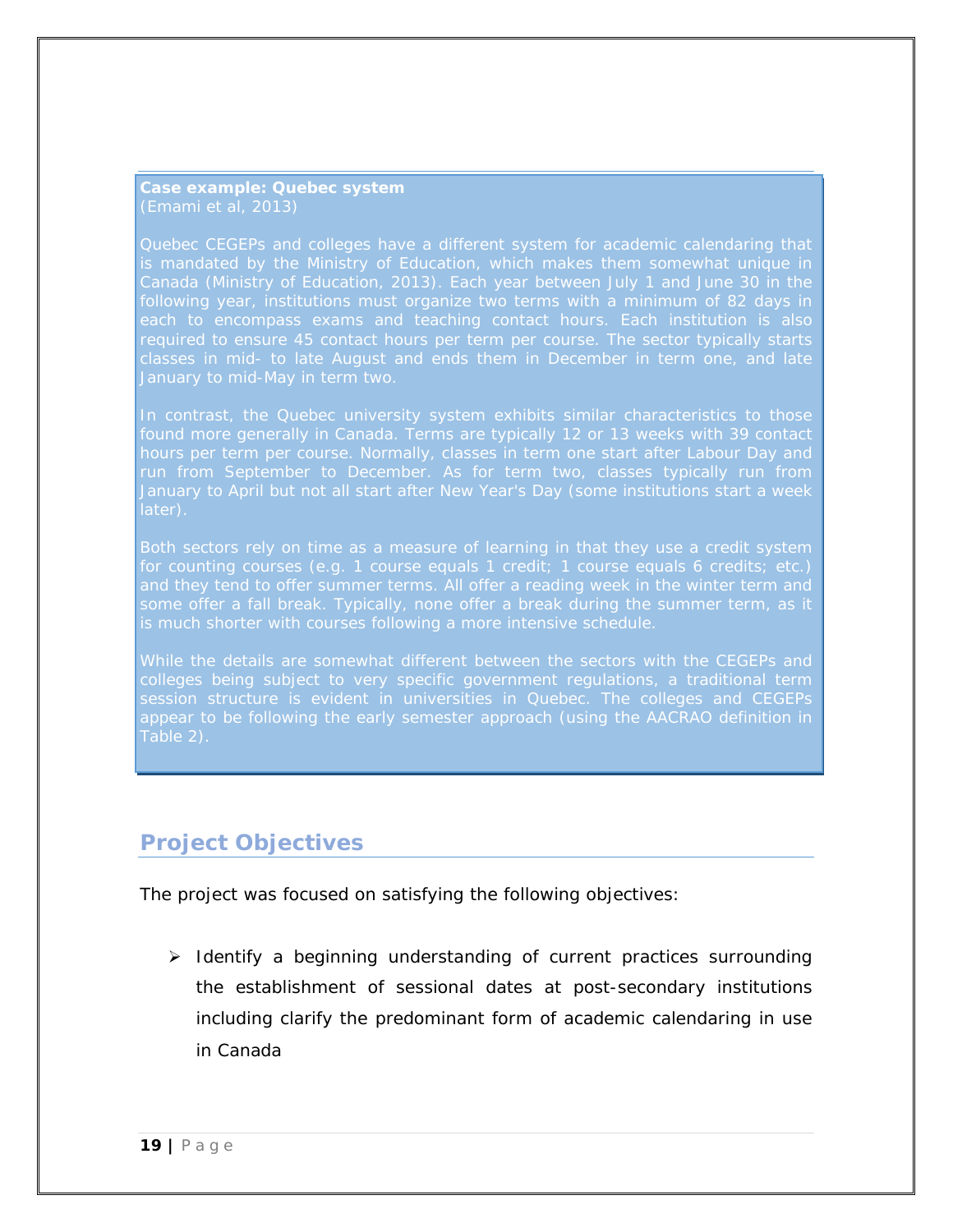> **Case example: Quebec system**
> (Emami et al, 2013)
>
> Quebec CEGEPs and colleges have a different system for academic calendaring that is mandated by the Ministry of Education, which makes them somewhat unique in Canada (Ministry of Education, 2013). Each year between July 1 and June 30 in the following year, institutions must organize two terms with a minimum of 82 days in each to encompass exams and teaching contact hours. Each institution is also required to ensure 45 contact hours per term per course. The sector typically starts classes in mid- to late August and ends them in December in term one, and late January to mid-May in term two.
>
> In contrast, the Quebec university system exhibits similar characteristics to those found more generally in Canada. Terms are typically 12 or 13 weeks with 39 contact hours per term per course. Normally, classes in term one start after Labour Day and run from September to December. As for term two, classes typically run from January to April but not all start after New Year's Day (some institutions start a week later).
>
> Both sectors rely on time as a measure of learning in that they use a credit system for counting courses (e.g. 1 course equals 1 credit; 1 course equals 6 credits; etc.) and they tend to offer summer terms. All offer a reading week in the winter term and some offer a fall break. Typically, none offer a break during the summer term, as it is much shorter with courses following a more intensive schedule.
>
> While the details are somewhat different between the sectors with the CEGEPs and colleges being subject to very specific government regulations, a traditional term session structure is evident in universities in Quebec. The colleges and CEGEPs appear to be following the early semester approach (using the AACRAO definition in Table 2).

## Project Objectives

The project was focused on satisfying the following objectives:

- Identify a beginning understanding of current practices surrounding the establishment of sessional dates at post-secondary institutions including clarify the predominant form of academic calendaring in use in Canada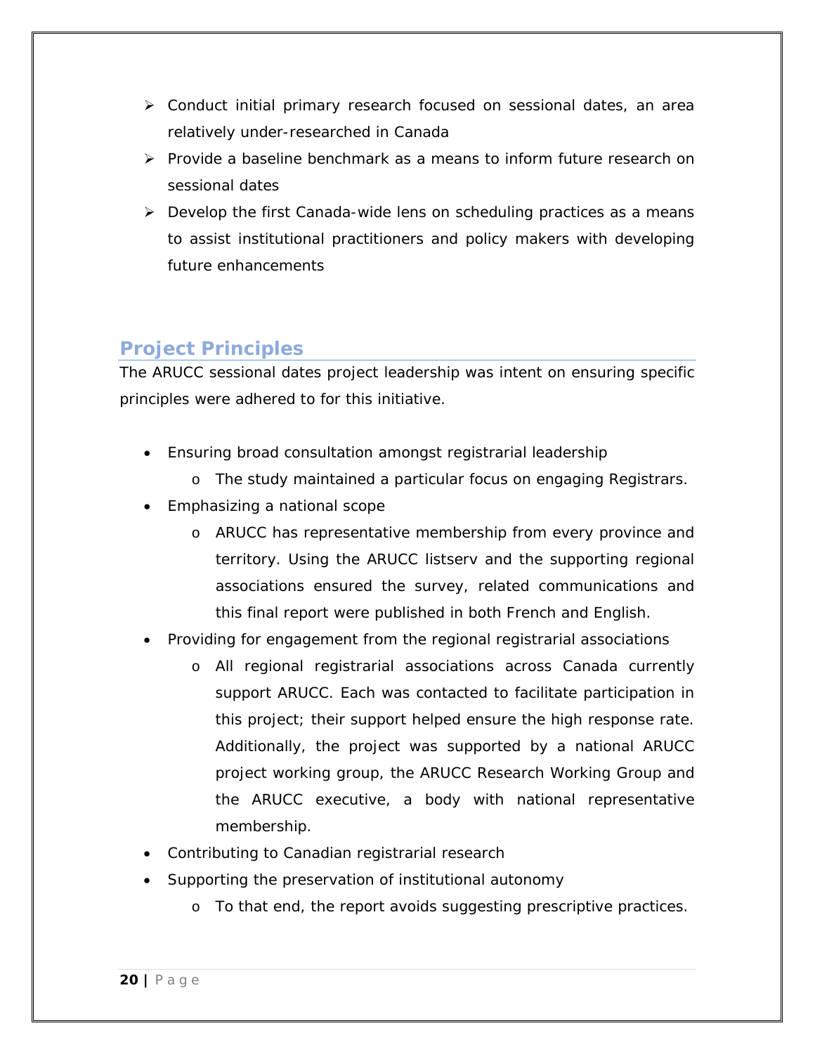- Conduct initial primary research focused on sessional dates, an area relatively under-researched in Canada
- Provide a baseline benchmark as a means to inform future research on sessional dates
- Develop the first Canada-wide lens on scheduling practices as a means to assist institutional practitioners and policy makers with developing future enhancements

## Project Principles

The ARUCC sessional dates project leadership was intent on ensuring specific principles were adhered to for this initiative.

- Ensuring broad consultation amongst registrarial leadership
  - The study maintained a particular focus on engaging Registrars.
- Emphasizing a national scope
  - ARUCC has representative membership from every province and territory. Using the ARUCC listserv and the supporting regional associations ensured the survey, related communications and this final report were published in both French and English.
- Providing for engagement from the regional registrarial associations
  - All regional registrarial associations across Canada currently support ARUCC. Each was contacted to facilitate participation in this project; their support helped ensure the high response rate. Additionally, the project was supported by a national ARUCC project working group, the ARUCC Research Working Group and the ARUCC executive, a body with national representative membership.
- Contributing to Canadian registrarial research
- Supporting the preservation of institutional autonomy
  - To that end, the report avoids suggesting prescriptive practices.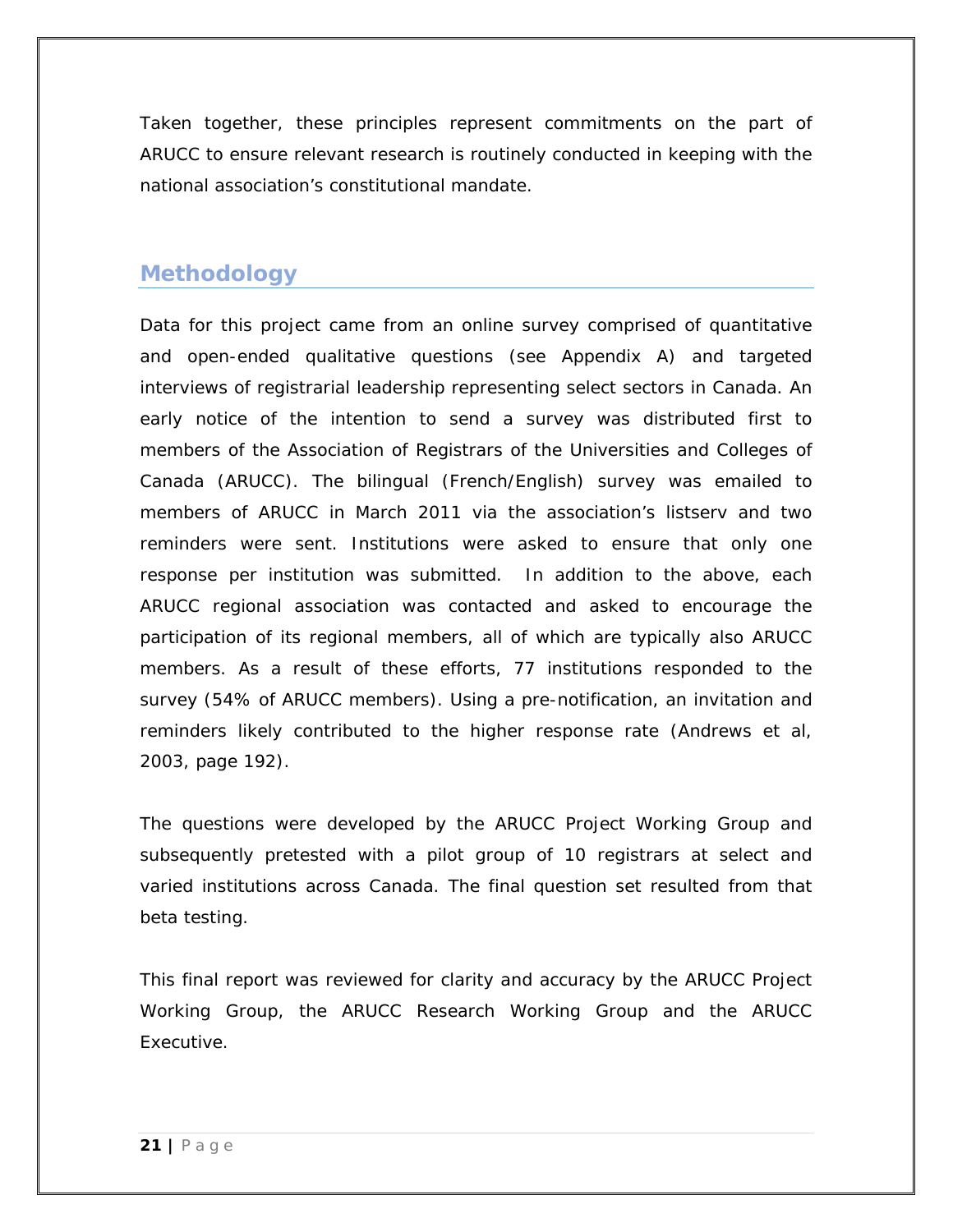Taken together, these principles represent commitments on the part of ARUCC to ensure relevant research is routinely conducted in keeping with the national association's constitutional mandate.

## Methodology

Data for this project came from an online survey comprised of quantitative and open-ended qualitative questions (see Appendix A) and targeted interviews of registrarial leadership representing select sectors in Canada. An early notice of the intention to send a survey was distributed first to members of the Association of Registrars of the Universities and Colleges of Canada (ARUCC). The bilingual (French/English) survey was emailed to members of ARUCC in March 2011 via the association's listserv and two reminders were sent. Institutions were asked to ensure that only one response per institution was submitted. In addition to the above, each ARUCC regional association was contacted and asked to encourage the participation of its regional members, all of which are typically also ARUCC members. As a result of these efforts, 77 institutions responded to the survey (54% of ARUCC members). Using a pre-notification, an invitation and reminders likely contributed to the higher response rate (Andrews et al, 2003, page 192).

The questions were developed by the ARUCC Project Working Group and subsequently pretested with a pilot group of 10 registrars at select and varied institutions across Canada. The final question set resulted from that beta testing.

This final report was reviewed for clarity and accuracy by the ARUCC Project Working Group, the ARUCC Research Working Group and the ARUCC Executive.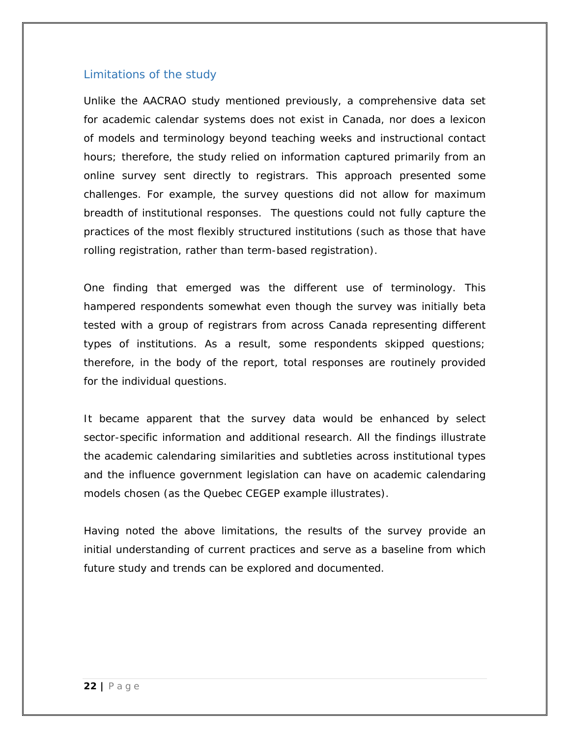## Limitations of the study

Unlike the AACRAO study mentioned previously, a comprehensive data set for academic calendar systems does not exist in Canada, nor does a lexicon of models and terminology beyond teaching weeks and instructional contact hours; therefore, the study relied on information captured primarily from an online survey sent directly to registrars. This approach presented some challenges. For example, the survey questions did not allow for maximum breadth of institutional responses. The questions could not fully capture the practices of the most flexibly structured institutions (such as those that have rolling registration, rather than term-based registration).

One finding that emerged was the different use of terminology. This hampered respondents somewhat even though the survey was initially beta tested with a group of registrars from across Canada representing different types of institutions. As a result, some respondents skipped questions; therefore, in the body of the report, total responses are routinely provided for the individual questions.

It became apparent that the survey data would be enhanced by select sector-specific information and additional research. All the findings illustrate the academic calendaring similarities and subtleties across institutional types and the influence government legislation can have on academic calendaring models chosen (as the Quebec CEGEP example illustrates).

Having noted the above limitations, the results of the survey provide an initial understanding of current practices and serve as a baseline from which future study and trends can be explored and documented.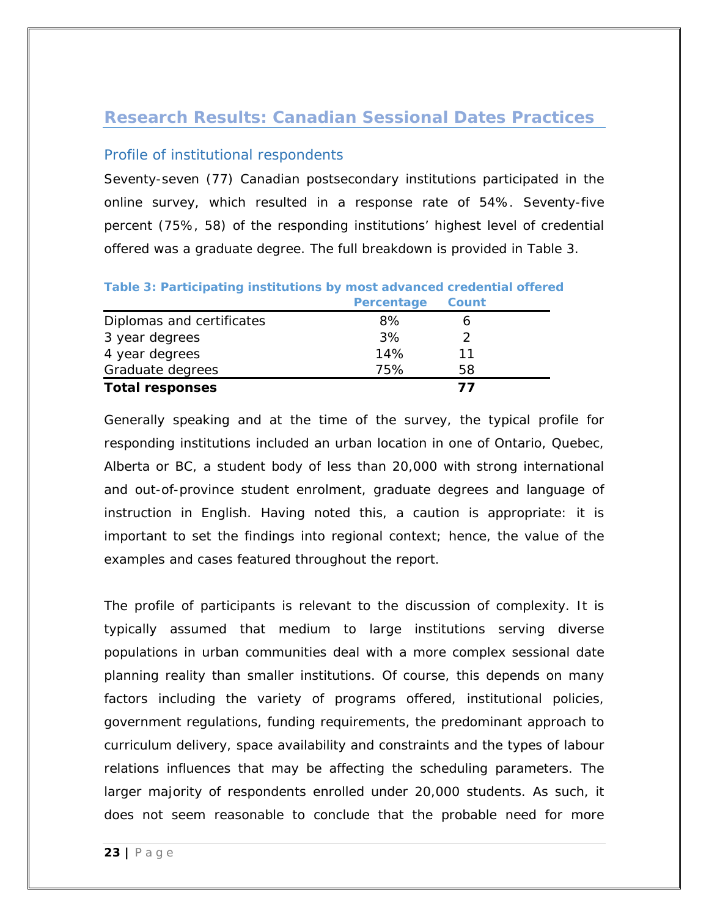## Research Results: Canadian Sessional Dates Practices

### Profile of institutional respondents

Seventy-seven (77) Canadian postsecondary institutions participated in the online survey, which resulted in a response rate of 54%. Seventy-five percent (75%, 58) of the responding institutions' highest level of credential offered was a graduate degree. The full breakdown is provided in Table 3.

**Table 3: Participating institutions by most advanced credential offered**

| | Percentage | Count |
|---|---|---|
| Diplomas and certificates | 8% | 6 |
| 3 year degrees | 3% | 2 |
| 4 year degrees | 14% | 11 |
| Graduate degrees | 75% | 58 |
| **Total responses** | | **77** |

Generally speaking and at the time of the survey, the typical profile for responding institutions included an urban location in one of Ontario, Quebec, Alberta or BC, a student body of less than 20,000 with strong international and out-of-province student enrolment, graduate degrees and language of instruction in English. Having noted this, a caution is appropriate: it is important to set the findings into regional context; hence, the value of the examples and cases featured throughout the report.

The profile of participants is relevant to the discussion of complexity. It is typically assumed that medium to large institutions serving diverse populations in urban communities deal with a more complex sessional date planning reality than smaller institutions. Of course, this depends on many factors including the variety of programs offered, institutional policies, government regulations, funding requirements, the predominant approach to curriculum delivery, space availability and constraints and the types of labour relations influences that may be affecting the scheduling parameters. The larger majority of respondents enrolled under 20,000 students. As such, it does not seem reasonable to conclude that the probable need for more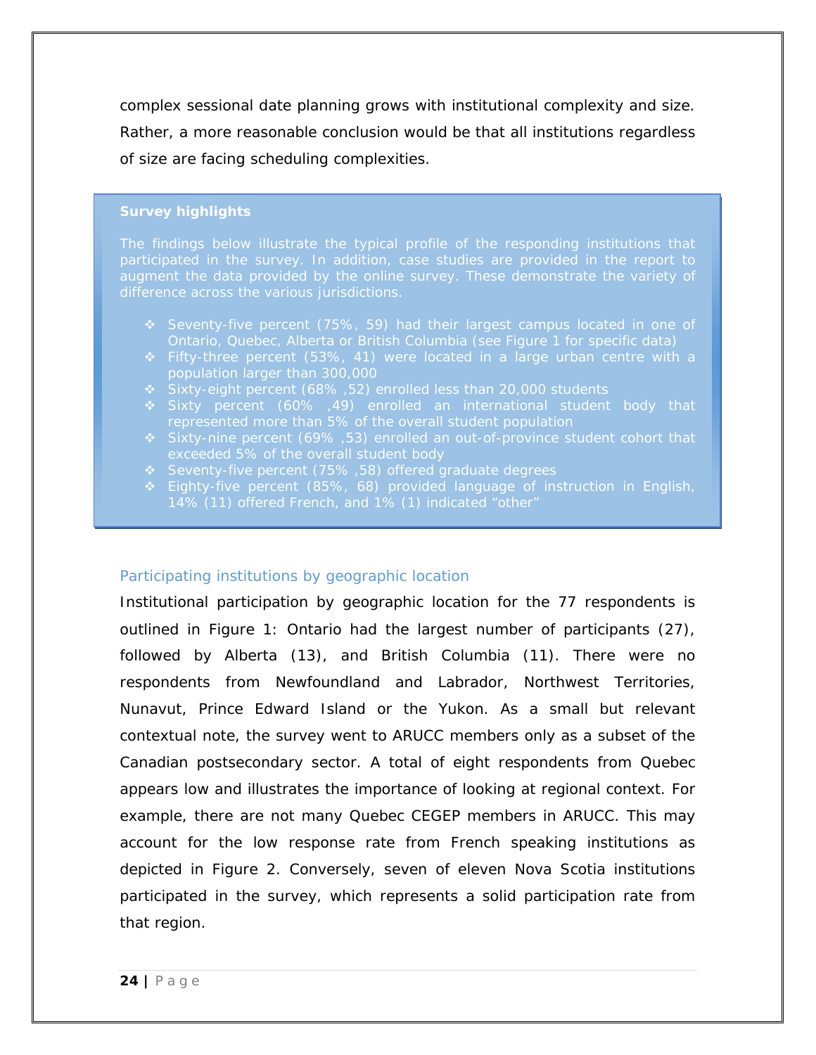complex sessional date planning grows with institutional complexity and size. Rather, a more reasonable conclusion would be that all institutions regardless of size are facing scheduling complexities.

**Survey highlights**

The findings below illustrate the typical profile of the responding institutions that participated in the survey. In addition, case studies are provided in the report to augment the data provided by the online survey. These demonstrate the variety of difference across the various jurisdictions.

- Seventy-five percent (75%, 59) had their largest campus located in one of Ontario, Quebec, Alberta or British Columbia (see Figure 1 for specific data)
- Fifty-three percent (53%, 41) were located in a large urban centre with a population larger than 300,000
- Sixty-eight percent (68% ,52) enrolled less than 20,000 students
- Sixty percent (60% ,49) enrolled an international student body that represented more than 5% of the overall student population
- Sixty-nine percent (69% ,53) enrolled an out-of-province student cohort that exceeded 5% of the overall student body
- Seventy-five percent (75% ,58) offered graduate degrees
- Eighty-five percent (85%, 68) provided language of instruction in English, 14% (11) offered French, and 1% (1) indicated “other”

### Participating institutions by geographic location

Institutional participation by geographic location for the 77 respondents is outlined in Figure 1: Ontario had the largest number of participants (27), followed by Alberta (13), and British Columbia (11). There were no respondents from Newfoundland and Labrador, Northwest Territories, Nunavut, Prince Edward Island or the Yukon. As a small but relevant contextual note, the survey went to ARUCC members only as a subset of the Canadian postsecondary sector. A total of eight respondents from Quebec appears low and illustrates the importance of looking at regional context. For example, there are not many Quebec CEGEP members in ARUCC. This may account for the low response rate from French speaking institutions as depicted in Figure 2. Conversely, seven of eleven Nova Scotia institutions participated in the survey, which represents a solid participation rate from that region.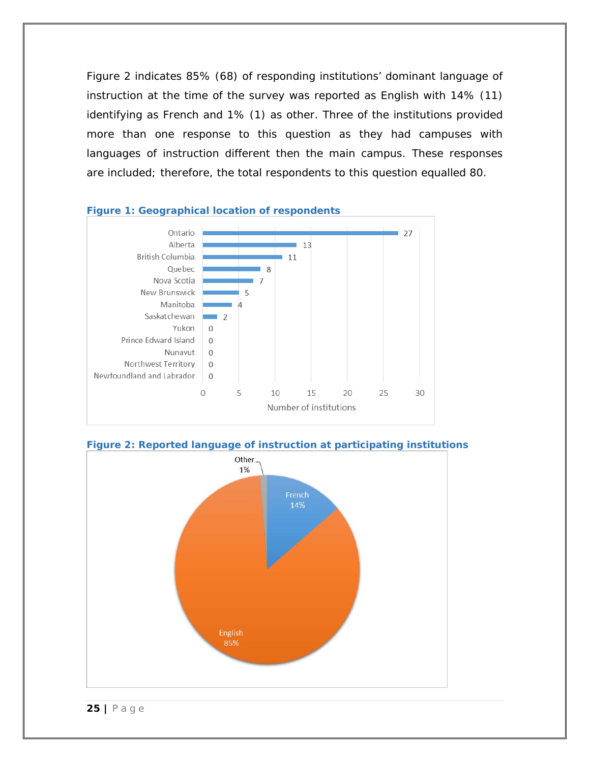Figure 2 indicates 85% (68) of responding institutions' dominant language of instruction at the time of the survey was reported as English with 14% (11) identifying as French and 1% (1) as other. Three of the institutions provided more than one response to this question as they had campuses with languages of instruction different then the main campus. These responses are included; therefore, the total respondents to this question equalled 80.

**Figure 1: Geographical location of respondents**

| Province/Territory | Number of institutions |
|---|---|
| Ontario | 27 |
| Alberta | 13 |
| British Columbia | 11 |
| Quebec | 8 |
| Nova Scotia | 7 |
| New Brunswick | 5 |
| Manitoba | 4 |
| Saskatchewan | 2 |
| Yukon | 0 |
| Prince Edward Island | 0 |
| Nunavut | 0 |
| Northwest Territory | 0 |
| Newfoundland and Labrador | 0 |

**Figure 2: Reported language of instruction at participating institutions**

| Language | Percentage |
|---|---|
| English | 85% |
| French | 14% |
| Other | 1% |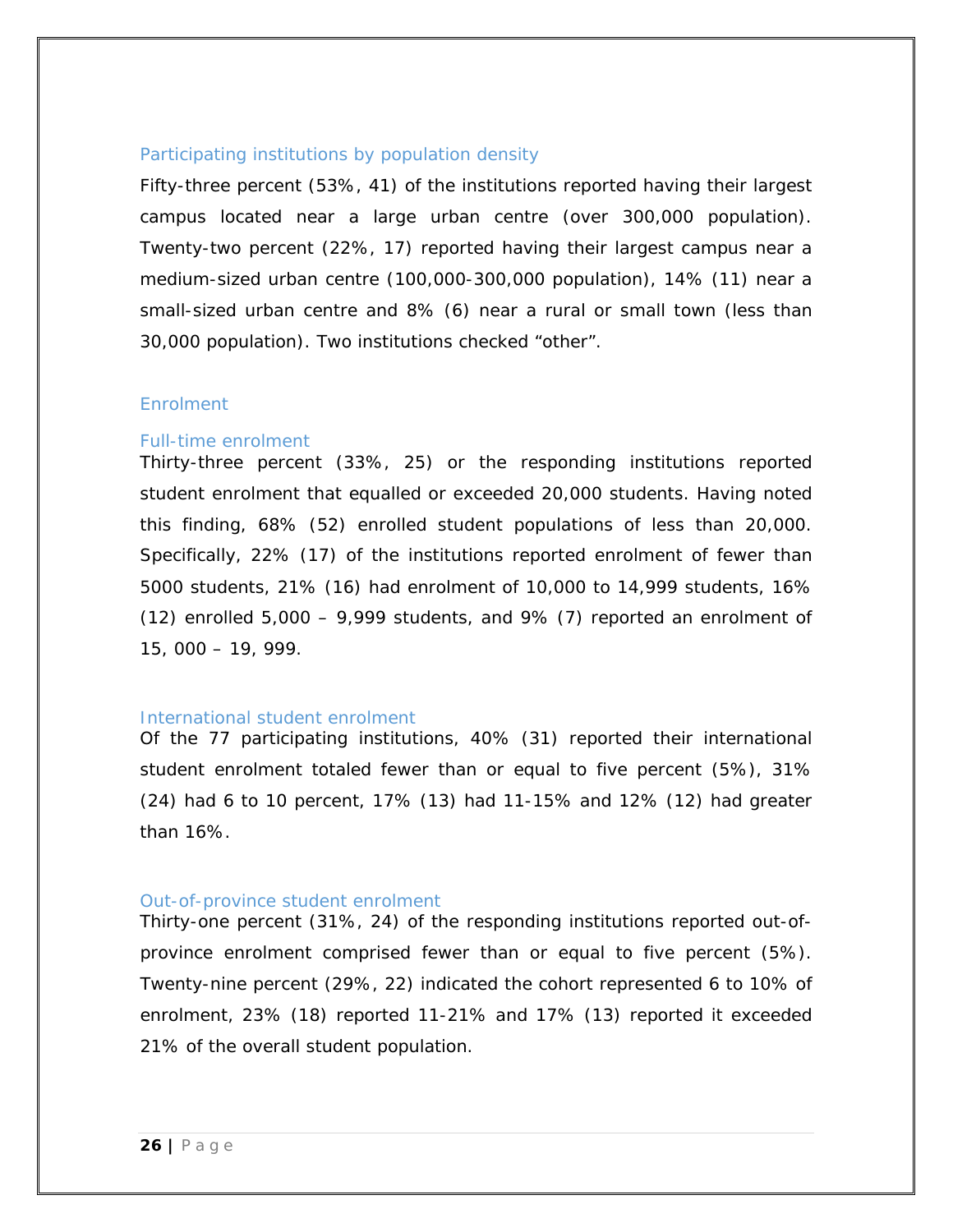### Participating institutions by population density

Fifty-three percent (53%, 41) of the institutions reported having their largest campus located near a large urban centre (over 300,000 population). Twenty-two percent (22%, 17) reported having their largest campus near a medium-sized urban centre (100,000-300,000 population), 14% (11) near a small-sized urban centre and 8% (6) near a rural or small town (less than 30,000 population). Two institutions checked “other”.

### Enrolment

#### Full-time enrolment

Thirty-three percent (33%, 25) or the responding institutions reported student enrolment that equalled or exceeded 20,000 students. Having noted this finding, 68% (52) enrolled student populations of less than 20,000. Specifically, 22% (17) of the institutions reported enrolment of fewer than 5000 students, 21% (16) had enrolment of 10,000 to 14,999 students, 16% (12) enrolled 5,000 – 9,999 students, and 9% (7) reported an enrolment of 15, 000 – 19, 999.

#### International student enrolment

Of the 77 participating institutions, 40% (31) reported their international student enrolment totaled fewer than or equal to five percent (5%), 31% (24) had 6 to 10 percent, 17% (13) had 11-15% and 12% (12) had greater than 16%.

#### Out-of-province student enrolment

Thirty-one percent (31%, 24) of the responding institutions reported out-of-province enrolment comprised fewer than or equal to five percent (5%). Twenty-nine percent (29%, 22) indicated the cohort represented 6 to 10% of enrolment, 23% (18) reported 11-21% and 17% (13) reported it exceeded 21% of the overall student population.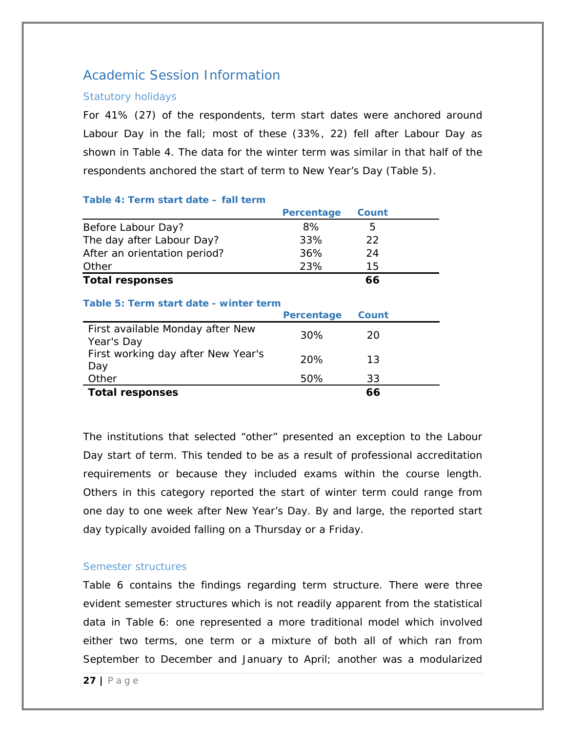## Academic Session Information

### Statutory holidays

For 41% (27) of the respondents, term start dates were anchored around Labour Day in the fall; most of these (33%, 22) fell after Labour Day as shown in Table 4. The data for the winter term was similar in that half of the respondents anchored the start of term to New Year's Day (Table 5).

**Table 4: Term start date – fall term**

| | Percentage | Count |
|---|---|---|
| Before Labour Day? | 8% | 5 |
| The day after Labour Day? | 33% | 22 |
| After an orientation period? | 36% | 24 |
| Other | 23% | 15 |
| **Total responses** | | **66** |

**Table 5: Term start date - winter term**

| | Percentage | Count |
|---|---|---|
| First available Monday after New Year's Day | 30% | 20 |
| First working day after New Year's Day | 20% | 13 |
| Other | 50% | 33 |
| **Total responses** | | **66** |

The institutions that selected "other" presented an exception to the Labour Day start of term. This tended to be as a result of professional accreditation requirements or because they included exams within the course length. Others in this category reported the start of winter term could range from one day to one week after New Year's Day. By and large, the reported start day typically avoided falling on a Thursday or a Friday.

### Semester structures

Table 6 contains the findings regarding term structure. There were three evident semester structures which is not readily apparent from the statistical data in Table 6: one represented a more traditional model which involved either two terms, one term or a mixture of both all of which ran from September to December and January to April; another was a modularized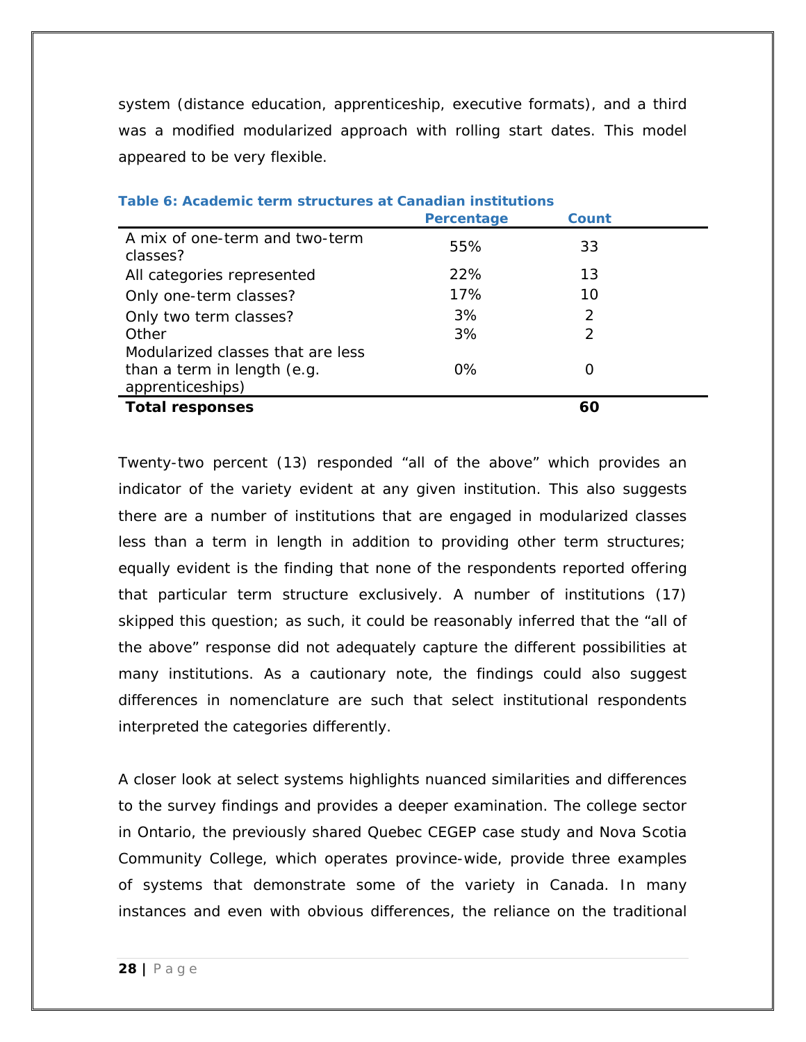system (distance education, apprenticeship, executive formats), and a third was a modified modularized approach with rolling start dates. This model appeared to be very flexible.

**Table 6: Academic term structures at Canadian institutions**

| | Percentage | Count |
|---|---|---|
| A mix of one-term and two-term classes? | 55% | 33 |
| All categories represented | 22% | 13 |
| Only one-term classes? | 17% | 10 |
| Only two term classes? | 3% | 2 |
| Other | 3% | 2 |
| Modularized classes that are less than a term in length (e.g. apprenticeships) | 0% | 0 |
| **Total responses** | | **60** |

Twenty-two percent (13) responded "all of the above" which provides an indicator of the variety evident at any given institution. This also suggests there are a number of institutions that are engaged in modularized classes less than a term in length in addition to providing other term structures; equally evident is the finding that none of the respondents reported offering that particular term structure exclusively. A number of institutions (17) skipped this question; as such, it could be reasonably inferred that the "all of the above" response did not adequately capture the different possibilities at many institutions. As a cautionary note, the findings could also suggest differences in nomenclature are such that select institutional respondents interpreted the categories differently.

A closer look at select systems highlights nuanced similarities and differences to the survey findings and provides a deeper examination. The college sector in Ontario, the previously shared Quebec CEGEP case study and Nova Scotia Community College, which operates province-wide, provide three examples of systems that demonstrate some of the variety in Canada. In many instances and even with obvious differences, the reliance on the traditional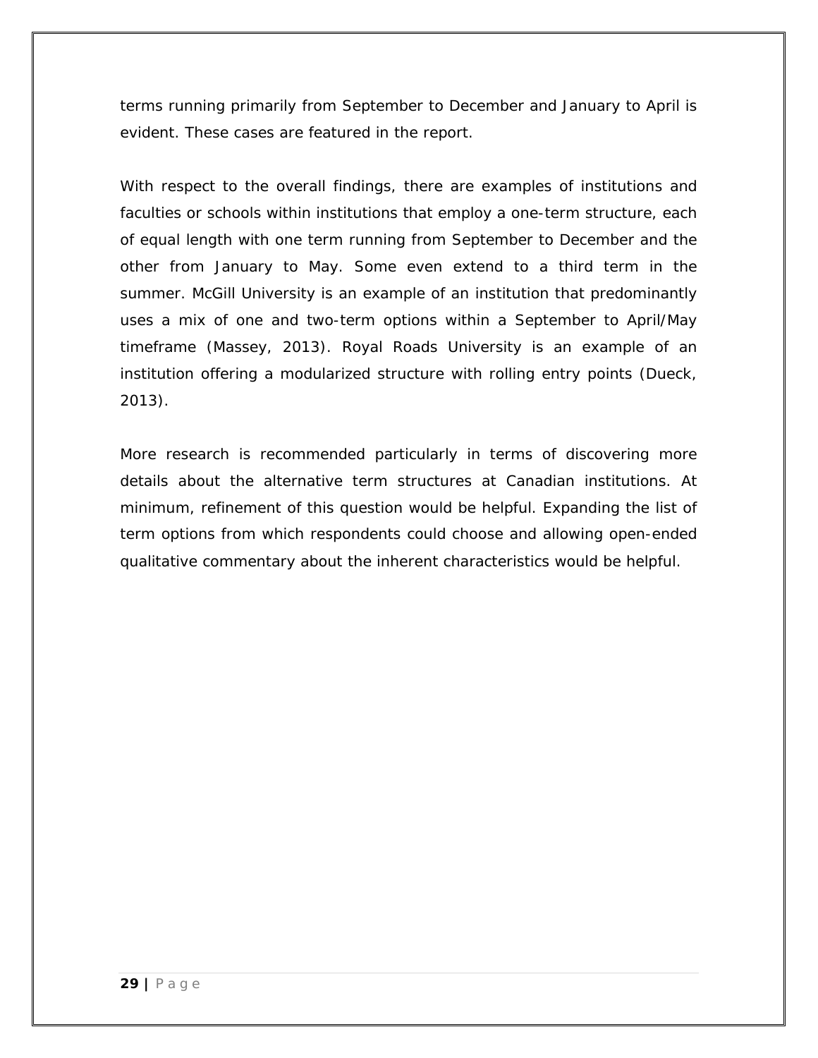terms running primarily from September to December and January to April is evident. These cases are featured in the report.

With respect to the overall findings, there are examples of institutions and faculties or schools within institutions that employ a one-term structure, each of equal length with one term running from September to December and the other from January to May. Some even extend to a third term in the summer. McGill University is an example of an institution that predominantly uses a mix of one and two-term options within a September to April/May timeframe (Massey, 2013). Royal Roads University is an example of an institution offering a modularized structure with rolling entry points (Dueck, 2013).

More research is recommended particularly in terms of discovering more details about the alternative term structures at Canadian institutions. At minimum, refinement of this question would be helpful. Expanding the list of term options from which respondents could choose and allowing open-ended qualitative commentary about the inherent characteristics would be helpful.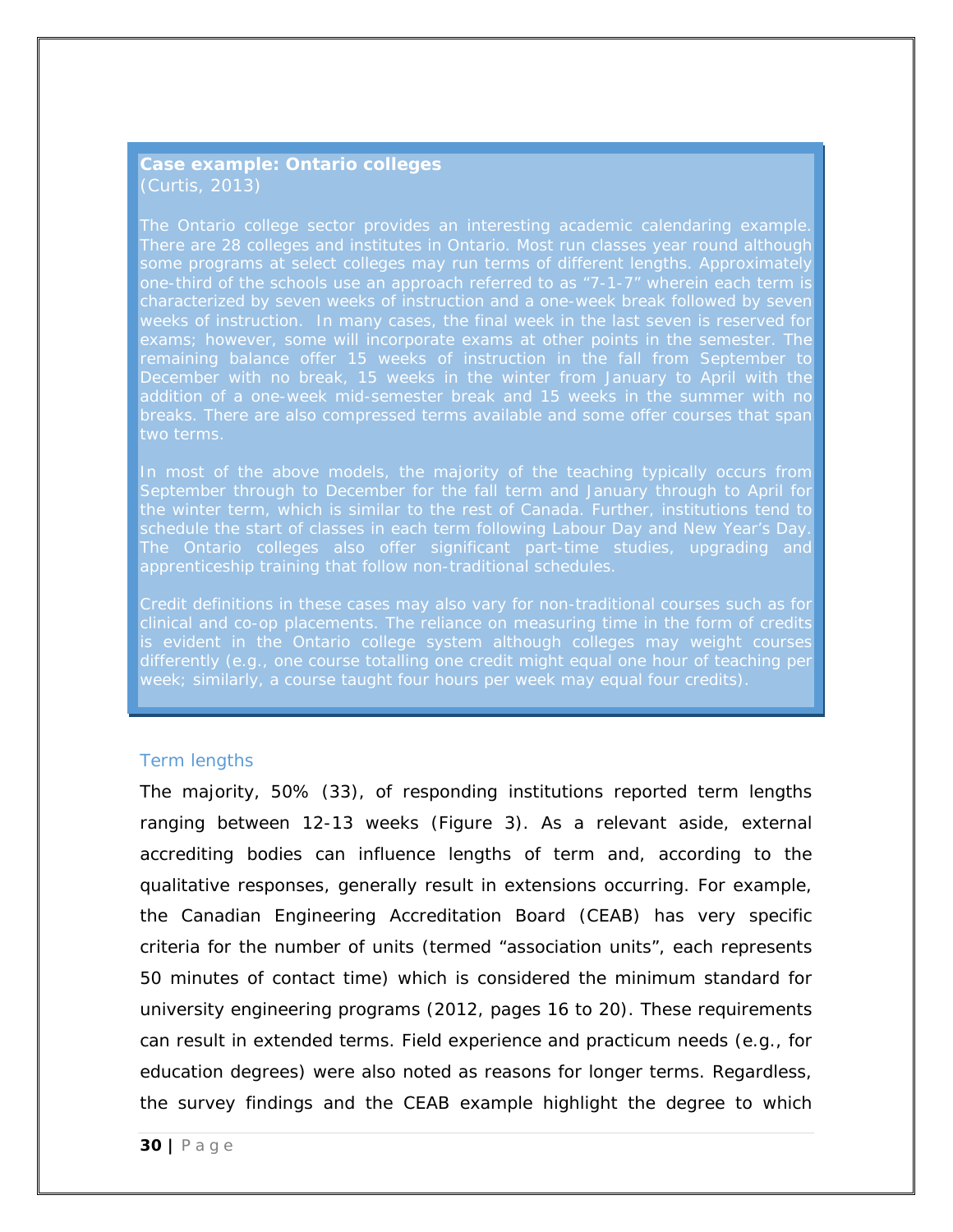**Case example: Ontario colleges**
(Curtis, 2013)

The Ontario college sector provides an interesting academic calendaring example. There are 28 colleges and institutes in Ontario. Most run classes year round although some programs at select colleges may run terms of different lengths. Approximately one-third of the schools use an approach referred to as "7-1-7" wherein each term is characterized by seven weeks of instruction and a one-week break followed by seven weeks of instruction. In many cases, the final week in the last seven is reserved for exams; however, some will incorporate exams at other points in the semester. The remaining balance offer 15 weeks of instruction in the fall from September to December with no break, 15 weeks in the winter from January to April with the addition of a one-week mid-semester break and 15 weeks in the summer with no breaks. There are also compressed terms available and some offer courses that span two terms.

In most of the above models, the majority of the teaching typically occurs from September through to December for the fall term and January through to April for the winter term, which is similar to the rest of Canada. Further, institutions tend to schedule the start of classes in each term following Labour Day and New Year's Day. The Ontario colleges also offer significant part-time studies, upgrading and apprenticeship training that follow non-traditional schedules.

Credit definitions in these cases may also vary for non-traditional courses such as for clinical and co-op placements. The reliance on measuring time in the form of credits is evident in the Ontario college system although colleges may weight courses differently (e.g., one course totalling one credit might equal one hour of teaching per week; similarly, a course taught four hours per week may equal four credits).

### Term lengths

The majority, 50% (33), of responding institutions reported term lengths ranging between 12-13 weeks (Figure 3). As a relevant aside, external accrediting bodies can influence lengths of term and, according to the qualitative responses, generally result in extensions occurring. For example, the Canadian Engineering Accreditation Board (CEAB) has very specific criteria for the number of units (termed "association units", each represents 50 minutes of contact time) which is considered the minimum standard for university engineering programs (2012, pages 16 to 20). These requirements can result in extended terms. Field experience and practicum needs (e.g., for education degrees) were also noted as reasons for longer terms. Regardless, the survey findings and the CEAB example highlight the degree to which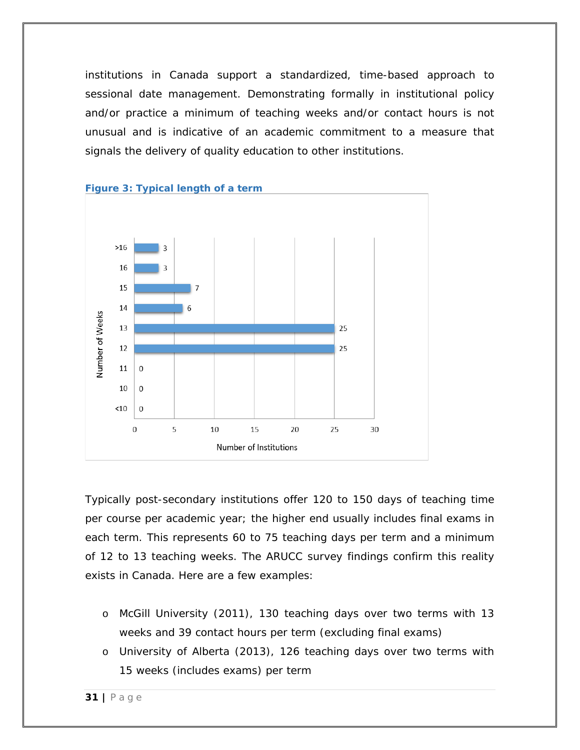institutions in Canada support a standardized, time-based approach to sessional date management. Demonstrating formally in institutional policy and/or practice a minimum of teaching weeks and/or contact hours is not unusual and is indicative of an academic commitment to a measure that signals the delivery of quality education to other institutions.

**Figure 3: Typical length of a term**

| Number of Weeks | Number of Institutions |
| --- | --- |
| >16 | 3 |
| 16 | 3 |
| 15 | 7 |
| 14 | 6 |
| 13 | 25 |
| 12 | 25 |
| 11 | 0 |
| 10 | 0 |
| <10 | 0 |

Typically post-secondary institutions offer 120 to 150 days of teaching time per course per academic year; the higher end usually includes final exams in each term. This represents 60 to 75 teaching days per term and a minimum of 12 to 13 teaching weeks. The ARUCC survey findings confirm this reality exists in Canada. Here are a few examples:

- McGill University (2011), 130 teaching days over two terms with 13 weeks and 39 contact hours per term (excluding final exams)
- University of Alberta (2013), 126 teaching days over two terms with 15 weeks (includes exams) per term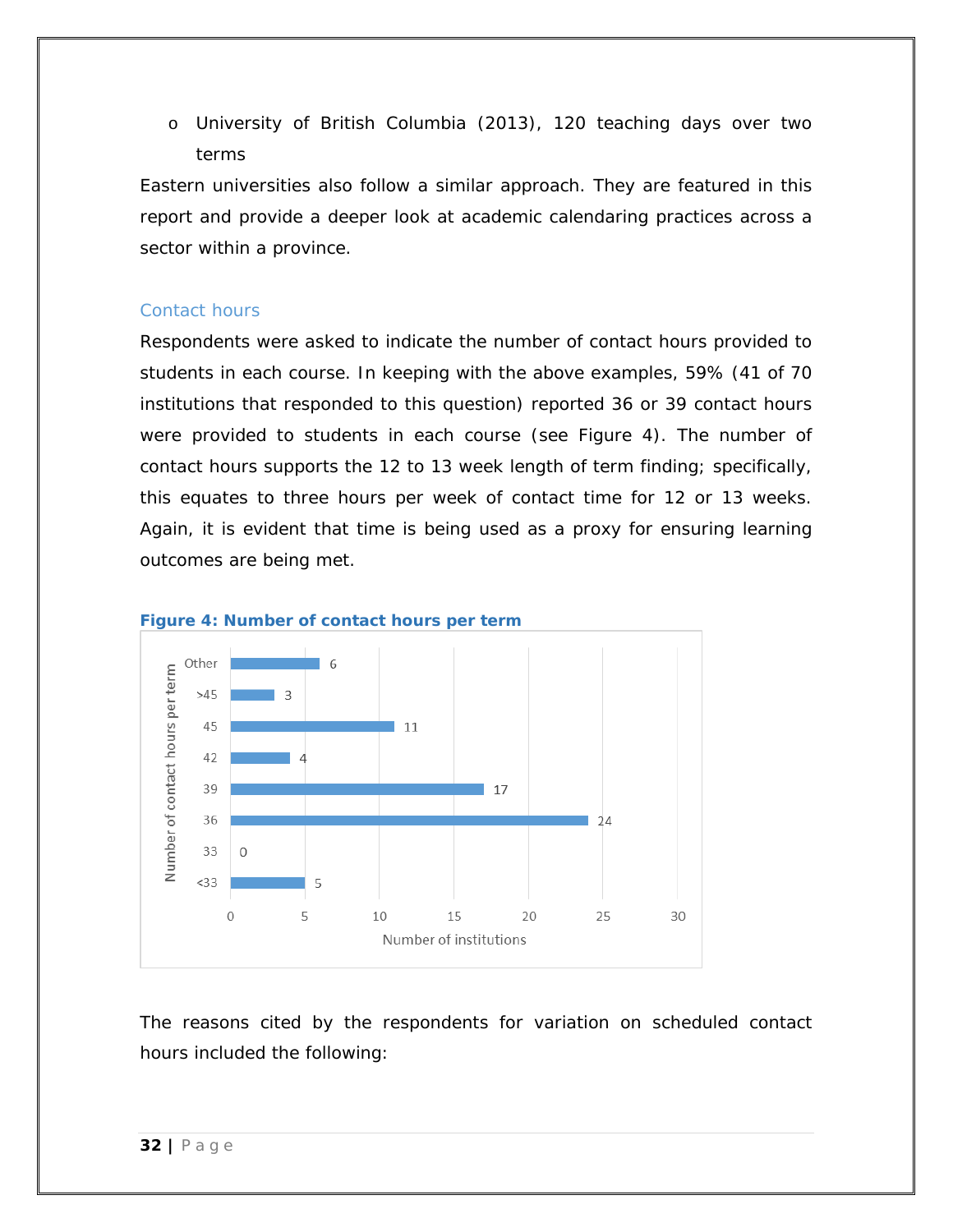- University of British Columbia (2013), 120 teaching days over two terms

Eastern universities also follow a similar approach. They are featured in this report and provide a deeper look at academic calendaring practices across a sector within a province.

### Contact hours

Respondents were asked to indicate the number of contact hours provided to students in each course. In keeping with the above examples, 59% (41 of 70 institutions that responded to this question) reported 36 or 39 contact hours were provided to students in each course (see Figure 4). The number of contact hours supports the 12 to 13 week length of term finding; specifically, this equates to three hours per week of contact time for 12 or 13 weeks. Again, it is evident that time is being used as a proxy for ensuring learning outcomes are being met.

**Figure 4: Number of contact hours per term**

| Number of contact hours per term | Number of institutions |
|---|---|
| Other | 6 |
| >45 | 3 |
| 45 | 11 |
| 42 | 4 |
| 39 | 17 |
| 36 | 24 |
| 33 | 0 |
| <33 | 5 |

The reasons cited by the respondents for variation on scheduled contact hours included the following: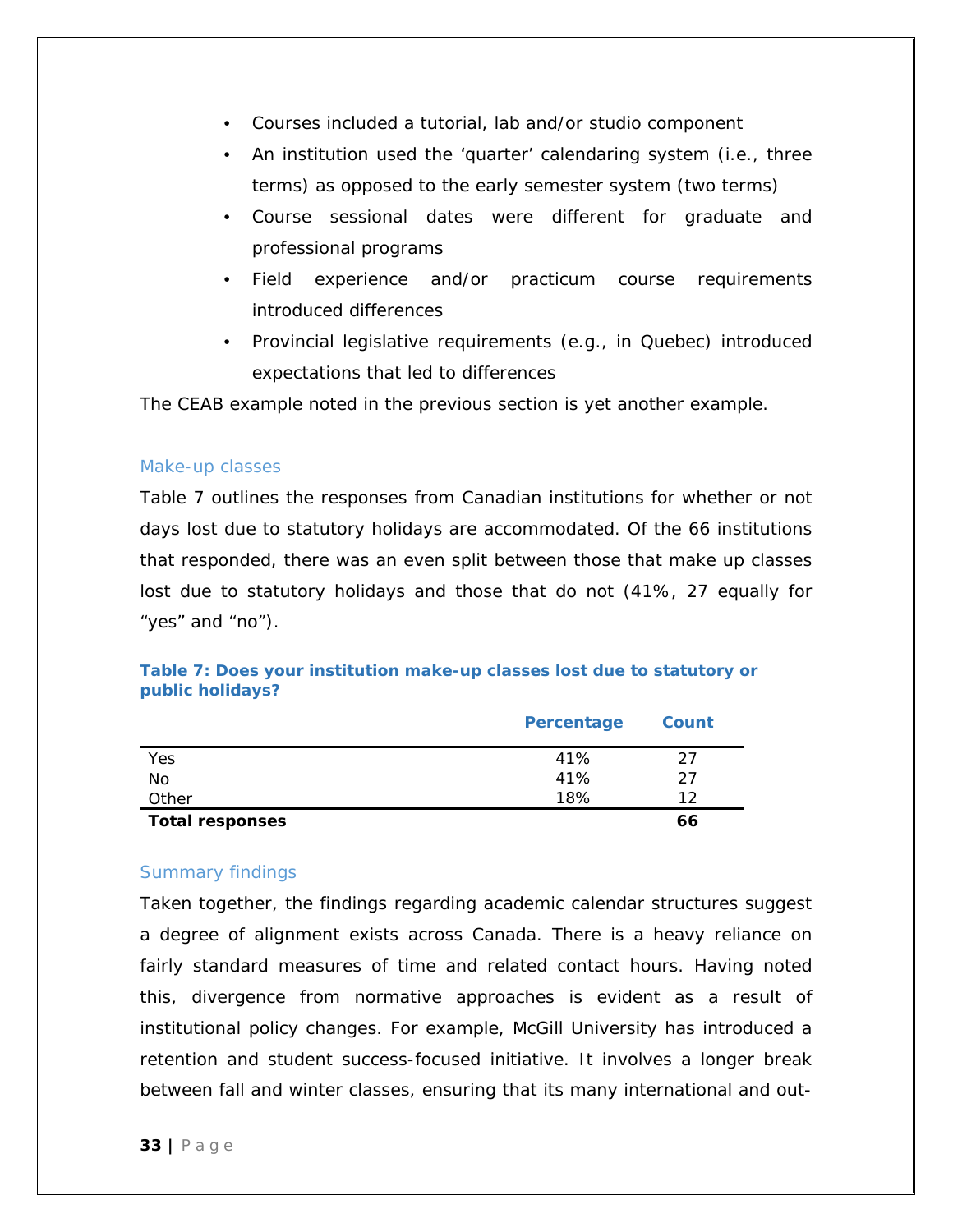- Courses included a tutorial, lab and/or studio component
- An institution used the 'quarter' calendaring system (i.e., three terms) as opposed to the early semester system (two terms)
- Course sessional dates were different for graduate and professional programs
- Field experience and/or practicum course requirements introduced differences
- Provincial legislative requirements (e.g., in Quebec) introduced expectations that led to differences

The CEAB example noted in the previous section is yet another example.

### Make-up classes

Table 7 outlines the responses from Canadian institutions for whether or not days lost due to statutory holidays are accommodated. Of the 66 institutions that responded, there was an even split between those that make up classes lost due to statutory holidays and those that do not (41%, 27 equally for "yes" and "no").

**Table 7: Does your institution make-up classes lost due to statutory or public holidays?**

| | Percentage | Count |
|---|---|---|
| Yes | 41% | 27 |
| No | 41% | 27 |
| Other | 18% | 12 |
| **Total responses** | | **66** |

### Summary findings

Taken together, the findings regarding academic calendar structures suggest a degree of alignment exists across Canada. There is a heavy reliance on fairly standard measures of time and related contact hours. Having noted this, divergence from normative approaches is evident as a result of institutional policy changes. For example, McGill University has introduced a retention and student success-focused initiative. It involves a longer break between fall and winter classes, ensuring that its many international and out-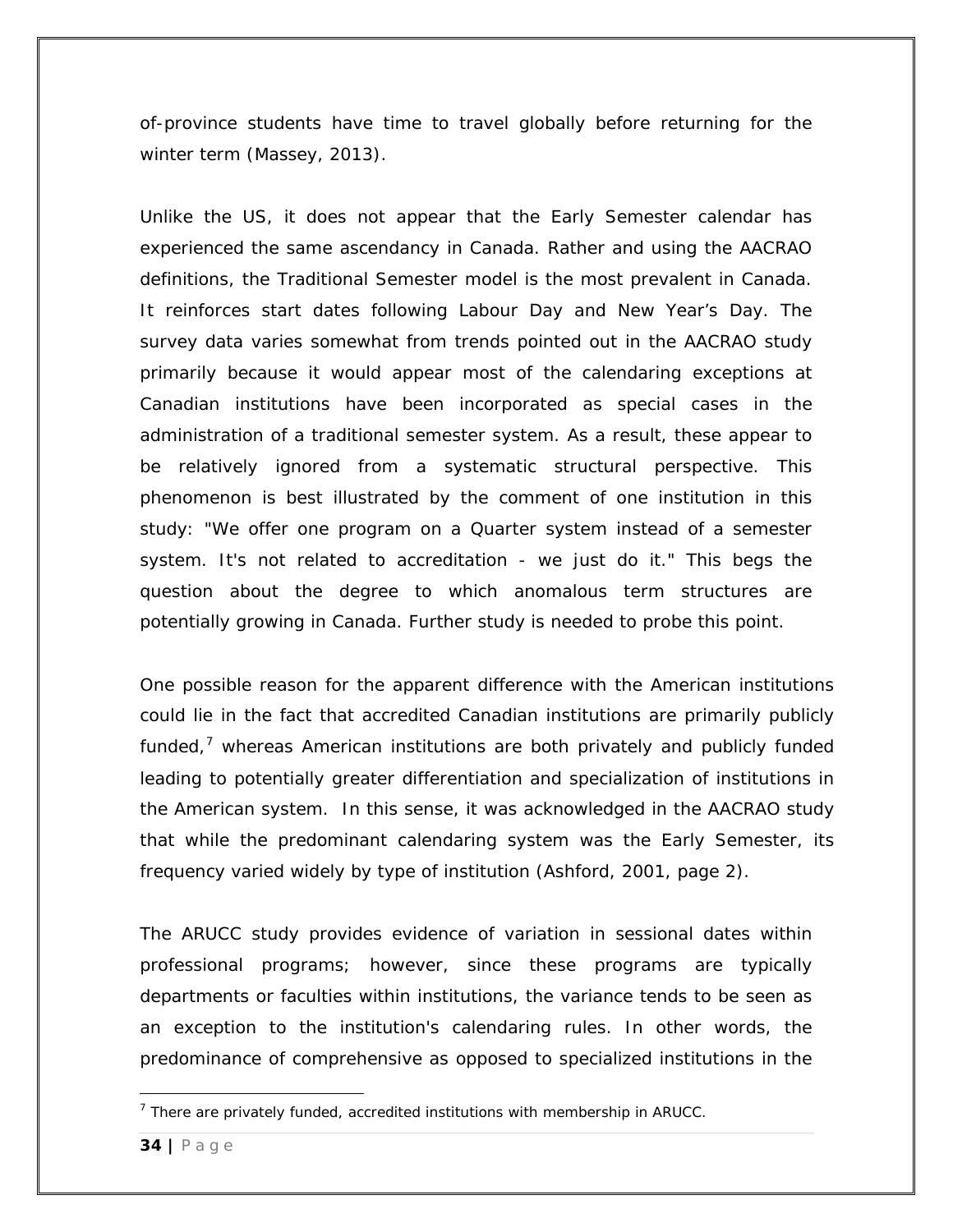of-province students have time to travel globally before returning for the winter term (Massey, 2013).

Unlike the US, it does not appear that the Early Semester calendar has experienced the same ascendancy in Canada. Rather and using the AACRAO definitions, the Traditional Semester model is the most prevalent in Canada. It reinforces start dates following Labour Day and New Year's Day. The survey data varies somewhat from trends pointed out in the AACRAO study primarily because it would appear most of the calendaring exceptions at Canadian institutions have been incorporated as special cases in the administration of a traditional semester system. As a result, these appear to be relatively ignored from a systematic structural perspective. This phenomenon is best illustrated by the comment of one institution in this study: "We offer one program on a Quarter system instead of a semester system. It's not related to accreditation - we just do it." This begs the question about the degree to which anomalous term structures are potentially growing in Canada. Further study is needed to probe this point.

One possible reason for the apparent difference with the American institutions could lie in the fact that accredited Canadian institutions are primarily publicly funded,[7] whereas American institutions are both privately and publicly funded leading to potentially greater differentiation and specialization of institutions in the American system. In this sense, it was acknowledged in the AACRAO study that while the predominant calendaring system was the Early Semester, its frequency varied widely by type of institution (Ashford, 2001, page 2).

The ARUCC study provides evidence of variation in sessional dates within professional programs; however, since these programs are typically departments or faculties within institutions, the variance tends to be seen as an exception to the institution's calendaring rules. In other words, the predominance of comprehensive as opposed to specialized institutions in the

[7] There are privately funded, accredited institutions with membership in ARUCC.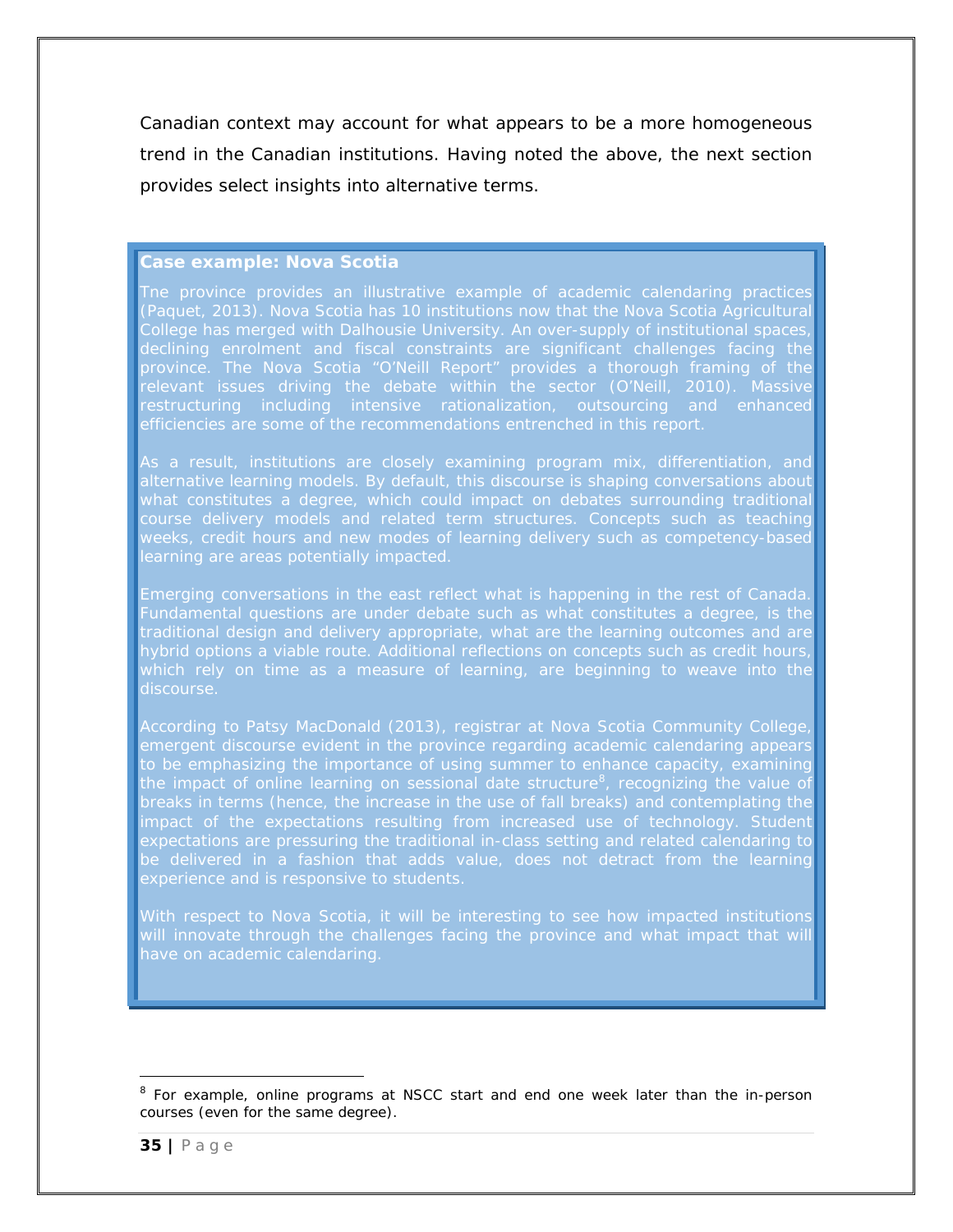Canadian context may account for what appears to be a more homogeneous trend in the Canadian institutions. Having noted the above, the next section provides select insights into alternative terms.

**Case example: Nova Scotia**

The province provides an illustrative example of academic calendaring practices (Paquet, 2013). Nova Scotia has 10 institutions now that the Nova Scotia Agricultural College has merged with Dalhousie University. An over-supply of institutional spaces, declining enrolment and fiscal constraints are significant challenges facing the province. The Nova Scotia "O'Neill Report" provides a thorough framing of the relevant issues driving the debate within the sector (O'Neill, 2010). Massive restructuring including intensive rationalization, outsourcing and enhanced efficiencies are some of the recommendations entrenched in this report.

As a result, institutions are closely examining program mix, differentiation, and alternative learning models. By default, this discourse is shaping conversations about what constitutes a degree, which could impact on debates surrounding traditional course delivery models and related term structures. Concepts such as teaching weeks, credit hours and new modes of learning delivery such as competency-based learning are areas potentially impacted.

Emerging conversations in the east reflect what is happening in the rest of Canada. Fundamental questions are under debate such as what constitutes a degree, is the traditional design and delivery appropriate, what are the learning outcomes and are hybrid options a viable route. Additional reflections on concepts such as credit hours, which rely on time as a measure of learning, are beginning to weave into the discourse.

According to Patsy MacDonald (2013), registrar at Nova Scotia Community College, emergent discourse evident in the province regarding academic calendaring appears to be emphasizing the importance of using summer to enhance capacity, examining the impact of online learning on sessional date structure[8], recognizing the value of breaks in terms (hence, the increase in the use of fall breaks) and contemplating the impact of the expectations resulting from increased use of technology. Student expectations are pressuring the traditional in-class setting and related calendaring to be delivered in a fashion that adds value, does not detract from the learning experience and is responsive to students.

With respect to Nova Scotia, it will be interesting to see how impacted institutions will innovate through the challenges facing the province and what impact that will have on academic calendaring.

[8] For example, online programs at NSCC start and end one week later than the in-person courses (even for the same degree).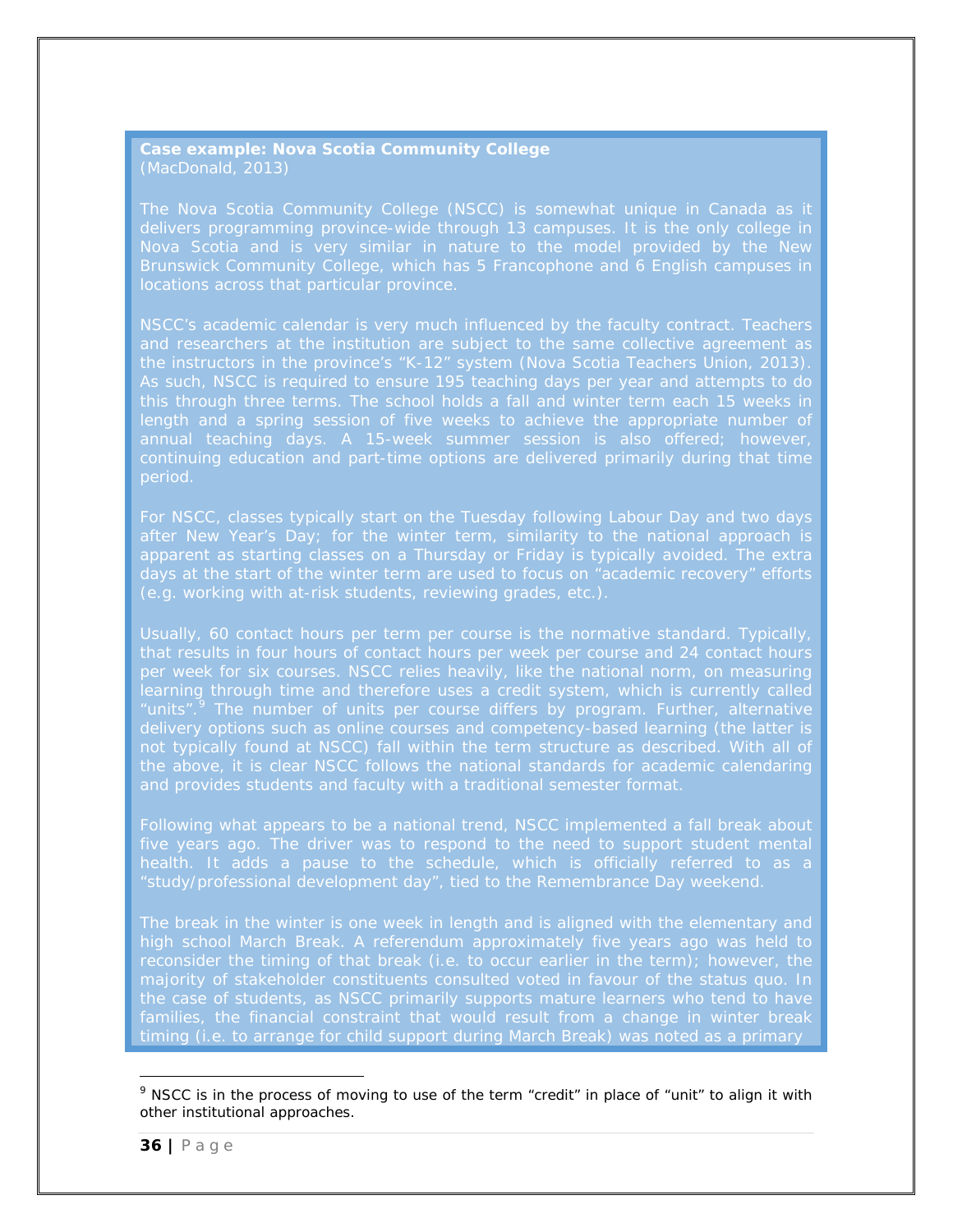**Case example: Nova Scotia Community College**
(MacDonald, 2013)

The Nova Scotia Community College (NSCC) is somewhat unique in Canada as it delivers programming province-wide through 13 campuses. It is the only college in Nova Scotia and is very similar in nature to the model provided by the New Brunswick Community College, which has 5 Francophone and 6 English campuses in locations across that particular province.

NSCC's academic calendar is very much influenced by the faculty contract. Teachers and researchers at the institution are subject to the same collective agreement as the instructors in the province's "K-12" system (Nova Scotia Teachers Union, 2013). As such, NSCC is required to ensure 195 teaching days per year and attempts to do this through three terms. The school holds a fall and winter term each 15 weeks in length and a spring session of five weeks to achieve the appropriate number of annual teaching days. A 15-week summer session is also offered; however, continuing education and part-time options are delivered primarily during that time period.

For NSCC, classes typically start on the Tuesday following Labour Day and two days after New Year's Day; for the winter term, similarity to the national approach is apparent as starting classes on a Thursday or Friday is typically avoided. The extra days at the start of the winter term are used to focus on "academic recovery" efforts (e.g. working with at-risk students, reviewing grades, etc.).

Usually, 60 contact hours per term per course is the normative standard. Typically, that results in four hours of contact hours per week per course and 24 contact hours per week for six courses. NSCC relies heavily, like the national norm, on measuring learning through time and therefore uses a credit system, which is currently called "units".[9] The number of units per course differs by program. Further, alternative delivery options such as online courses and competency-based learning (the latter is not typically found at NSCC) fall within the term structure as described. With all of the above, it is clear NSCC follows the national standards for academic calendaring and provides students and faculty with a traditional semester format.

Following what appears to be a national trend, NSCC implemented a fall break about five years ago. The driver was to respond to the need to support student mental health. It adds a pause to the schedule, which is officially referred to as a "study/professional development day", tied to the Remembrance Day weekend.

The break in the winter is one week in length and is aligned with the elementary and high school March Break. A referendum approximately five years ago was held to reconsider the timing of that break (i.e. to occur earlier in the term); however, the majority of stakeholder constituents consulted voted in favour of the status quo. In the case of students, as NSCC primarily supports mature learners who tend to have families, the financial constraint that would result from a change in winter break timing (i.e. to arrange for child support during March Break) was noted as a primary

[9] NSCC is in the process of moving to use of the term "credit" in place of "unit" to align it with other institutional approaches.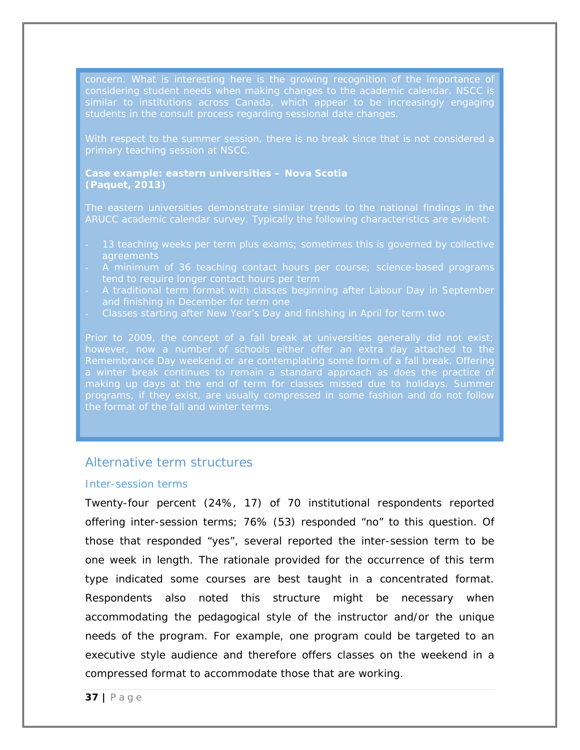concern. What is interesting here is the growing recognition of the importance of considering student needs when making changes to the academic calendar. NSCC is similar to institutions across Canada, which appear to be increasingly engaging students in the consult process regarding sessional date changes.

With respect to the summer session, there is no break since that is not considered a primary teaching session at NSCC.

**Case example: eastern universities – Nova Scotia (Paquet, 2013)**

The eastern universities demonstrate similar trends to the national findings in the ARUCC academic calendar survey. Typically the following characteristics are evident:

- 13 teaching weeks per term plus exams; sometimes this is governed by collective agreements
- A minimum of 36 teaching contact hours per course; science-based programs tend to require longer contact hours per term
- A traditional term format with classes beginning after Labour Day in September and finishing in December for term one
- Classes starting after New Year's Day and finishing in April for term two

Prior to 2009, the concept of a fall break at universities generally did not exist; however, now a number of schools either offer an extra day attached to the Remembrance Day weekend or are contemplating some form of a fall break. Offering a winter break continues to remain a standard approach as does the practice of making up days at the end of term for classes missed due to holidays. Summer programs, if they exist, are usually compressed in some fashion and do not follow the format of the fall and winter terms.

## Alternative term structures

### Inter-session terms

Twenty-four percent (24%, 17) of 70 institutional respondents reported offering inter-session terms; 76% (53) responded "no" to this question. Of those that responded "yes", several reported the inter-session term to be one week in length. The rationale provided for the occurrence of this term type indicated some courses are best taught in a concentrated format. Respondents also noted this structure might be necessary when accommodating the pedagogical style of the instructor and/or the unique needs of the program. For example, one program could be targeted to an executive style audience and therefore offers classes on the weekend in a compressed format to accommodate those that are working.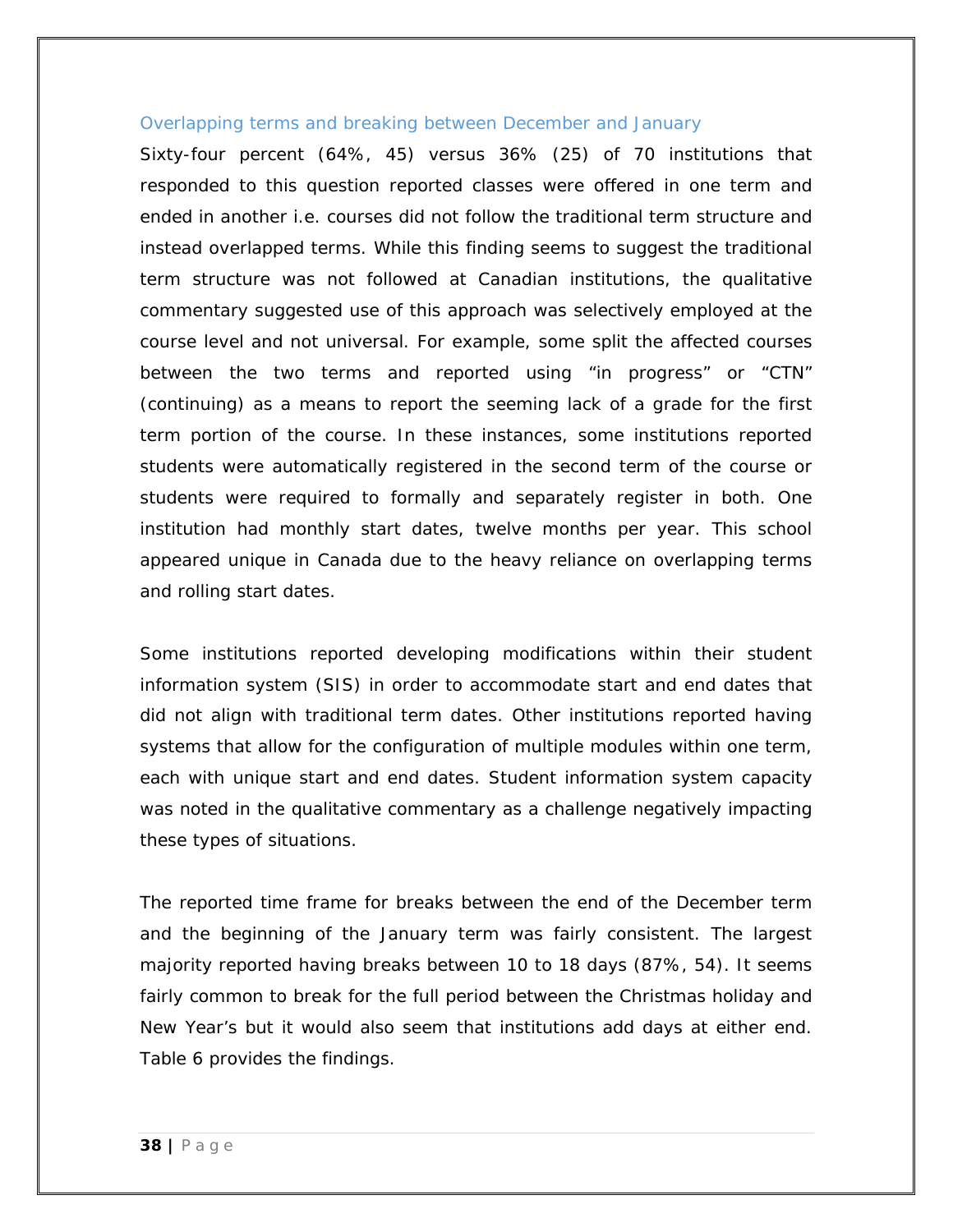### Overlapping terms and breaking between December and January

Sixty-four percent (64%, 45) versus 36% (25) of 70 institutions that responded to this question reported classes were offered in one term and ended in another i.e. courses did not follow the traditional term structure and instead overlapped terms. While this finding seems to suggest the traditional term structure was not followed at Canadian institutions, the qualitative commentary suggested use of this approach was selectively employed at the course level and not universal. For example, some split the affected courses between the two terms and reported using "in progress" or "CTN" (continuing) as a means to report the seeming lack of a grade for the first term portion of the course. In these instances, some institutions reported students were automatically registered in the second term of the course or students were required to formally and separately register in both. One institution had monthly start dates, twelve months per year. This school appeared unique in Canada due to the heavy reliance on overlapping terms and rolling start dates.

Some institutions reported developing modifications within their student information system (SIS) in order to accommodate start and end dates that did not align with traditional term dates. Other institutions reported having systems that allow for the configuration of multiple modules within one term, each with unique start and end dates. Student information system capacity was noted in the qualitative commentary as a challenge negatively impacting these types of situations.

The reported time frame for breaks between the end of the December term and the beginning of the January term was fairly consistent. The largest majority reported having breaks between 10 to 18 days (87%, 54). It seems fairly common to break for the full period between the Christmas holiday and New Year's but it would also seem that institutions add days at either end. Table 6 provides the findings.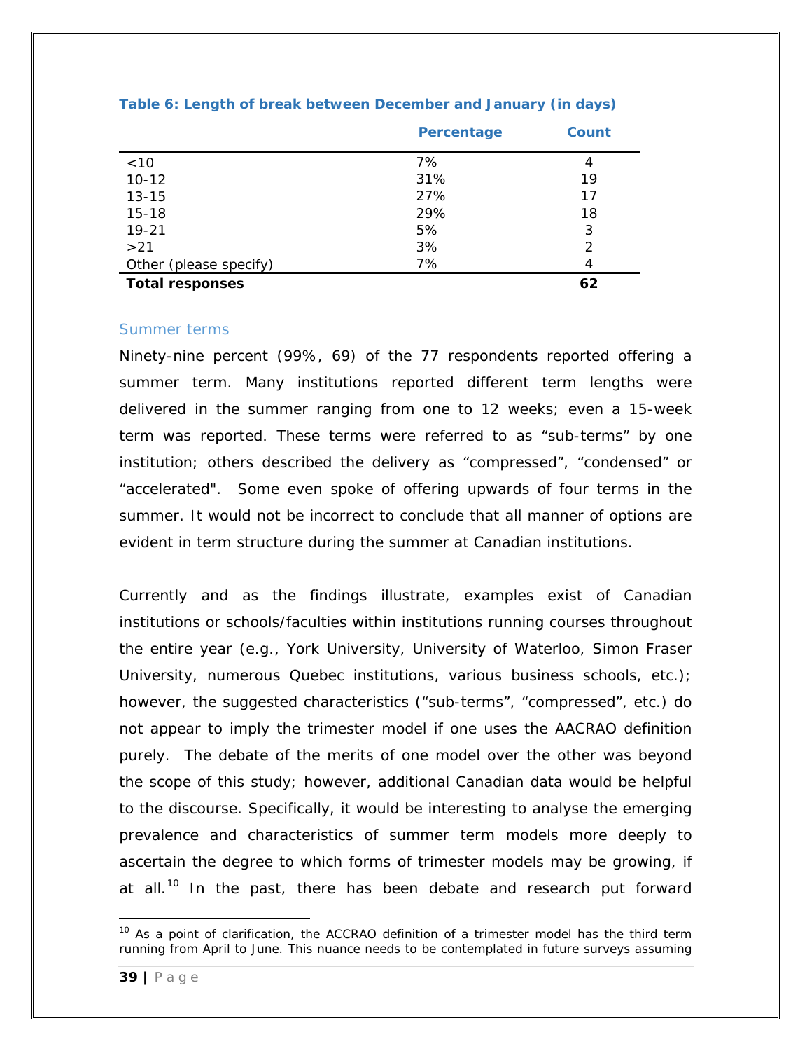**Table 6: Length of break between December and January (in days)**

| | Percentage | Count |
|---|---|---|
| <10 | 7% | 4 |
| 10-12 | 31% | 19 |
| 13-15 | 27% | 17 |
| 15-18 | 29% | 18 |
| 19-21 | 5% | 3 |
| >21 | 3% | 2 |
| Other (please specify) | 7% | 4 |
| **Total responses** | | **62** |

### Summer terms

Ninety-nine percent (99%, 69) of the 77 respondents reported offering a summer term. Many institutions reported different term lengths were delivered in the summer ranging from one to 12 weeks; even a 15-week term was reported. These terms were referred to as "sub-terms" by one institution; others described the delivery as "compressed", "condensed" or "accelerated". Some even spoke of offering upwards of four terms in the summer. It would not be incorrect to conclude that all manner of options are evident in term structure during the summer at Canadian institutions.

Currently and as the findings illustrate, examples exist of Canadian institutions or schools/faculties within institutions running courses throughout the entire year (e.g., York University, University of Waterloo, Simon Fraser University, numerous Quebec institutions, various business schools, etc.); however, the suggested characteristics ("sub-terms", "compressed", etc.) do not appear to imply the trimester model if one uses the AACRAO definition purely. The debate of the merits of one model over the other was beyond the scope of this study; however, additional Canadian data would be helpful to the discourse. Specifically, it would be interesting to analyse the emerging prevalence and characteristics of summer term models more deeply to ascertain the degree to which forms of trimester models may be growing, if at all.[10] In the past, there has been debate and research put forward

[10] As a point of clarification, the ACCRAO definition of a trimester model has the third term running from April to June. This nuance needs to be contemplated in future surveys assuming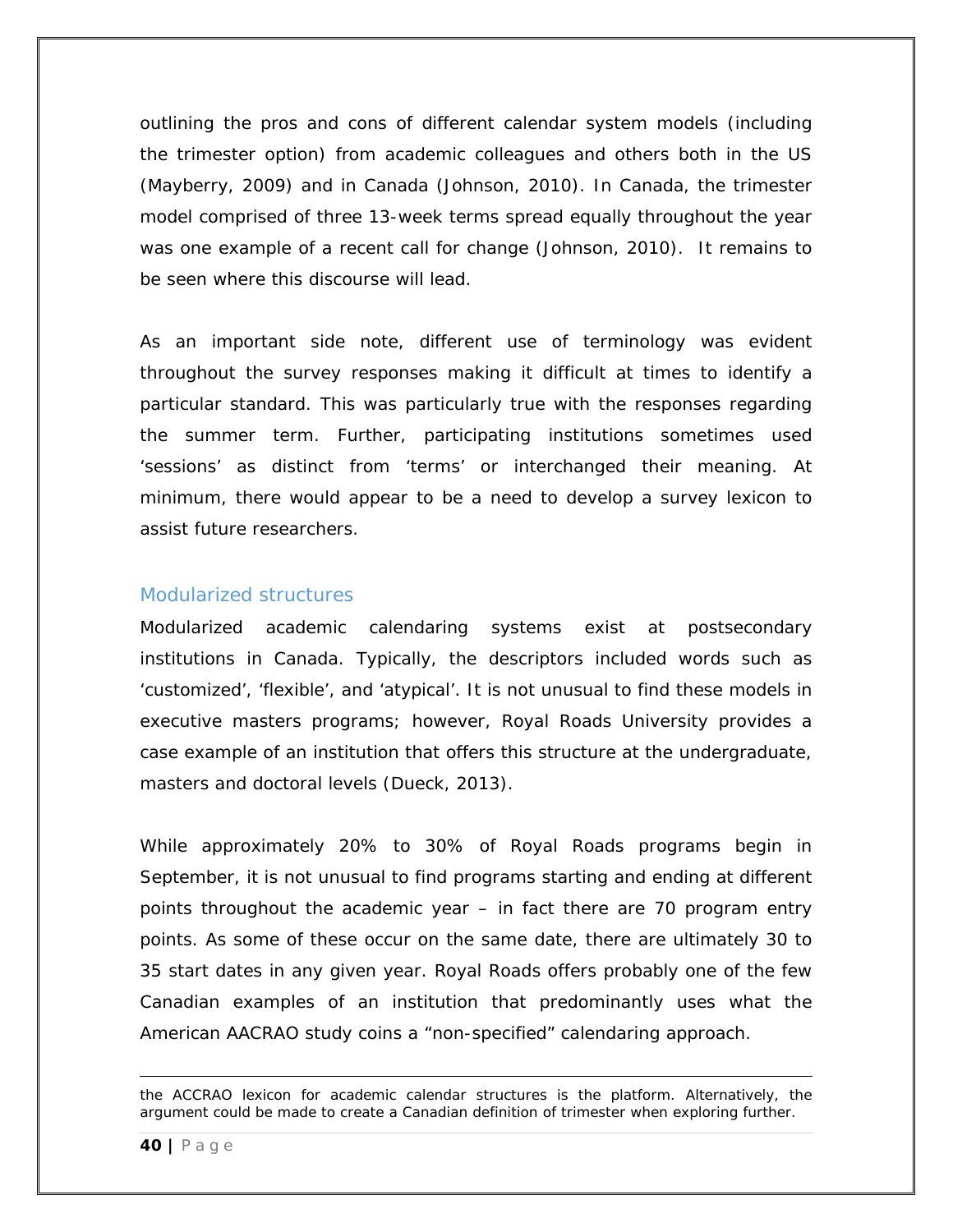outlining the pros and cons of different calendar system models (including the trimester option) from academic colleagues and others both in the US (Mayberry, 2009) and in Canada (Johnson, 2010). In Canada, the trimester model comprised of three 13-week terms spread equally throughout the year was one example of a recent call for change (Johnson, 2010). It remains to be seen where this discourse will lead.

As an important side note, different use of terminology was evident throughout the survey responses making it difficult at times to identify a particular standard. This was particularly true with the responses regarding the summer term. Further, participating institutions sometimes used 'sessions' as distinct from 'terms' or interchanged their meaning. At minimum, there would appear to be a need to develop a survey lexicon to assist future researchers.

## Modularized structures

Modularized academic calendaring systems exist at postsecondary institutions in Canada. Typically, the descriptors included words such as 'customized', 'flexible', and 'atypical'. It is not unusual to find these models in executive masters programs; however, Royal Roads University provides a case example of an institution that offers this structure at the undergraduate, masters and doctoral levels (Dueck, 2013).

While approximately 20% to 30% of Royal Roads programs begin in September, it is not unusual to find programs starting and ending at different points throughout the academic year – in fact there are 70 program entry points. As some of these occur on the same date, there are ultimately 30 to 35 start dates in any given year. Royal Roads offers probably one of the few Canadian examples of an institution that predominantly uses what the American AACRAO study coins a "non-specified" calendaring approach.

---

the ACCRAO lexicon for academic calendar structures is the platform. Alternatively, the argument could be made to create a Canadian definition of trimester when exploring further.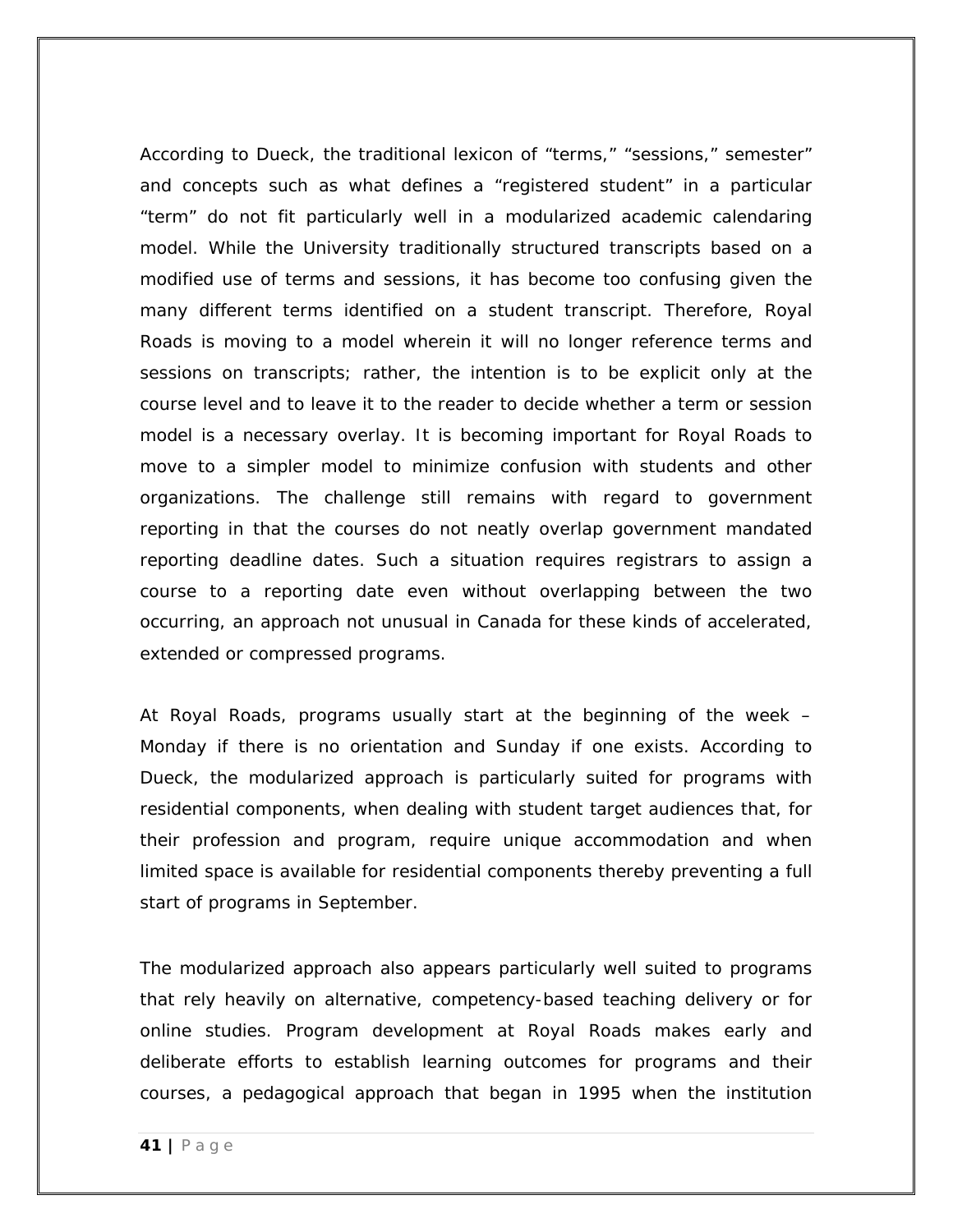According to Dueck, the traditional lexicon of "terms," "sessions," semester" and concepts such as what defines a "registered student" in a particular "term" do not fit particularly well in a modularized academic calendaring model. While the University traditionally structured transcripts based on a modified use of terms and sessions, it has become too confusing given the many different terms identified on a student transcript. Therefore, Royal Roads is moving to a model wherein it will no longer reference terms and sessions on transcripts; rather, the intention is to be explicit only at the course level and to leave it to the reader to decide whether a term or session model is a necessary overlay. It is becoming important for Royal Roads to move to a simpler model to minimize confusion with students and other organizations. The challenge still remains with regard to government reporting in that the courses do not neatly overlap government mandated reporting deadline dates. Such a situation requires registrars to assign a course to a reporting date even without overlapping between the two occurring, an approach not unusual in Canada for these kinds of accelerated, extended or compressed programs.

At Royal Roads, programs usually start at the beginning of the week – Monday if there is no orientation and Sunday if one exists. According to Dueck, the modularized approach is particularly suited for programs with residential components, when dealing with student target audiences that, for their profession and program, require unique accommodation and when limited space is available for residential components thereby preventing a full start of programs in September.

The modularized approach also appears particularly well suited to programs that rely heavily on alternative, competency-based teaching delivery or for online studies. Program development at Royal Roads makes early and deliberate efforts to establish learning outcomes for programs and their courses, a pedagogical approach that began in 1995 when the institution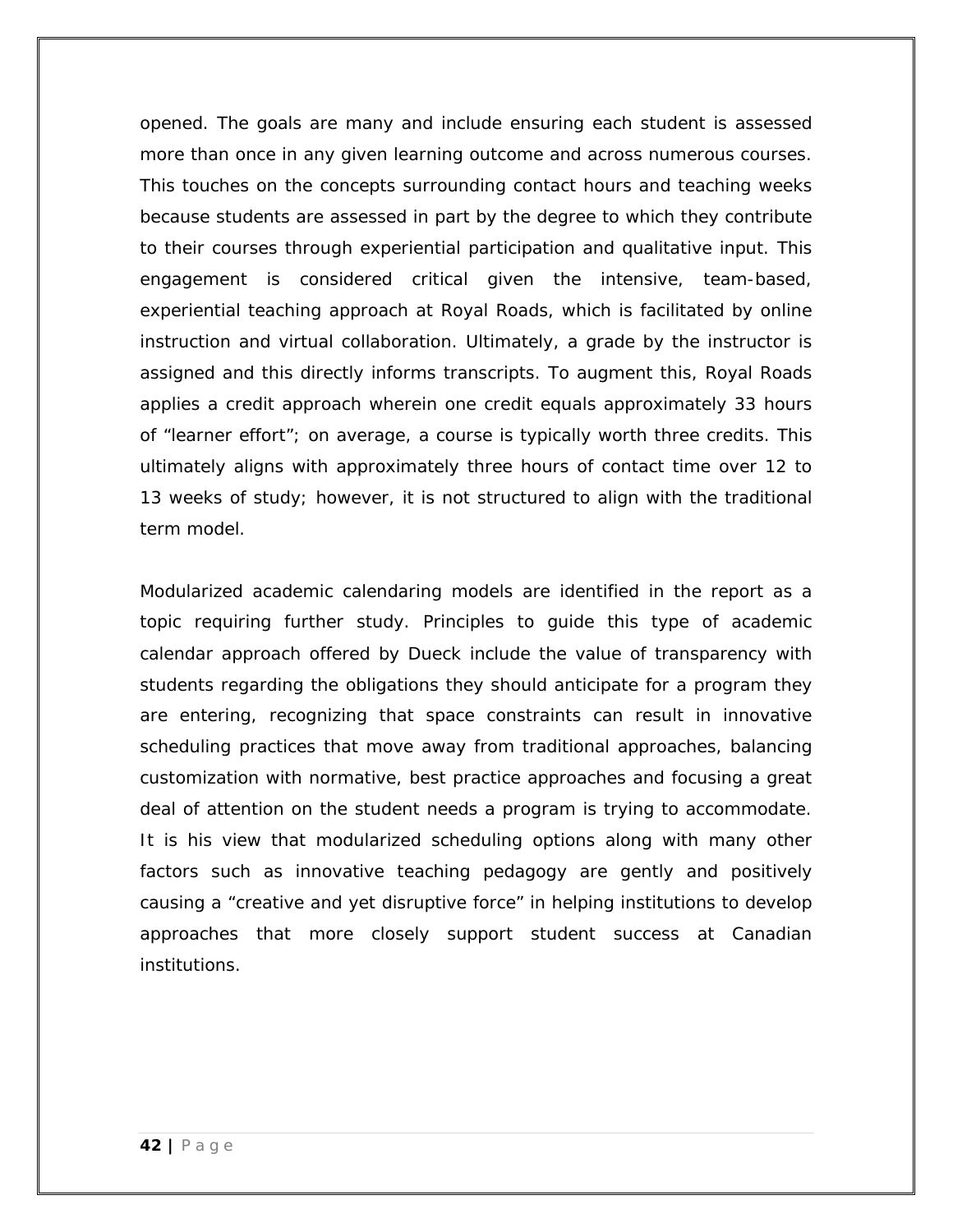opened. The goals are many and include ensuring each student is assessed more than once in any given learning outcome and across numerous courses. This touches on the concepts surrounding contact hours and teaching weeks because students are assessed in part by the degree to which they contribute to their courses through experiential participation and qualitative input. This engagement is considered critical given the intensive, team-based, experiential teaching approach at Royal Roads, which is facilitated by online instruction and virtual collaboration. Ultimately, a grade by the instructor is assigned and this directly informs transcripts. To augment this, Royal Roads applies a credit approach wherein one credit equals approximately 33 hours of "learner effort"; on average, a course is typically worth three credits. This ultimately aligns with approximately three hours of contact time over 12 to 13 weeks of study; however, it is not structured to align with the traditional term model.

Modularized academic calendaring models are identified in the report as a topic requiring further study. Principles to guide this type of academic calendar approach offered by Dueck include the value of transparency with students regarding the obligations they should anticipate for a program they are entering, recognizing that space constraints can result in innovative scheduling practices that move away from traditional approaches, balancing customization with normative, best practice approaches and focusing a great deal of attention on the student needs a program is trying to accommodate. It is his view that modularized scheduling options along with many other factors such as innovative teaching pedagogy are gently and positively causing a "creative and yet disruptive force" in helping institutions to develop approaches that more closely support student success at Canadian institutions.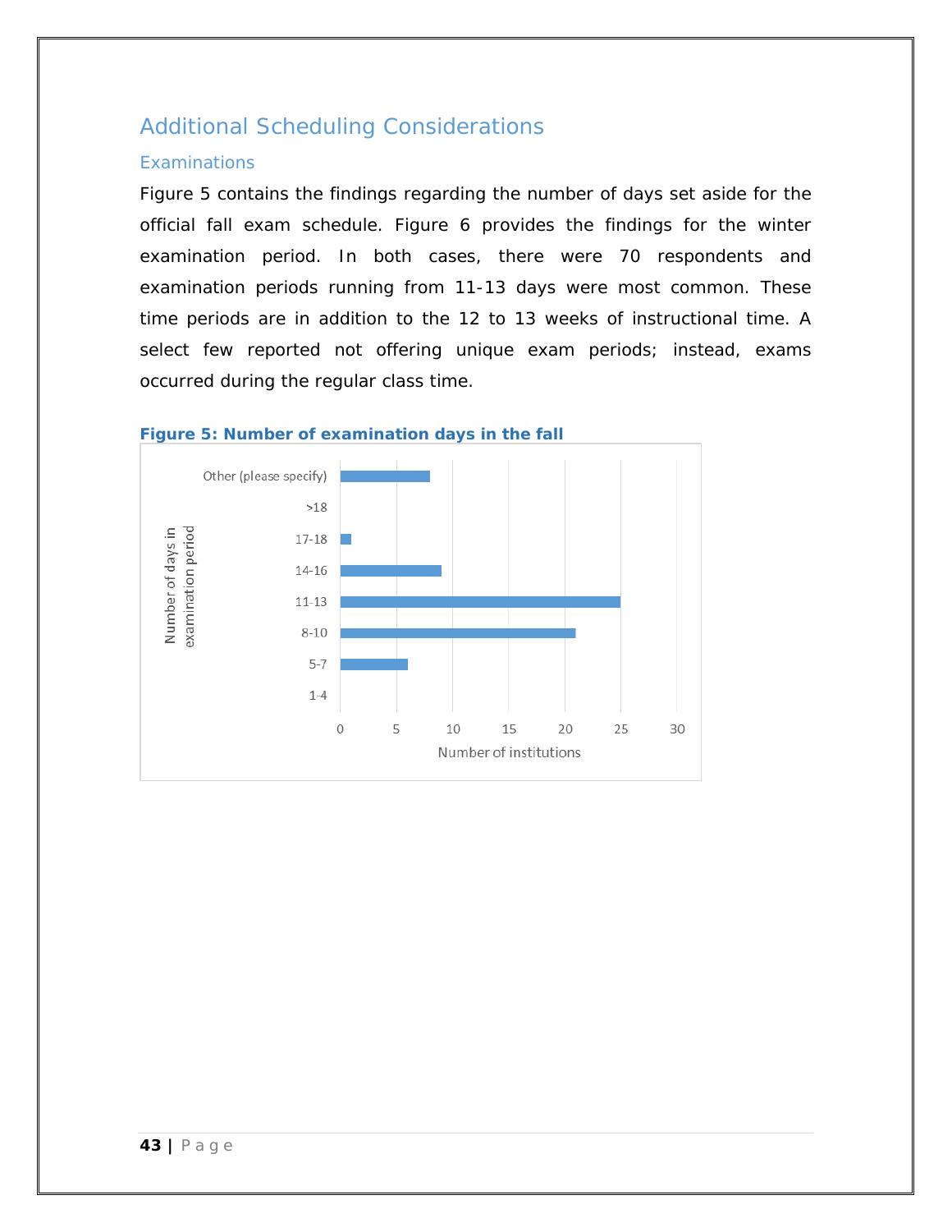## Additional Scheduling Considerations

### Examinations

Figure 5 contains the findings regarding the number of days set aside for the official fall exam schedule. Figure 6 provides the findings for the winter examination period. In both cases, there were 70 respondents and examination periods running from 11-13 days were most common. These time periods are in addition to the 12 to 13 weeks of instructional time. A select few reported not offering unique exam periods; instead, exams occurred during the regular class time.

**Figure 5: Number of examination days in the fall**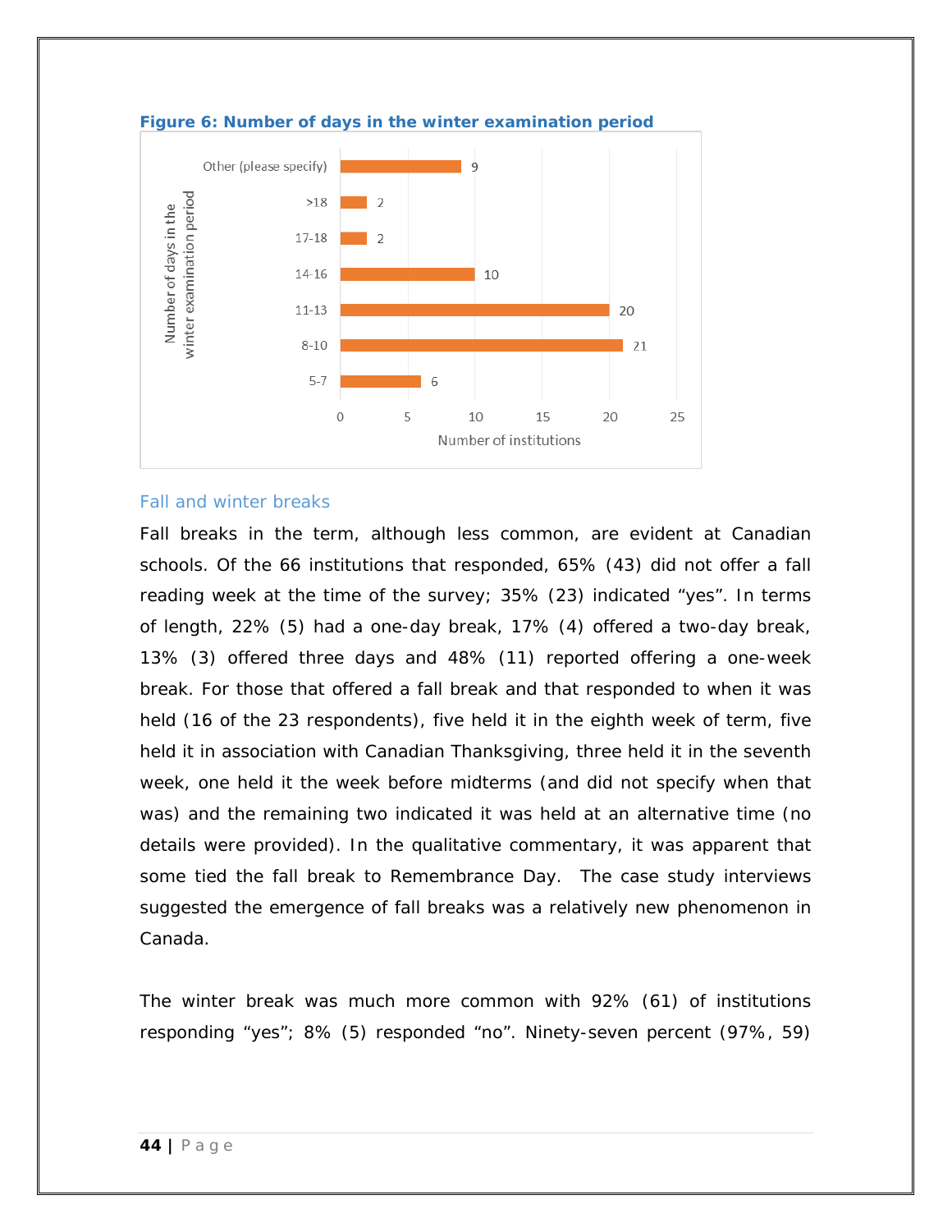**Figure 6: Number of days in the winter examination period**

| Number of days in the winter examination period | Number of institutions |
|---|---|
| Other (please specify) | 9 |
| >18 | 2 |
| 17-18 | 2 |
| 14-16 | 10 |
| 11-13 | 20 |
| 8-10 | 21 |
| 5-7 | 6 |

### Fall and winter breaks

Fall breaks in the term, although less common, are evident at Canadian schools. Of the 66 institutions that responded, 65% (43) did not offer a fall reading week at the time of the survey; 35% (23) indicated "yes". In terms of length, 22% (5) had a one-day break, 17% (4) offered a two-day break, 13% (3) offered three days and 48% (11) reported offering a one-week break. For those that offered a fall break and that responded to when it was held (16 of the 23 respondents), five held it in the eighth week of term, five held it in association with Canadian Thanksgiving, three held it in the seventh week, one held it the week before midterms (and did not specify when that was) and the remaining two indicated it was held at an alternative time (no details were provided). In the qualitative commentary, it was apparent that some tied the fall break to Remembrance Day. The case study interviews suggested the emergence of fall breaks was a relatively new phenomenon in Canada.

The winter break was much more common with 92% (61) of institutions responding "yes"; 8% (5) responded "no". Ninety-seven percent (97%, 59)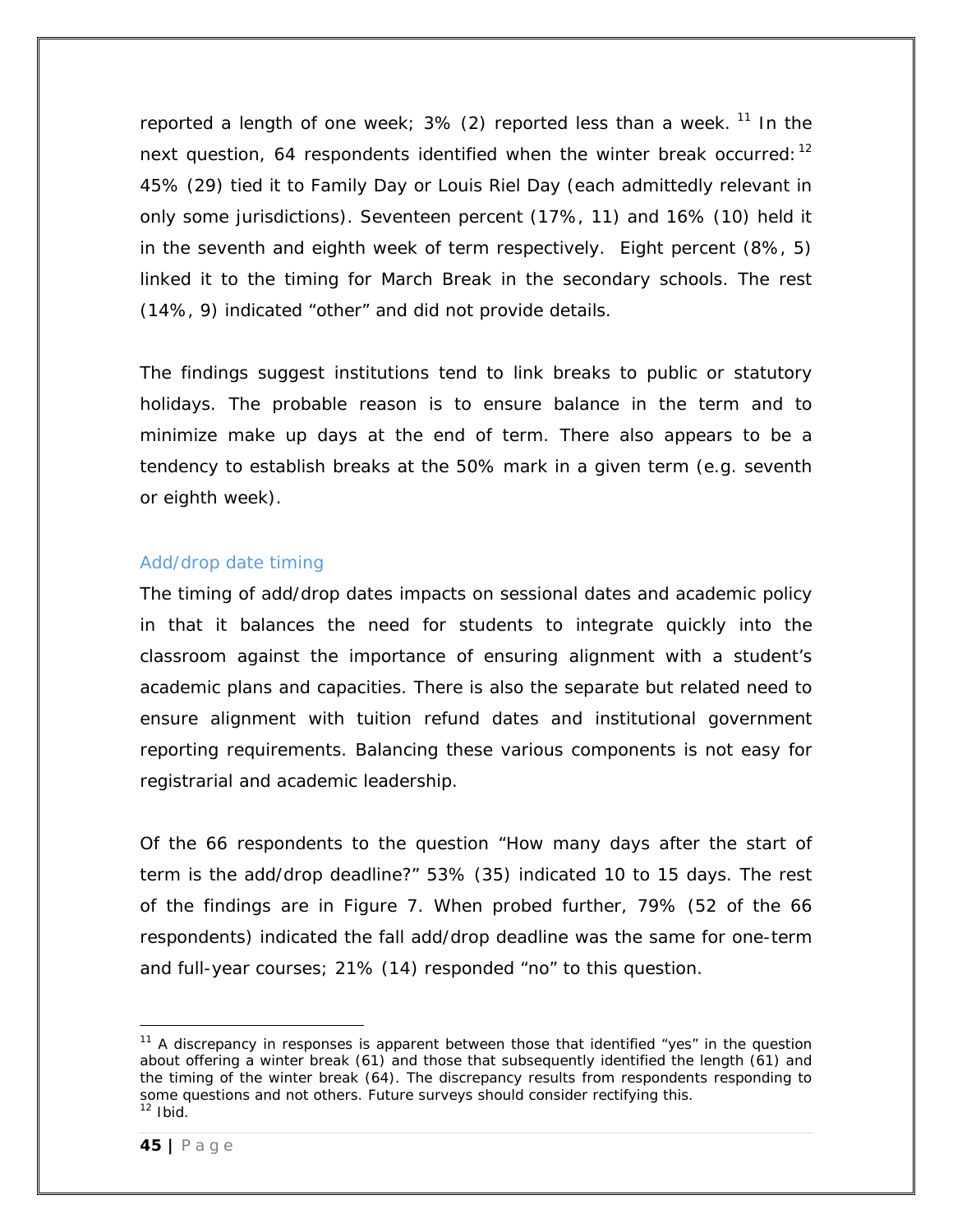reported a length of one week; 3% (2) reported less than a week. [11] In the next question, 64 respondents identified when the winter break occurred: [12] 45% (29) tied it to Family Day or Louis Riel Day (each admittedly relevant in only some jurisdictions). Seventeen percent (17%, 11) and 16% (10) held it in the seventh and eighth week of term respectively. Eight percent (8%, 5) linked it to the timing for March Break in the secondary schools. The rest (14%, 9) indicated "other" and did not provide details.

The findings suggest institutions tend to link breaks to public or statutory holidays. The probable reason is to ensure balance in the term and to minimize make up days at the end of term. There also appears to be a tendency to establish breaks at the 50% mark in a given term (e.g. seventh or eighth week).

### Add/drop date timing

The timing of add/drop dates impacts on sessional dates and academic policy in that it balances the need for students to integrate quickly into the classroom against the importance of ensuring alignment with a student's academic plans and capacities. There is also the separate but related need to ensure alignment with tuition refund dates and institutional government reporting requirements. Balancing these various components is not easy for registrarial and academic leadership.

Of the 66 respondents to the question "How many days after the start of term is the add/drop deadline?" 53% (35) indicated 10 to 15 days. The rest of the findings are in Figure 7. When probed further, 79% (52 of the 66 respondents) indicated the fall add/drop deadline was the same for one-term and full-year courses; 21% (14) responded "no" to this question.

---

[11] A discrepancy in responses is apparent between those that identified "yes" in the question about offering a winter break (61) and those that subsequently identified the length (61) and the timing of the winter break (64). The discrepancy results from respondents responding to some questions and not others. Future surveys should consider rectifying this.

[12] Ibid.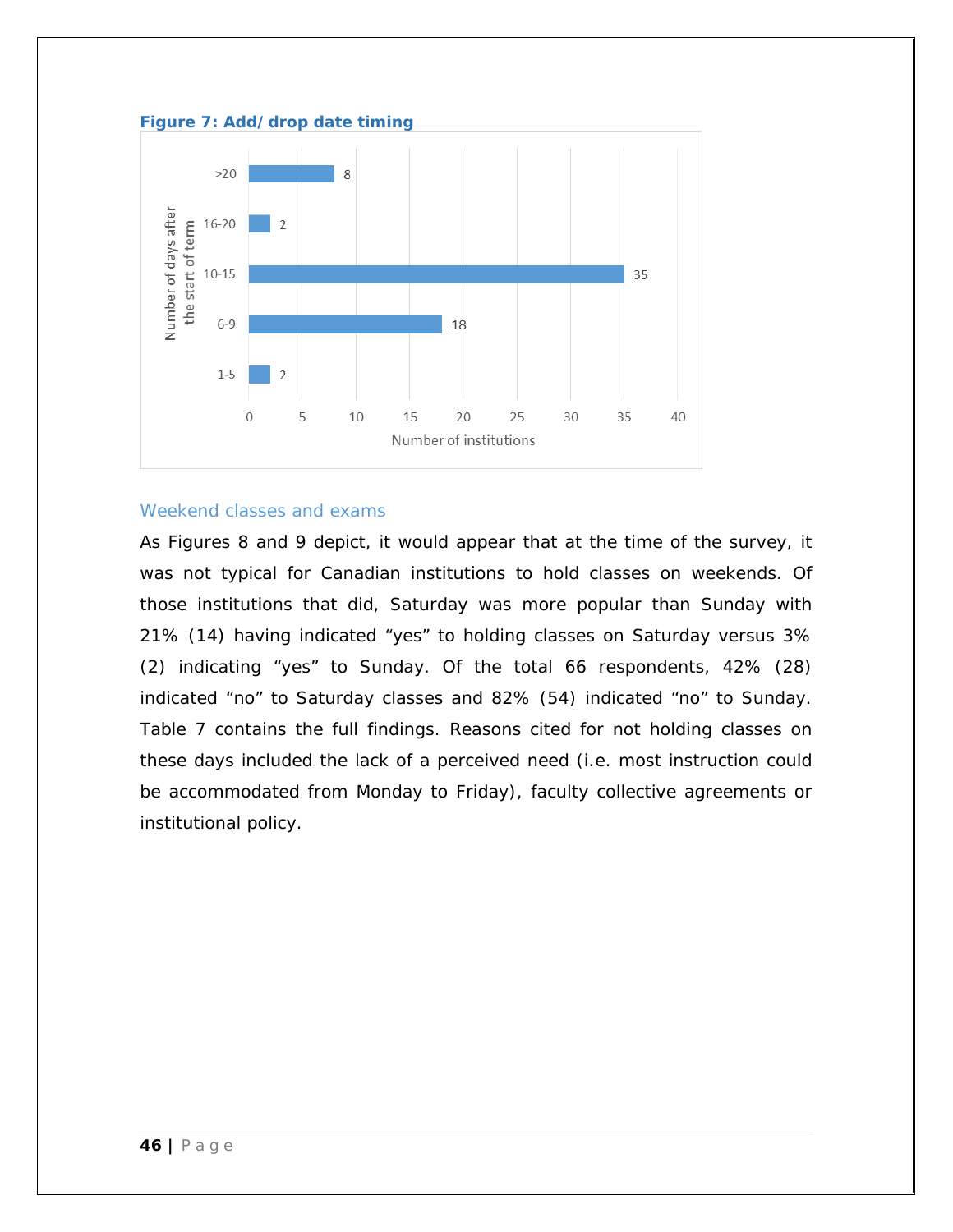**Figure 7: Add/drop date timing**

| Number of days after the start of term | Number of institutions |
|---|---|
| >20 | 8 |
| 16-20 | 2 |
| 10-15 | 35 |
| 6-9 | 18 |
| 1-5 | 2 |

### Weekend classes and exams

As Figures 8 and 9 depict, it would appear that at the time of the survey, it was not typical for Canadian institutions to hold classes on weekends. Of those institutions that did, Saturday was more popular than Sunday with 21% (14) having indicated "yes" to holding classes on Saturday versus 3% (2) indicating "yes" to Sunday. Of the total 66 respondents, 42% (28) indicated "no" to Saturday classes and 82% (54) indicated "no" to Sunday. Table 7 contains the full findings. Reasons cited for not holding classes on these days included the lack of a perceived need (i.e. most instruction could be accommodated from Monday to Friday), faculty collective agreements or institutional policy.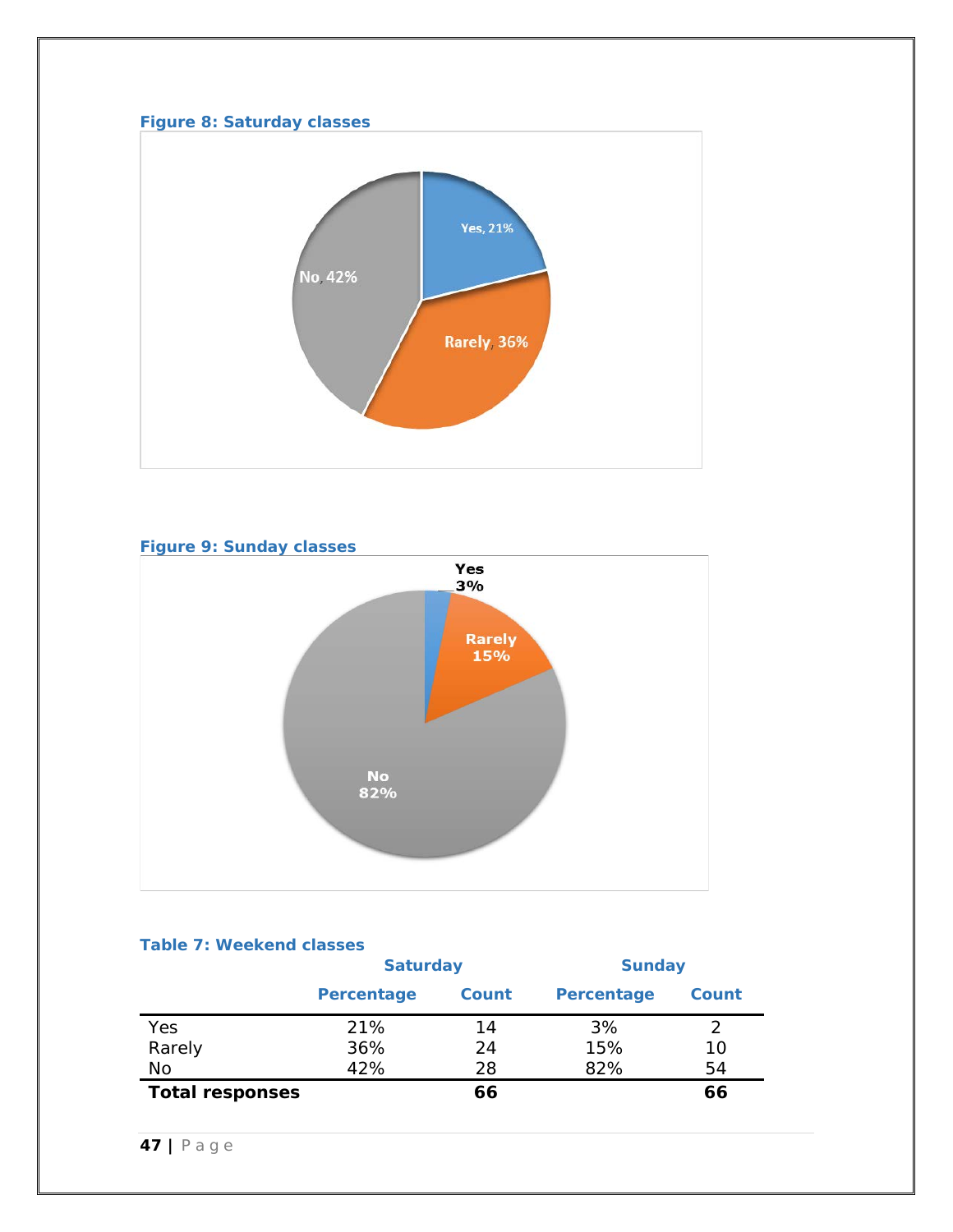**Figure 8: Saturday classes**

Yes, 21%

Rarely, 36%

No, 42%

**Figure 9: Sunday classes**

Yes 3%

Rarely 15%

No 82%

**Table 7: Weekend classes**

| | Saturday | | Sunday | |
|---|---|---|---|---|
| | Percentage | Count | Percentage | Count |
| Yes | 21% | 14 | 3% | 2 |
| Rarely | 36% | 24 | 15% | 10 |
| No | 42% | 28 | 82% | 54 |
| **Total responses** | | **66** | | **66** |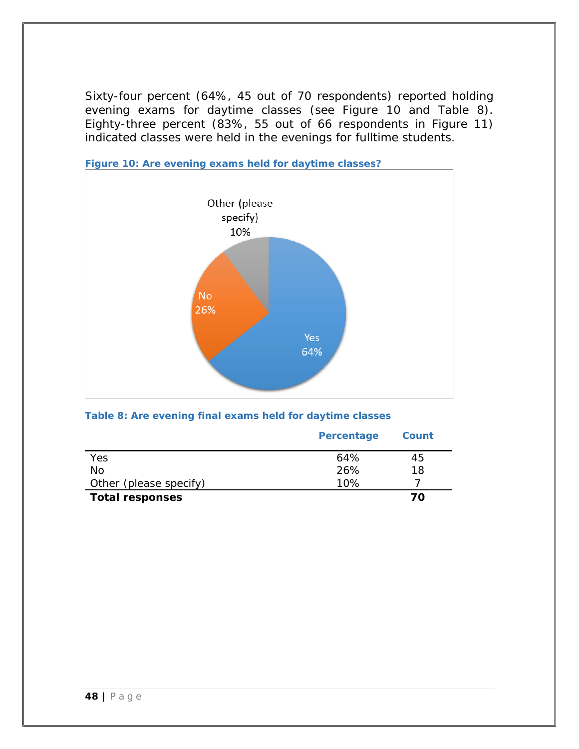Sixty-four percent (64%, 45 out of 70 respondents) reported holding evening exams for daytime classes (see Figure 10 and Table 8). Eighty-three percent (83%, 55 out of 66 respondents in Figure 11) indicated classes were held in the evenings for fulltime students.

**Figure 10: Are evening exams held for daytime classes?**

Other (please specify) 10%

No 26%

Yes 64%

**Table 8: Are evening final exams held for daytime classes**

| | Percentage | Count |
|---|---|---|
| Yes | 64% | 45 |
| No | 26% | 18 |
| Other (please specify) | 10% | 7 |
| **Total responses** | | **70** |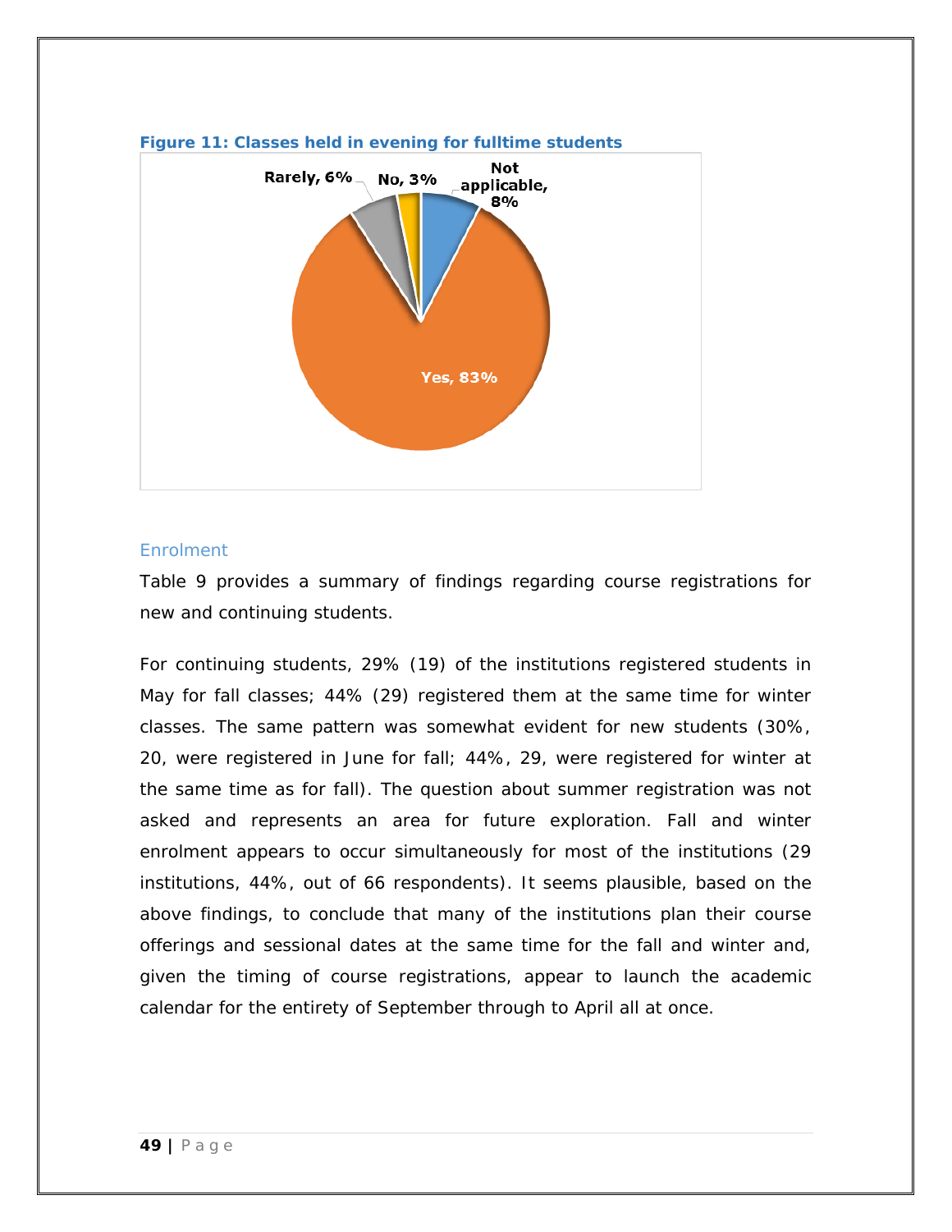**Figure 11: Classes held in evening for fulltime students**

Rarely, 6%
No, 3%
Not applicable, 8%
Yes, 83%

## Enrolment

Table 9 provides a summary of findings regarding course registrations for new and continuing students.

For continuing students, 29% (19) of the institutions registered students in May for fall classes; 44% (29) registered them at the same time for winter classes. The same pattern was somewhat evident for new students (30%, 20, were registered in June for fall; 44%, 29, were registered for winter at the same time as for fall). The question about summer registration was not asked and represents an area for future exploration. Fall and winter enrolment appears to occur simultaneously for most of the institutions (29 institutions, 44%, out of 66 respondents). It seems plausible, based on the above findings, to conclude that many of the institutions plan their course offerings and sessional dates at the same time for the fall and winter and, given the timing of course registrations, appear to launch the academic calendar for the entirety of September through to April all at once.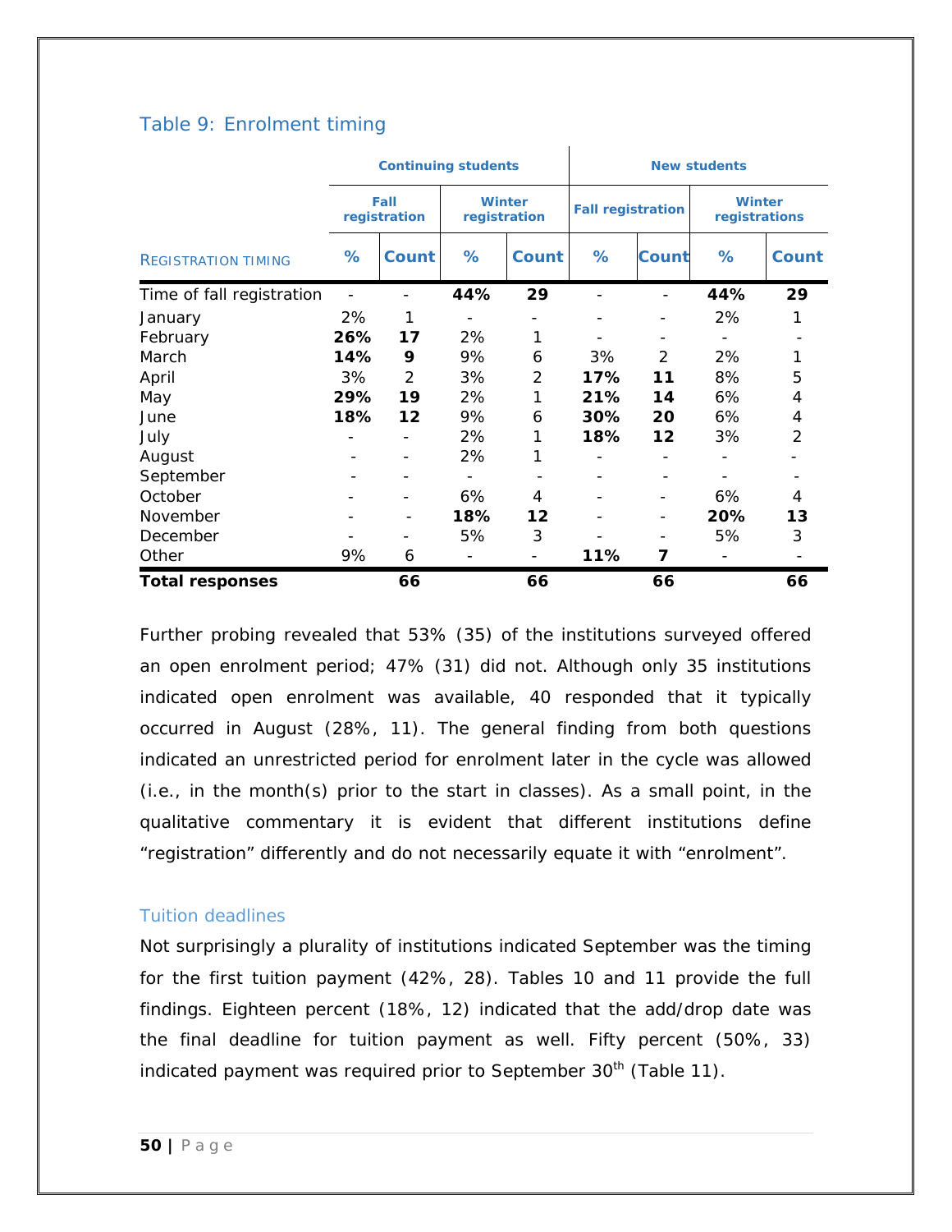### Table 9: Enrolment timing

| | Continuing students | | | | New students | | | |
|---|---|---|---|---|---|---|---|---|
| | Fall registration | | Winter registration | | Fall registration | | Winter registrations | |
| REGISTRATION TIMING | % | Count | % | Count | % | Count | % | Count |
| Time of fall registration | - | - | **44%** | **29** | - | - | **44%** | **29** |
| January | 2% | 1 | - | - | - | - | 2% | 1 |
| February | **26%** | **17** | 2% | 1 | - | - | - | - |
| March | **14%** | **9** | 9% | 6 | 3% | 2 | 2% | 1 |
| April | 3% | 2 | 3% | 2 | **17%** | **11** | 8% | 5 |
| May | **29%** | **19** | 2% | 1 | **21%** | **14** | 6% | 4 |
| June | **18%** | **12** | 9% | 6 | **30%** | **20** | 6% | 4 |
| July | - | - | 2% | 1 | **18%** | **12** | 3% | 2 |
| August | - | - | 2% | 1 | - | - | - | - |
| September | - | - | - | - | - | - | - | - |
| October | - | - | 6% | 4 | - | - | 6% | 4 |
| November | - | - | **18%** | **12** | - | - | **20%** | **13** |
| December | - | - | 5% | 3 | - | - | 5% | 3 |
| Other | 9% | 6 | - | - | **11%** | **7** | - | - |
| **Total responses** | | **66** | | **66** | | **66** | | **66** |

Further probing revealed that 53% (35) of the institutions surveyed offered an open enrolment period; 47% (31) did not. Although only 35 institutions indicated open enrolment was available, 40 responded that it typically occurred in August (28%, 11). The general finding from both questions indicated an unrestricted period for enrolment later in the cycle was allowed (i.e., in the month(s) prior to the start in classes). As a small point, in the qualitative commentary it is evident that different institutions define "registration" differently and do not necessarily equate it with "enrolment".

### Tuition deadlines

Not surprisingly a plurality of institutions indicated September was the timing for the first tuition payment (42%, 28). Tables 10 and 11 provide the full findings. Eighteen percent (18%, 12) indicated that the add/drop date was the final deadline for tuition payment as well. Fifty percent (50%, 33) indicated payment was required prior to September 30th (Table 11).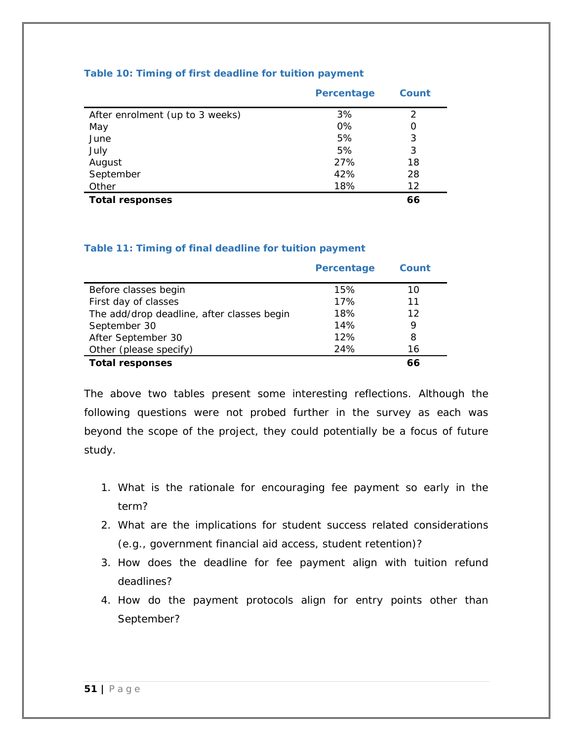**Table 10: Timing of first deadline for tuition payment**

| | Percentage | Count |
|---|---|---|
| After enrolment (up to 3 weeks) | 3% | 2 |
| May | 0% | 0 |
| June | 5% | 3 |
| July | 5% | 3 |
| August | 27% | 18 |
| September | 42% | 28 |
| Other | 18% | 12 |
| **Total responses** | | **66** |

**Table 11: Timing of final deadline for tuition payment**

| | Percentage | Count |
|---|---|---|
| Before classes begin | 15% | 10 |
| First day of classes | 17% | 11 |
| The add/drop deadline, after classes begin | 18% | 12 |
| September 30 | 14% | 9 |
| After September 30 | 12% | 8 |
| Other (please specify) | 24% | 16 |
| **Total responses** | | **66** |

The above two tables present some interesting reflections. Although the following questions were not probed further in the survey as each was beyond the scope of the project, they could potentially be a focus of future study.

1. What is the rationale for encouraging fee payment so early in the term?
2. What are the implications for student success related considerations (e.g., government financial aid access, student retention)?
3. How does the deadline for fee payment align with tuition refund deadlines?
4. How do the payment protocols align for entry points other than September?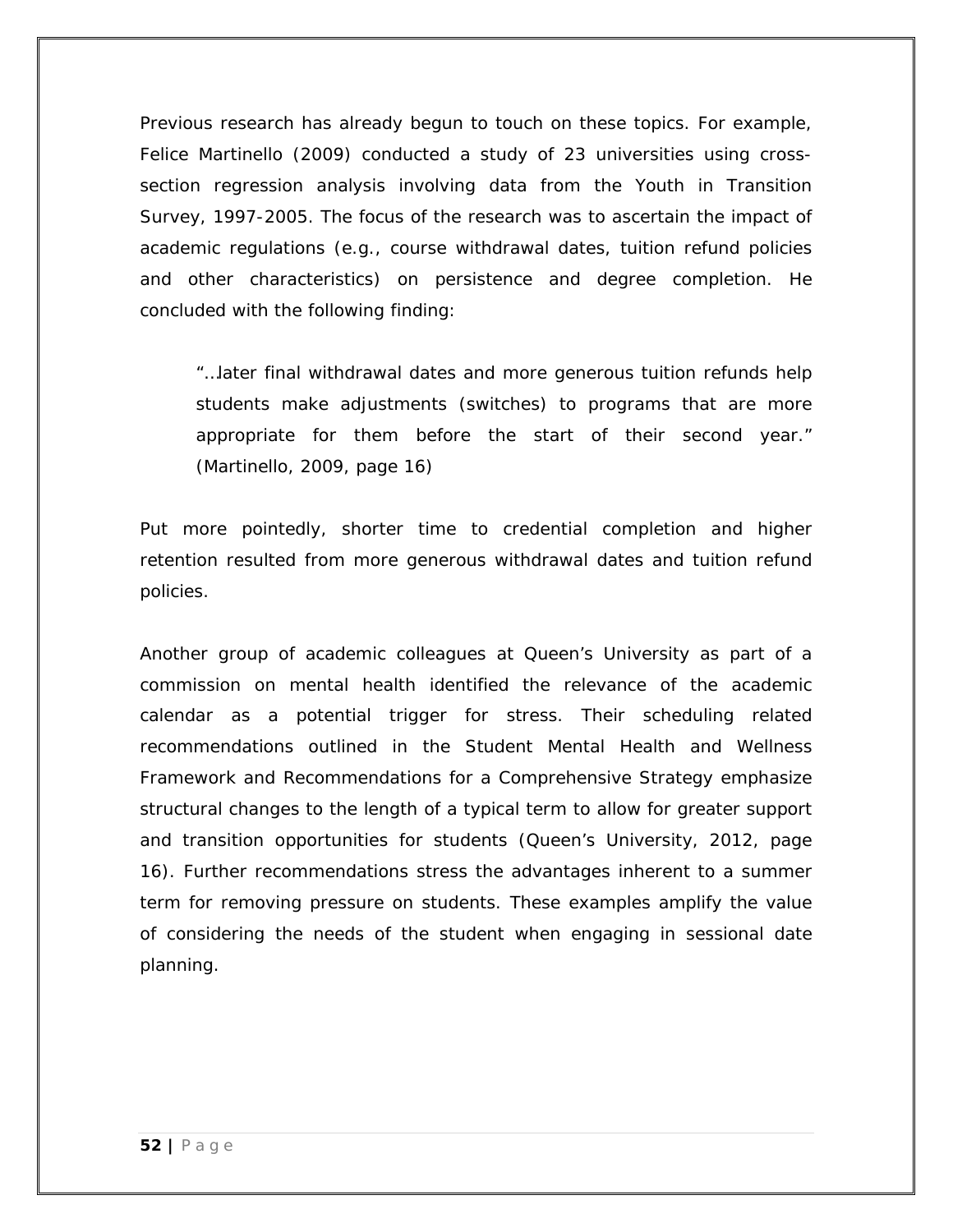Previous research has already begun to touch on these topics. For example, Felice Martinello (2009) conducted a study of 23 universities using cross-section regression analysis involving data from the Youth in Transition Survey, 1997-2005. The focus of the research was to ascertain the impact of academic regulations (e.g., course withdrawal dates, tuition refund policies and other characteristics) on persistence and degree completion. He concluded with the following finding:

> "…later final withdrawal dates and more generous tuition refunds help students make adjustments (switches) to programs that are more appropriate for them before the start of their second year." (Martinello, 2009, page 16)

Put more pointedly, shorter time to credential completion and higher retention resulted from more generous withdrawal dates and tuition refund policies.

Another group of academic colleagues at Queen's University as part of a commission on mental health identified the relevance of the academic calendar as a potential trigger for stress. Their scheduling related recommendations outlined in the Student Mental Health and Wellness Framework and Recommendations for a Comprehensive Strategy emphasize structural changes to the length of a typical term to allow for greater support and transition opportunities for students (Queen's University, 2012, page 16). Further recommendations stress the advantages inherent to a summer term for removing pressure on students. These examples amplify the value of considering the needs of the student when engaging in sessional date planning.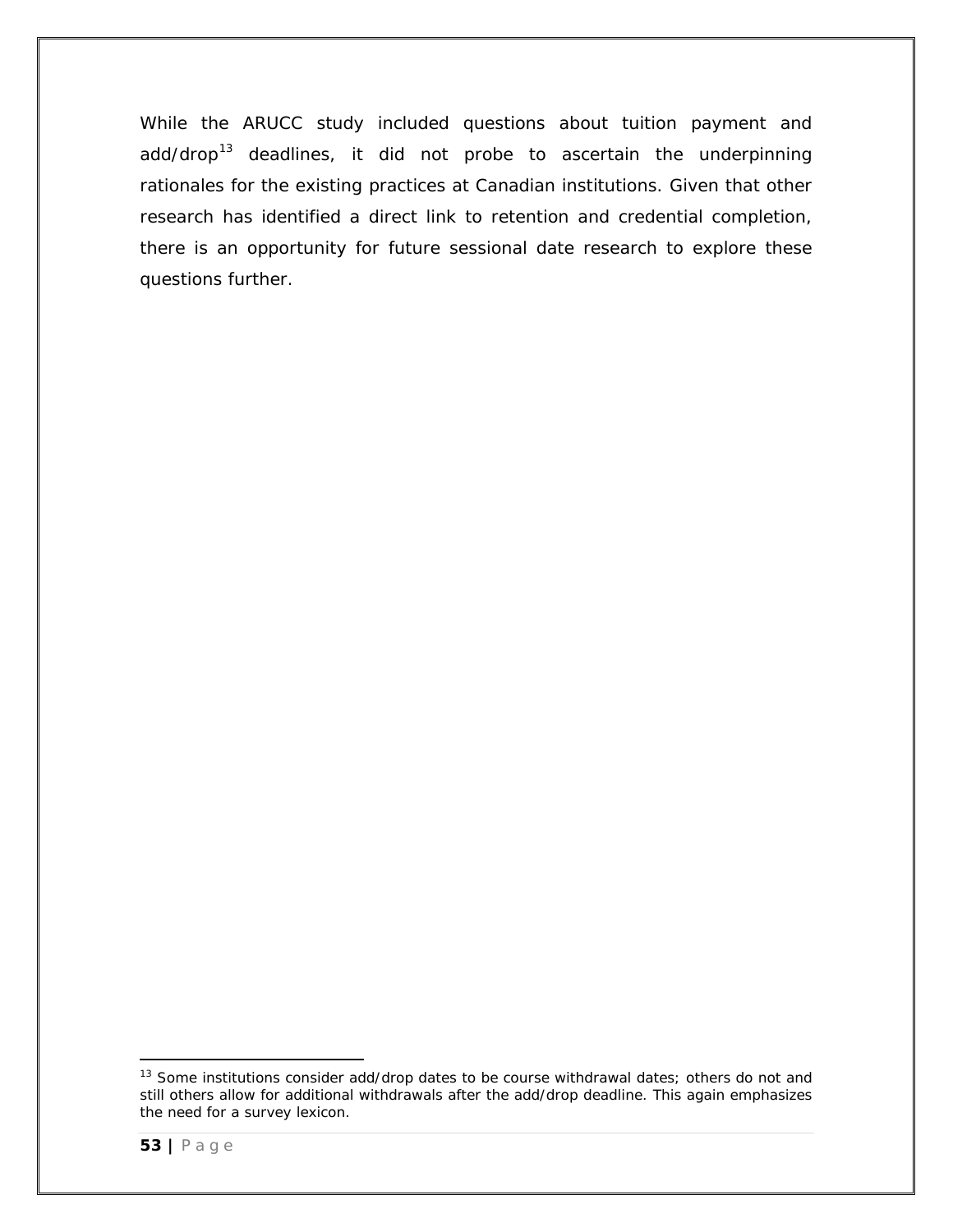While the ARUCC study included questions about tuition payment and add/drop[13] deadlines, it did not probe to ascertain the underpinning rationales for the existing practices at Canadian institutions. Given that other research has identified a direct link to retention and credential completion, there is an opportunity for future sessional date research to explore these questions further.

[13] Some institutions consider add/drop dates to be course withdrawal dates; others do not and still others allow for additional withdrawals after the add/drop deadline. This again emphasizes the need for a survey lexicon.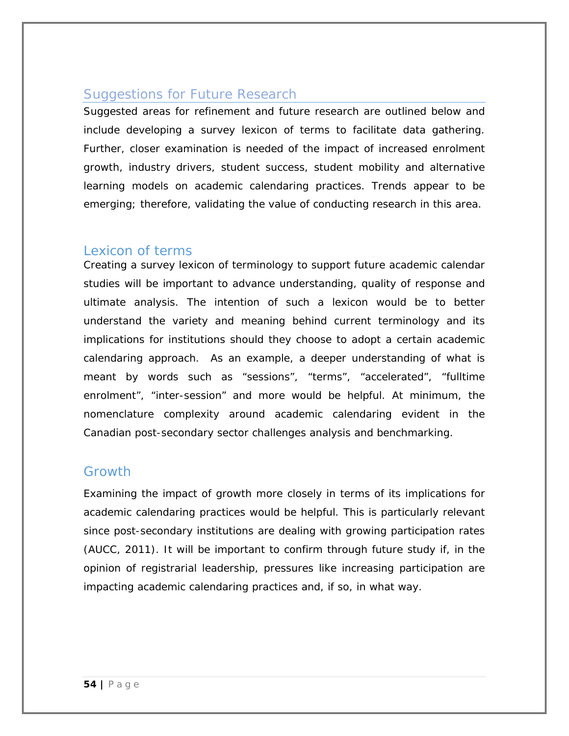## Suggestions for Future Research

Suggested areas for refinement and future research are outlined below and include developing a survey lexicon of terms to facilitate data gathering. Further, closer examination is needed of the impact of increased enrolment growth, industry drivers, student success, student mobility and alternative learning models on academic calendaring practices. Trends appear to be emerging; therefore, validating the value of conducting research in this area.

### Lexicon of terms

Creating a survey lexicon of terminology to support future academic calendar studies will be important to advance understanding, quality of response and ultimate analysis. The intention of such a lexicon would be to better understand the variety and meaning behind current terminology and its implications for institutions should they choose to adopt a certain academic calendaring approach. As an example, a deeper understanding of what is meant by words such as “sessions”, “terms”, “accelerated”, “fulltime enrolment”, “inter-session” and more would be helpful. At minimum, the nomenclature complexity around academic calendaring evident in the Canadian post-secondary sector challenges analysis and benchmarking.

### Growth

Examining the impact of growth more closely in terms of its implications for academic calendaring practices would be helpful. This is particularly relevant since post-secondary institutions are dealing with growing participation rates (AUCC, 2011). It will be important to confirm through future study if, in the opinion of registrarial leadership, pressures like increasing participation are impacting academic calendaring practices and, if so, in what way.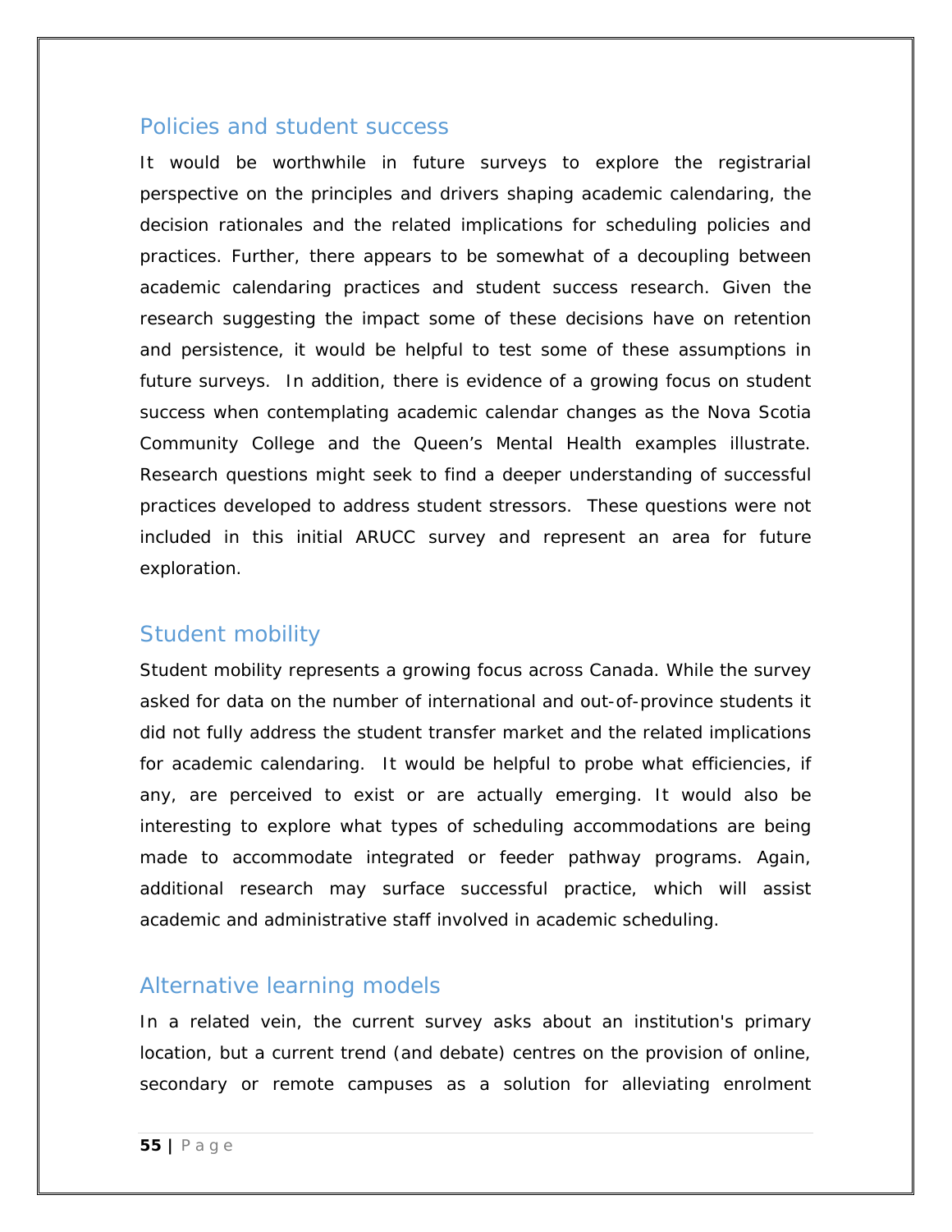## Policies and student success

It would be worthwhile in future surveys to explore the registrarial perspective on the principles and drivers shaping academic calendaring, the decision rationales and the related implications for scheduling policies and practices. Further, there appears to be somewhat of a decoupling between academic calendaring practices and student success research. Given the research suggesting the impact some of these decisions have on retention and persistence, it would be helpful to test some of these assumptions in future surveys. In addition, there is evidence of a growing focus on student success when contemplating academic calendar changes as the Nova Scotia Community College and the Queen's Mental Health examples illustrate. Research questions might seek to find a deeper understanding of successful practices developed to address student stressors. These questions were not included in this initial ARUCC survey and represent an area for future exploration.

## Student mobility

Student mobility represents a growing focus across Canada. While the survey asked for data on the number of international and out-of-province students it did not fully address the student transfer market and the related implications for academic calendaring. It would be helpful to probe what efficiencies, if any, are perceived to exist or are actually emerging. It would also be interesting to explore what types of scheduling accommodations are being made to accommodate integrated or feeder pathway programs. Again, additional research may surface successful practice, which will assist academic and administrative staff involved in academic scheduling.

## Alternative learning models

In a related vein, the current survey asks about an institution's primary location, but a current trend (and debate) centres on the provision of online, secondary or remote campuses as a solution for alleviating enrolment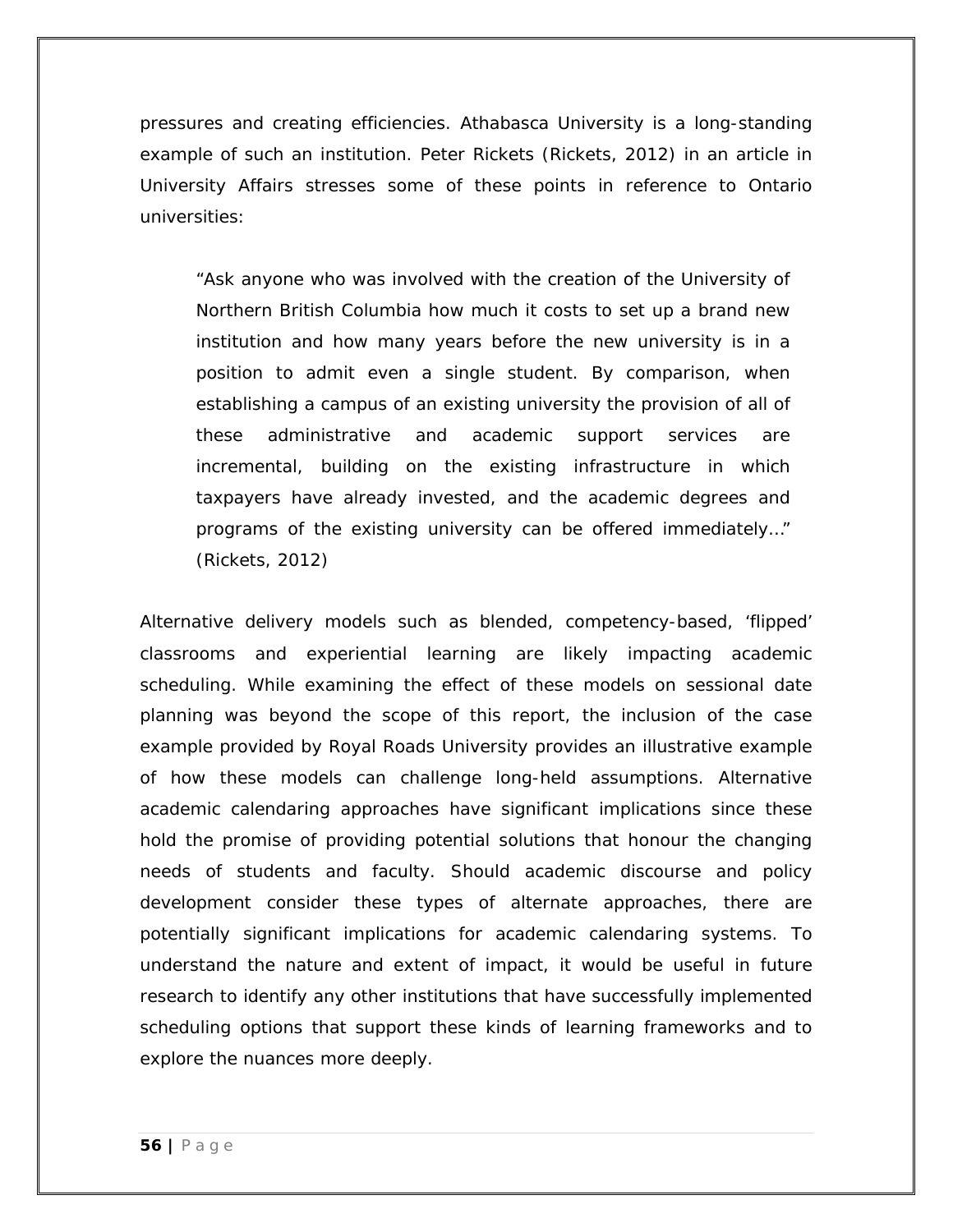pressures and creating efficiencies. Athabasca University is a long-standing example of such an institution. Peter Rickets (Rickets, 2012) in an article in University Affairs stresses some of these points in reference to Ontario universities:

> "Ask anyone who was involved with the creation of the University of Northern British Columbia how much it costs to set up a brand new institution and how many years before the new university is in a position to admit even a single student. By comparison, when establishing a campus of an existing university the provision of all of these administrative and academic support services are incremental, building on the existing infrastructure in which taxpayers have already invested, and the academic degrees and programs of the existing university can be offered immediately…" (Rickets, 2012)

Alternative delivery models such as blended, competency-based, 'flipped' classrooms and experiential learning are likely impacting academic scheduling. While examining the effect of these models on sessional date planning was beyond the scope of this report, the inclusion of the case example provided by Royal Roads University provides an illustrative example of how these models can challenge long-held assumptions. Alternative academic calendaring approaches have significant implications since these hold the promise of providing potential solutions that honour the changing needs of students and faculty. Should academic discourse and policy development consider these types of alternate approaches, there are potentially significant implications for academic calendaring systems. To understand the nature and extent of impact, it would be useful in future research to identify any other institutions that have successfully implemented scheduling options that support these kinds of learning frameworks and to explore the nuances more deeply.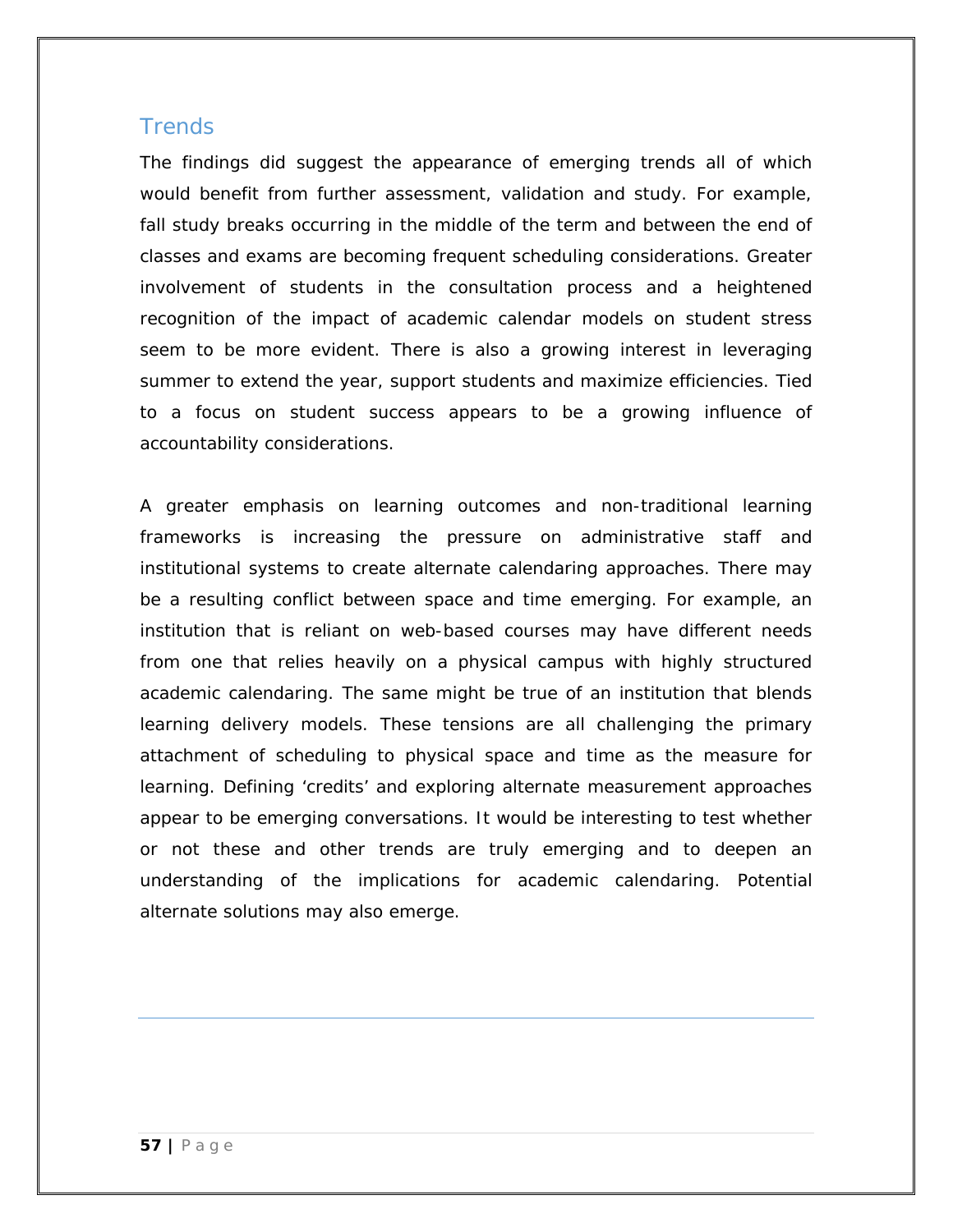## Trends

The findings did suggest the appearance of emerging trends all of which would benefit from further assessment, validation and study. For example, fall study breaks occurring in the middle of the term and between the end of classes and exams are becoming frequent scheduling considerations. Greater involvement of students in the consultation process and a heightened recognition of the impact of academic calendar models on student stress seem to be more evident. There is also a growing interest in leveraging summer to extend the year, support students and maximize efficiencies. Tied to a focus on student success appears to be a growing influence of accountability considerations.

A greater emphasis on learning outcomes and non-traditional learning frameworks is increasing the pressure on administrative staff and institutional systems to create alternate calendaring approaches. There may be a resulting conflict between space and time emerging. For example, an institution that is reliant on web-based courses may have different needs from one that relies heavily on a physical campus with highly structured academic calendaring. The same might be true of an institution that blends learning delivery models. These tensions are all challenging the primary attachment of scheduling to physical space and time as the measure for learning. Defining 'credits' and exploring alternate measurement approaches appear to be emerging conversations. It would be interesting to test whether or not these and other trends are truly emerging and to deepen an understanding of the implications for academic calendaring. Potential alternate solutions may also emerge.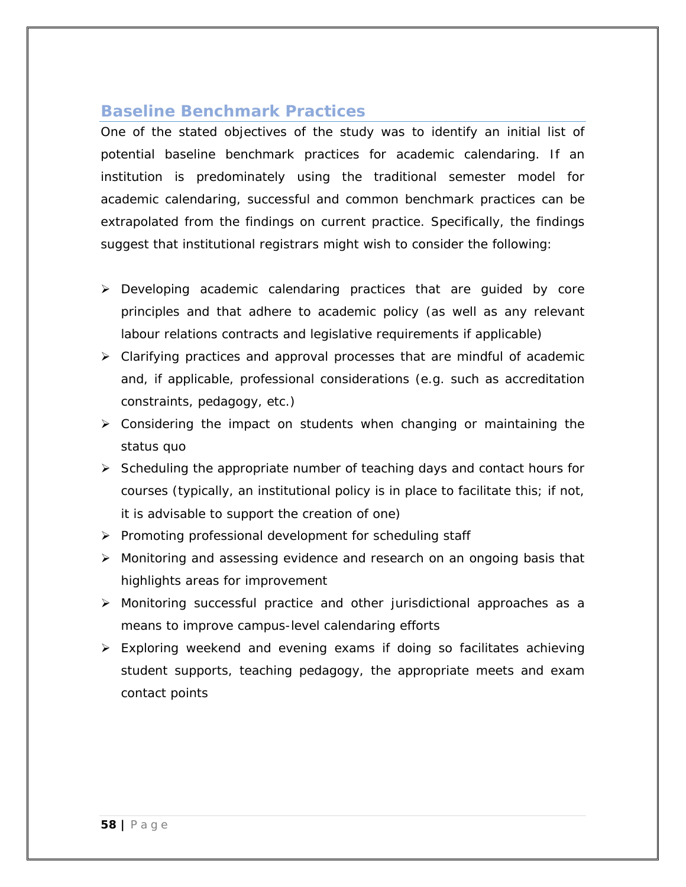## Baseline Benchmark Practices

One of the stated objectives of the study was to identify an initial list of potential baseline benchmark practices for academic calendaring. If an institution is predominately using the traditional semester model for academic calendaring, successful and common benchmark practices can be extrapolated from the findings on current practice. Specifically, the findings suggest that institutional registrars might wish to consider the following:

- Developing academic calendaring practices that are guided by core principles and that adhere to academic policy (as well as any relevant labour relations contracts and legislative requirements if applicable)
- Clarifying practices and approval processes that are mindful of academic and, if applicable, professional considerations (e.g. such as accreditation constraints, pedagogy, etc.)
- Considering the impact on students when changing or maintaining the status quo
- Scheduling the appropriate number of teaching days and contact hours for courses (typically, an institutional policy is in place to facilitate this; if not, it is advisable to support the creation of one)
- Promoting professional development for scheduling staff
- Monitoring and assessing evidence and research on an ongoing basis that highlights areas for improvement
- Monitoring successful practice and other jurisdictional approaches as a means to improve campus-level calendaring efforts
- Exploring weekend and evening exams if doing so facilitates achieving student supports, teaching pedagogy, the appropriate meets and exam contact points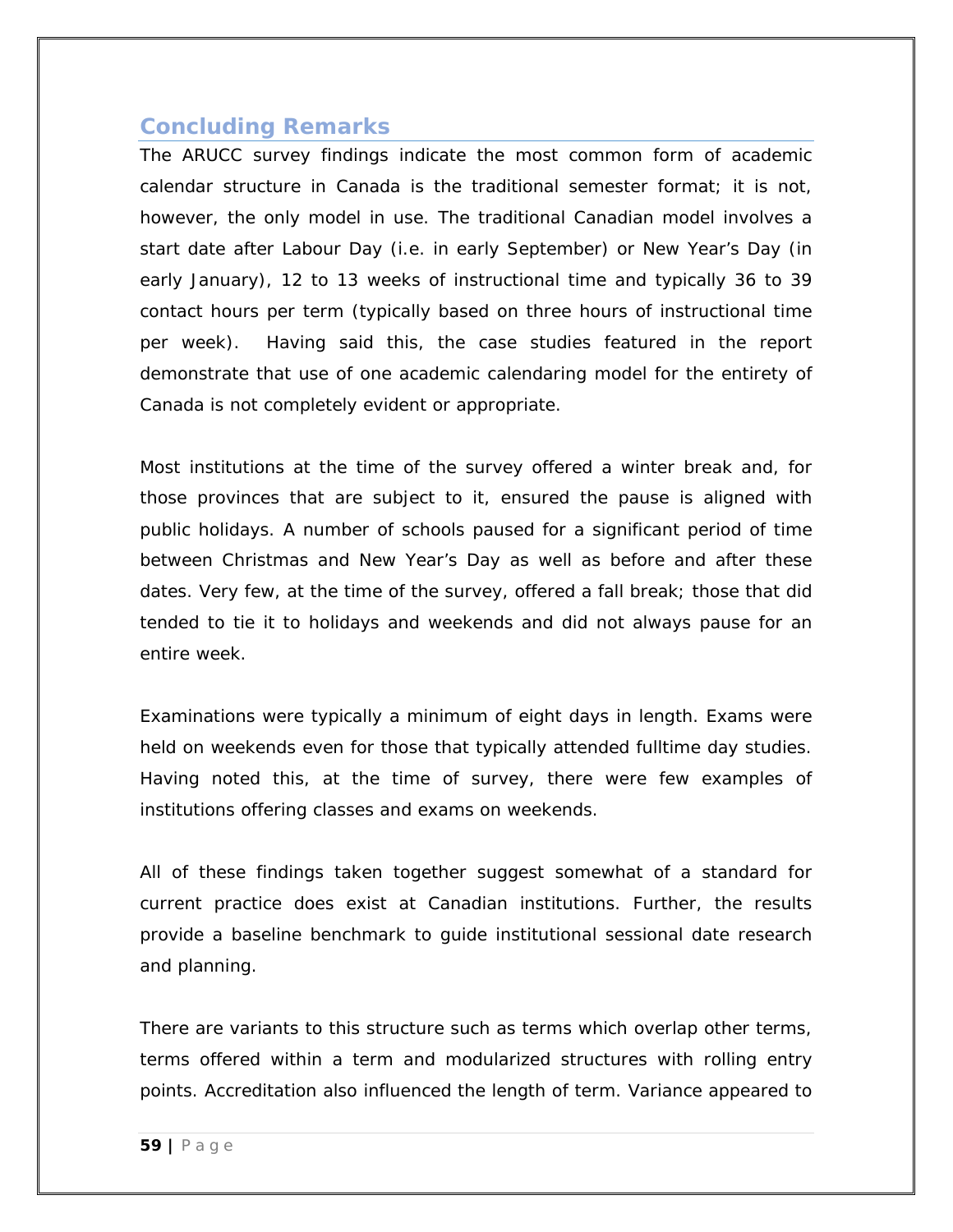## Concluding Remarks

The ARUCC survey findings indicate the most common form of academic calendar structure in Canada is the traditional semester format; it is not, however, the only model in use. The traditional Canadian model involves a start date after Labour Day (i.e. in early September) or New Year's Day (in early January), 12 to 13 weeks of instructional time and typically 36 to 39 contact hours per term (typically based on three hours of instructional time per week). Having said this, the case studies featured in the report demonstrate that use of one academic calendaring model for the entirety of Canada is not completely evident or appropriate.

Most institutions at the time of the survey offered a winter break and, for those provinces that are subject to it, ensured the pause is aligned with public holidays. A number of schools paused for a significant period of time between Christmas and New Year's Day as well as before and after these dates. Very few, at the time of the survey, offered a fall break; those that did tended to tie it to holidays and weekends and did not always pause for an entire week.

Examinations were typically a minimum of eight days in length. Exams were held on weekends even for those that typically attended fulltime day studies. Having noted this, at the time of survey, there were few examples of institutions offering classes and exams on weekends.

All of these findings taken together suggest somewhat of a standard for current practice does exist at Canadian institutions. Further, the results provide a baseline benchmark to guide institutional sessional date research and planning.

There are variants to this structure such as terms which overlap other terms, terms offered within a term and modularized structures with rolling entry points. Accreditation also influenced the length of term. Variance appeared to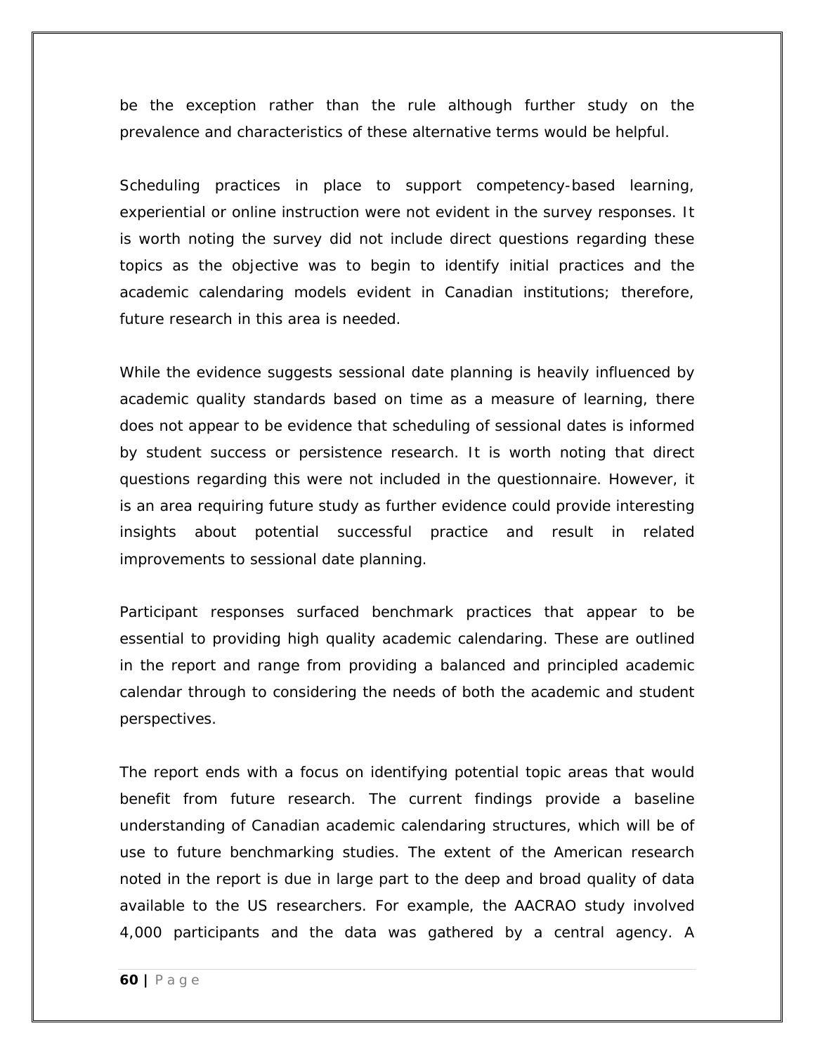be the exception rather than the rule although further study on the prevalence and characteristics of these alternative terms would be helpful.

Scheduling practices in place to support competency-based learning, experiential or online instruction were not evident in the survey responses. It is worth noting the survey did not include direct questions regarding these topics as the objective was to begin to identify initial practices and the academic calendaring models evident in Canadian institutions; therefore, future research in this area is needed.

While the evidence suggests sessional date planning is heavily influenced by academic quality standards based on time as a measure of learning, there does not appear to be evidence that scheduling of sessional dates is informed by student success or persistence research. It is worth noting that direct questions regarding this were not included in the questionnaire. However, it is an area requiring future study as further evidence could provide interesting insights about potential successful practice and result in related improvements to sessional date planning.

Participant responses surfaced benchmark practices that appear to be essential to providing high quality academic calendaring. These are outlined in the report and range from providing a balanced and principled academic calendar through to considering the needs of both the academic and student perspectives.

The report ends with a focus on identifying potential topic areas that would benefit from future research. The current findings provide a baseline understanding of Canadian academic calendaring structures, which will be of use to future benchmarking studies. The extent of the American research noted in the report is due in large part to the deep and broad quality of data available to the US researchers. For example, the AACRAO study involved 4,000 participants and the data was gathered by a central agency. A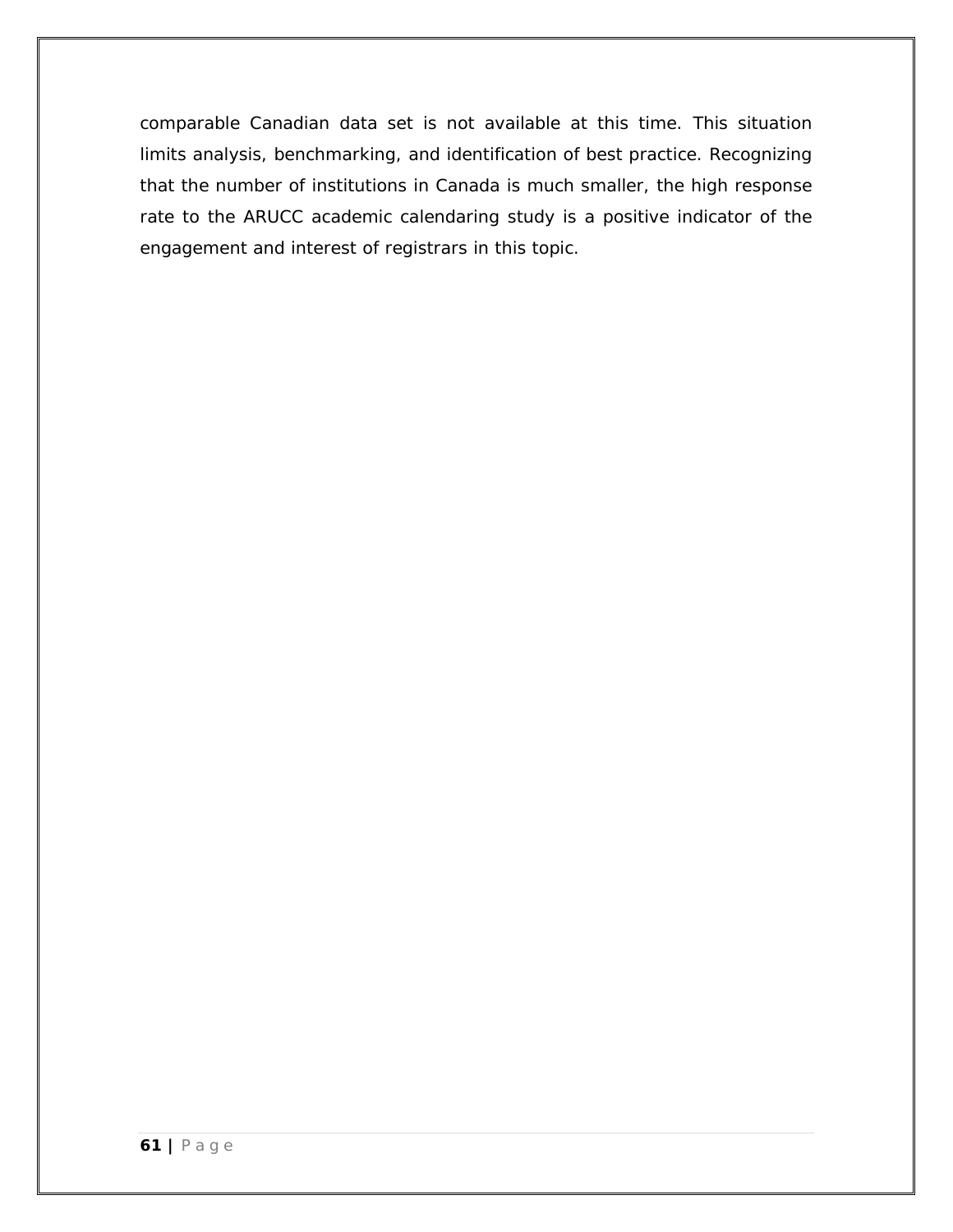comparable Canadian data set is not available at this time. This situation limits analysis, benchmarking, and identification of best practice. Recognizing that the number of institutions in Canada is much smaller, the high response rate to the ARUCC academic calendaring study is a positive indicator of the engagement and interest of registrars in this topic.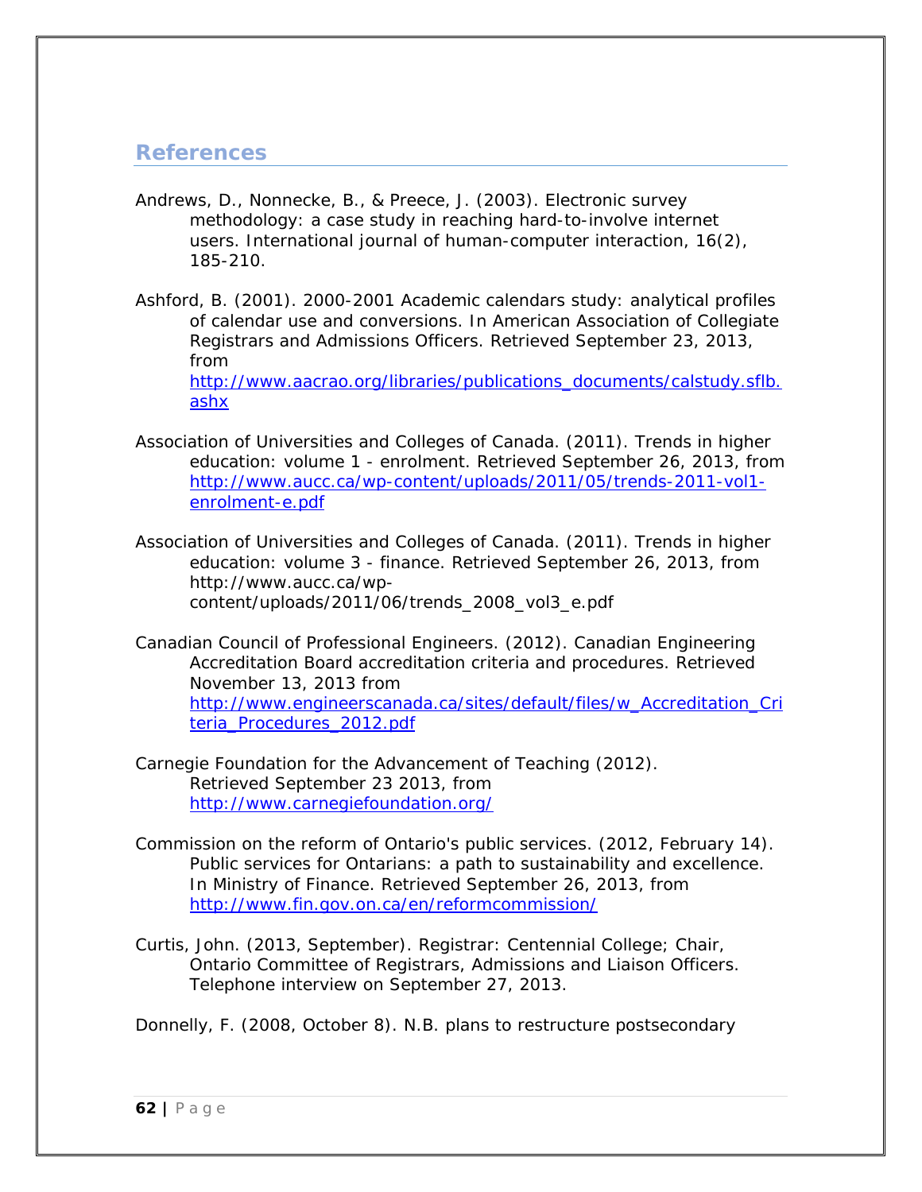## References

Andrews, D., Nonnecke, B., & Preece, J. (2003). Electronic survey methodology: a case study in reaching hard-to-involve internet users. International journal of human-computer interaction, 16(2), 185-210.

Ashford, B. (2001). 2000-2001 Academic calendars study: analytical profiles of calendar use and conversions. In American Association of Collegiate Registrars and Admissions Officers. Retrieved September 23, 2013, from http://www.aacrao.org/libraries/publications_documents/calstudy.sflb.ashx

Association of Universities and Colleges of Canada. (2011). Trends in higher education: volume 1 - enrolment. Retrieved September 26, 2013, from http://www.aucc.ca/wp-content/uploads/2011/05/trends-2011-vol1-enrolment-e.pdf

Association of Universities and Colleges of Canada. (2011). Trends in higher education: volume 3 - finance. Retrieved September 26, 2013, from http://www.aucc.ca/wp-content/uploads/2011/06/trends_2008_vol3_e.pdf

Canadian Council of Professional Engineers. (2012). Canadian Engineering Accreditation Board accreditation criteria and procedures. Retrieved November 13, 2013 from http://www.engineerscanada.ca/sites/default/files/w_Accreditation_Criteria_Procedures_2012.pdf

Carnegie Foundation for the Advancement of Teaching (2012). Retrieved September 23 2013, from http://www.carnegiefoundation.org/

Commission on the reform of Ontario's public services. (2012, February 14). Public services for Ontarians: a path to sustainability and excellence. In Ministry of Finance. Retrieved September 26, 2013, from http://www.fin.gov.on.ca/en/reformcommission/

Curtis, John. (2013, September). Registrar: Centennial College; Chair, Ontario Committee of Registrars, Admissions and Liaison Officers. Telephone interview on September 27, 2013.

Donnelly, F. (2008, October 8). N.B. plans to restructure postsecondary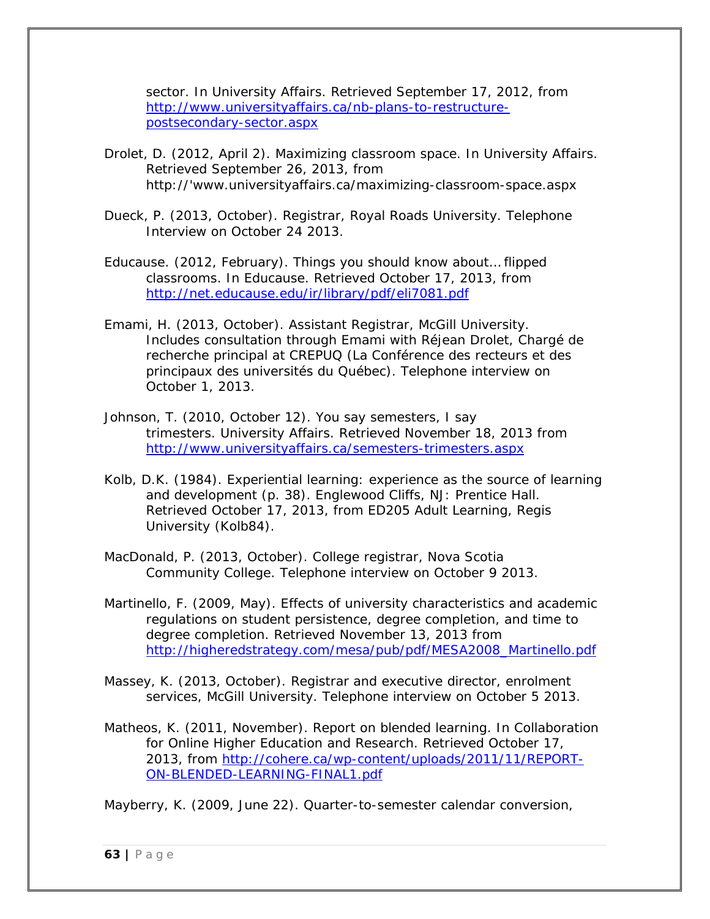sector. In University Affairs. Retrieved September 17, 2012, from http://www.universityaffairs.ca/nb-plans-to-restructure-postsecondary-sector.aspx

Drolet, D. (2012, April 2). Maximizing classroom space. In University Affairs. Retrieved September 26, 2013, from http://'www.universityaffairs.ca/maximizing-classroom-space.aspx

Dueck, P. (2013, October). Registrar, Royal Roads University. Telephone Interview on October 24 2013.

Educause. (2012, February). Things you should know about… flipped classrooms. In Educause. Retrieved October 17, 2013, from http://net.educause.edu/ir/library/pdf/eli7081.pdf

Emami, H. (2013, October). Assistant Registrar, McGill University. Includes consultation through Emami with Réjean Drolet, Chargé de recherche principal at CREPUQ (La Conférence des recteurs et des principaux des universités du Québec). Telephone interview on October 1, 2013.

Johnson, T. (2010, October 12). You say semesters, I say trimesters. University Affairs. Retrieved November 18, 2013 from http://www.universityaffairs.ca/semesters-trimesters.aspx

Kolb, D.K. (1984). Experiential learning: experience as the source of learning and development (p. 38). Englewood Cliffs, NJ: Prentice Hall. Retrieved October 17, 2013, from ED205 Adult Learning, Regis University (Kolb84).

MacDonald, P. (2013, October). College registrar, Nova Scotia Community College. Telephone interview on October 9 2013.

Martinello, F. (2009, May). Effects of university characteristics and academic regulations on student persistence, degree completion, and time to degree completion. Retrieved November 13, 2013 from http://higheredstrategy.com/mesa/pub/pdf/MESA2008_Martinello.pdf

Massey, K. (2013, October). Registrar and executive director, enrolment services, McGill University. Telephone interview on October 5 2013.

Matheos, K. (2011, November). Report on blended learning. In Collaboration for Online Higher Education and Research. Retrieved October 17, 2013, from http://cohere.ca/wp-content/uploads/2011/11/REPORT-ON-BLENDED-LEARNING-FINAL1.pdf

Mayberry, K. (2009, June 22). Quarter-to-semester calendar conversion,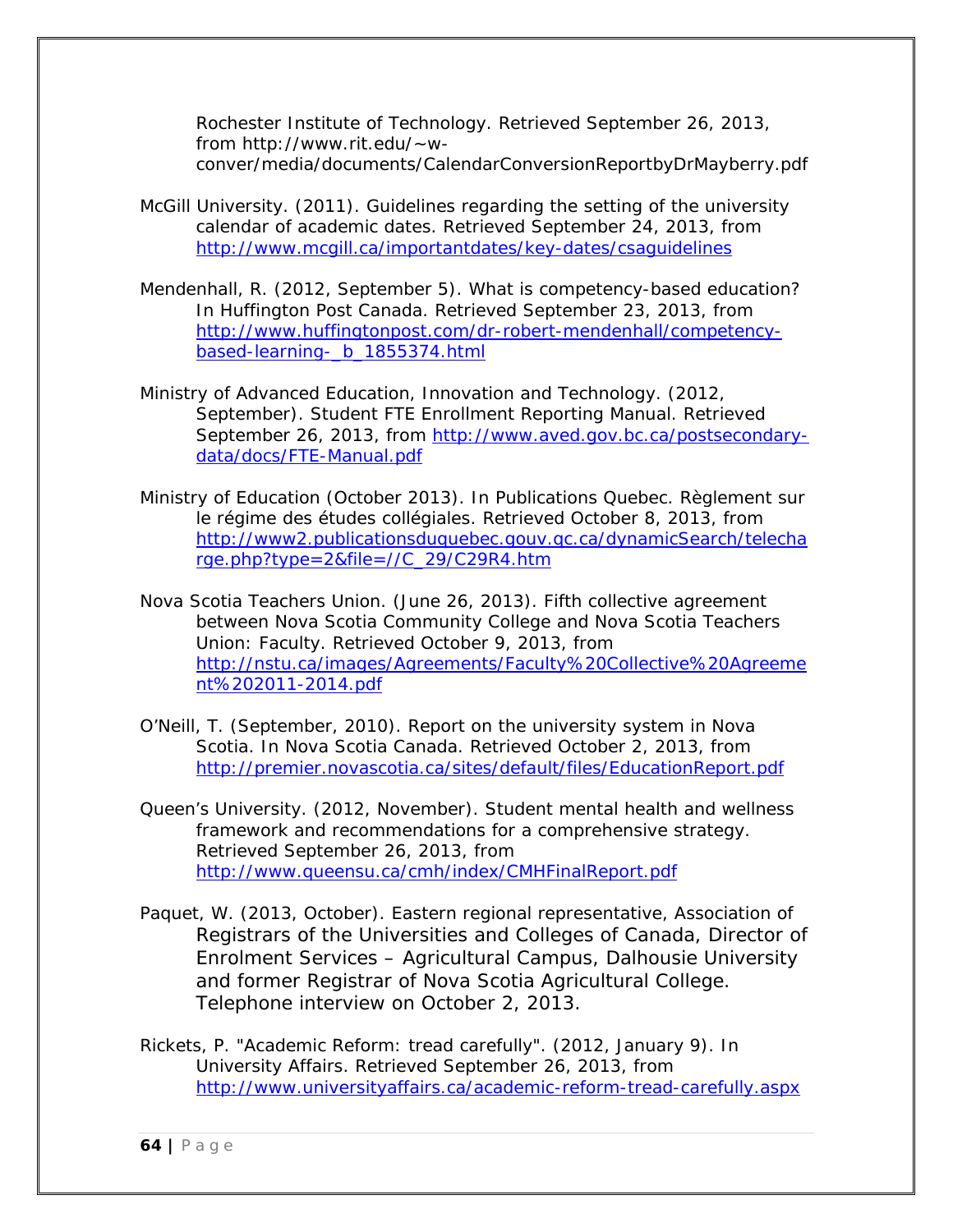Rochester Institute of Technology. Retrieved September 26, 2013, from http://www.rit.edu/~w-conver/media/documents/CalendarConversionReportbyDrMayberry.pdf

McGill University. (2011). Guidelines regarding the setting of the university calendar of academic dates. Retrieved September 24, 2013, from http://www.mcgill.ca/importantdates/key-dates/csaguidelines

Mendenhall, R. (2012, September 5). What is competency-based education? In Huffington Post Canada. Retrieved September 23, 2013, from http://www.huffingtonpost.com/dr-robert-mendenhall/competency-based-learning-_b_1855374.html

Ministry of Advanced Education, Innovation and Technology. (2012, September). Student FTE Enrollment Reporting Manual. Retrieved September 26, 2013, from http://www.aved.gov.bc.ca/postsecondary-data/docs/FTE-Manual.pdf

Ministry of Education (October 2013). In Publications Quebec. Règlement sur le régime des études collégiales. Retrieved October 8, 2013, from http://www2.publicationsduquebec.gouv.qc.ca/dynamicSearch/telecharge.php?type=2&file=//C_29/C29R4.htm

Nova Scotia Teachers Union. (June 26, 2013). Fifth collective agreement between Nova Scotia Community College and Nova Scotia Teachers Union: Faculty. Retrieved October 9, 2013, from http://nstu.ca/images/Agreements/Faculty%20Collective%20Agreement%202011-2014.pdf

O'Neill, T. (September, 2010). Report on the university system in Nova Scotia. In Nova Scotia Canada. Retrieved October 2, 2013, from http://premier.novascotia.ca/sites/default/files/EducationReport.pdf

Queen's University. (2012, November). Student mental health and wellness framework and recommendations for a comprehensive strategy. Retrieved September 26, 2013, from http://www.queensu.ca/cmh/index/CMHFinalReport.pdf

Paquet, W. (2013, October). Eastern regional representative, Association of Registrars of the Universities and Colleges of Canada, Director of Enrolment Services – Agricultural Campus, Dalhousie University and former Registrar of Nova Scotia Agricultural College. Telephone interview on October 2, 2013.

Rickets, P. "Academic Reform: tread carefully". (2012, January 9). In University Affairs. Retrieved September 26, 2013, from http://www.universityaffairs.ca/academic-reform-tread-carefully.aspx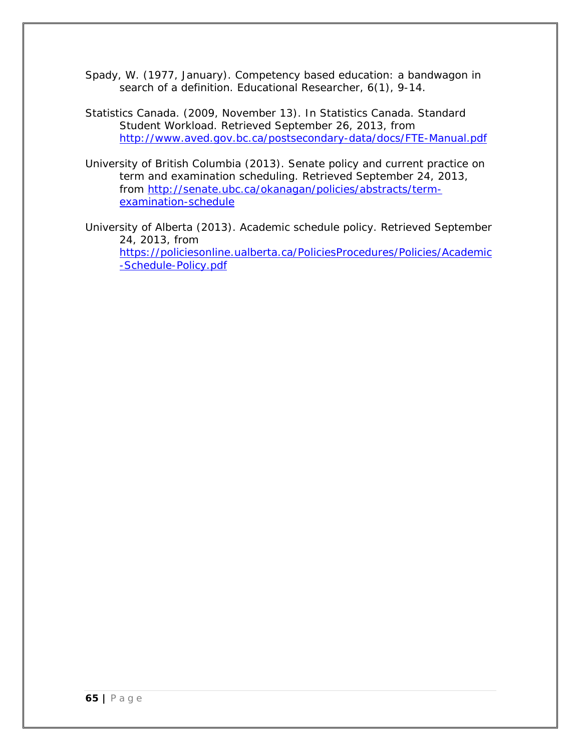Spady, W. (1977, January). Competency based education: a bandwagon in search of a definition. Educational Researcher, 6(1), 9-14.

Statistics Canada. (2009, November 13). In Statistics Canada. Standard Student Workload. Retrieved September 26, 2013, from http://www.aved.gov.bc.ca/postsecondary-data/docs/FTE-Manual.pdf

University of British Columbia (2013). Senate policy and current practice on term and examination scheduling. Retrieved September 24, 2013, from http://senate.ubc.ca/okanagan/policies/abstracts/term-examination-schedule

University of Alberta (2013). Academic schedule policy. Retrieved September 24, 2013, from https://policiesonline.ualberta.ca/PoliciesProcedures/Policies/Academic-Schedule-Policy.pdf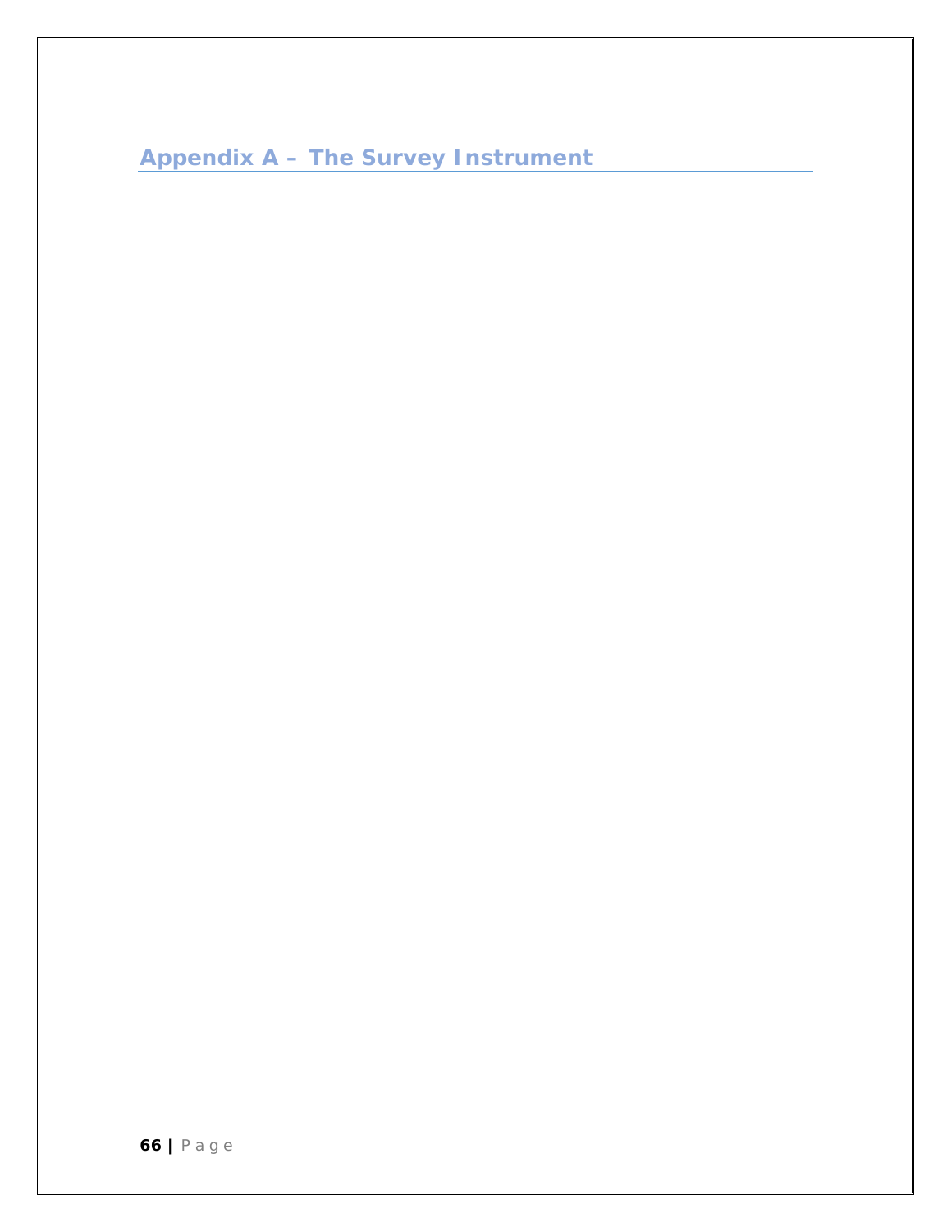## Appendix A – The Survey Instrument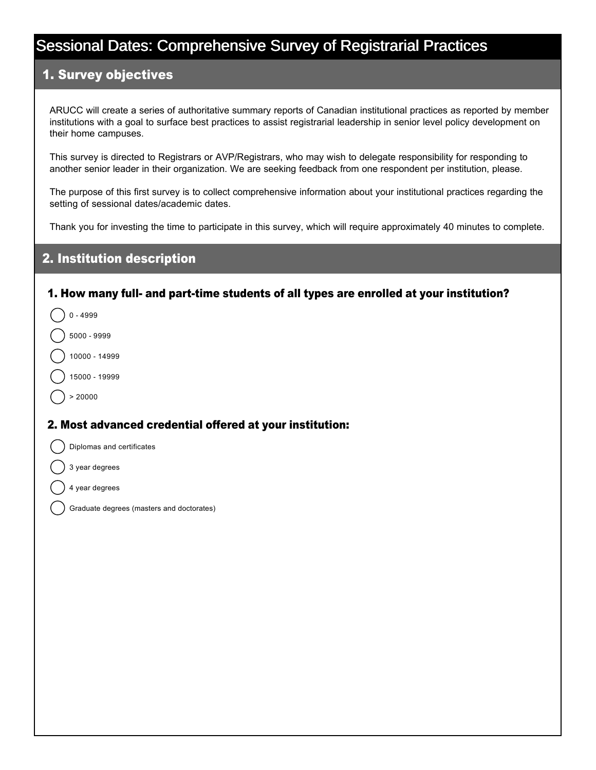# Sessional Dates: Comprehensive Survey of Registrarial Practices

## 1. Survey objectives

ARUCC will create a series of authoritative summary reports of Canadian institutional practices as reported by member institutions with a goal to surface best practices to assist registrarial leadership in senior level policy development on their home campuses.

This survey is directed to Registrars or AVP/Registrars, who may wish to delegate responsibility for responding to another senior leader in their organization. We are seeking feedback from one respondent per institution, please.

The purpose of this first survey is to collect comprehensive information about your institutional practices regarding the setting of sessional dates/academic dates.

Thank you for investing the time to participate in this survey, which will require approximately 40 minutes to complete.

## 2. Institution description

### 1. How many full- and part-time students of all types are enrolled at your institution?

- ◯ 0 - 4999
- ◯ 5000 - 9999
- ◯ 10000 - 14999
- ◯ 15000 - 19999
- ◯ > 20000

### 2. Most advanced credential offered at your institution:

- ◯ Diplomas and certificates
- ◯ 3 year degrees
- ◯ 4 year degrees
- ◯ Graduate degrees (masters and doctorates)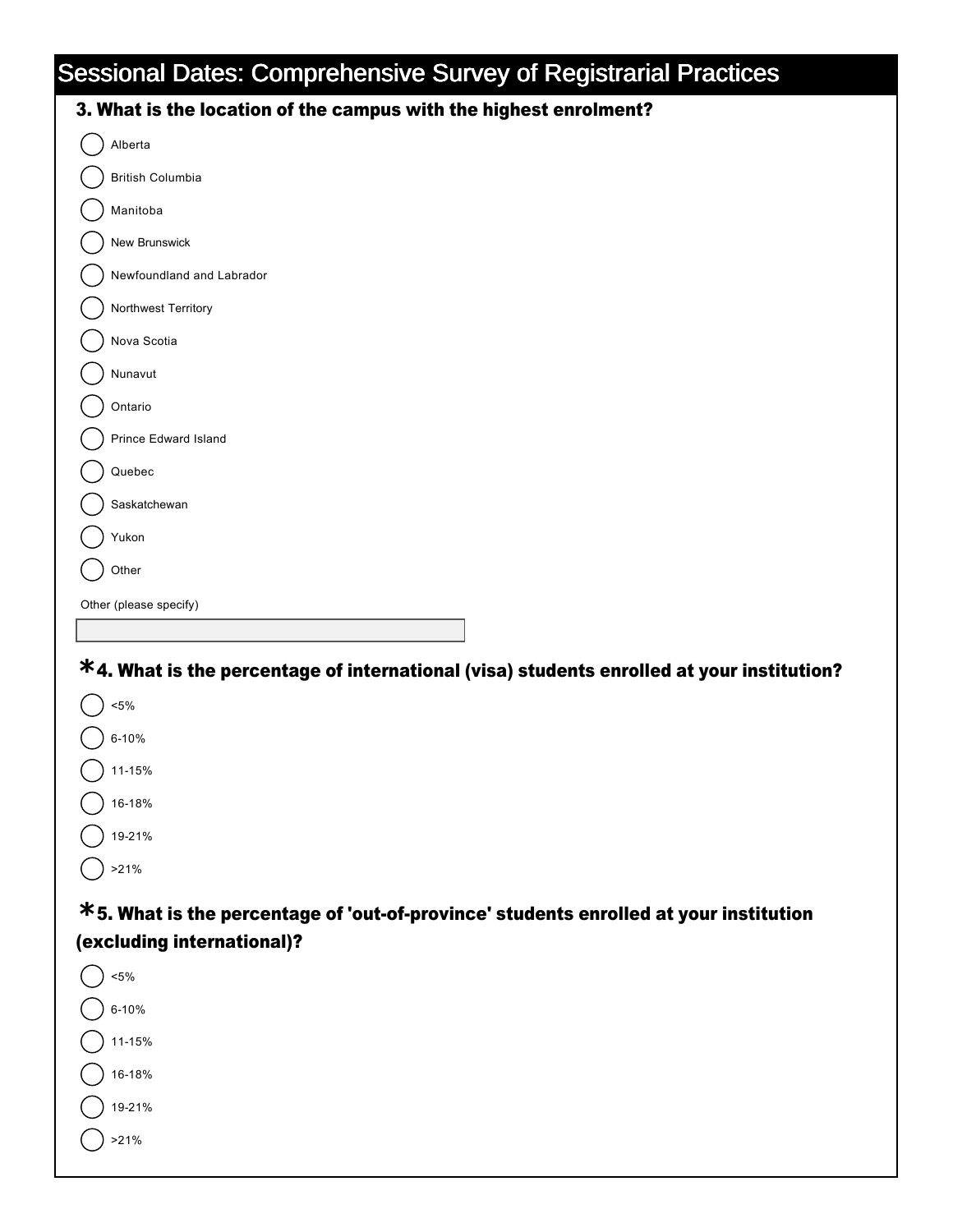# Sessional Dates: Comprehensive Survey of Registrarial Practices

**3. What is the location of the campus with the highest enrolment?**

- ( ) Alberta
- ( ) British Columbia
- ( ) Manitoba
- ( ) New Brunswick
- ( ) Newfoundland and Labrador
- ( ) Northwest Territory
- ( ) Nova Scotia
- ( ) Nunavut
- ( ) Ontario
- ( ) Prince Edward Island
- ( ) Quebec
- ( ) Saskatchewan
- ( ) Yukon
- ( ) Other

Other (please specify)

\_\_\_\_\_\_\_\_\_\_\_\_\_\_\_\_\_\_\_\_

**\*4. What is the percentage of international (visa) students enrolled at your institution?**

- ( ) <5%
- ( ) 6-10%
- ( ) 11-15%
- ( ) 16-18%
- ( ) 19-21%
- ( ) >21%

**\*5. What is the percentage of 'out-of-province' students enrolled at your institution (excluding international)?**

- ( ) <5%
- ( ) 6-10%
- ( ) 11-15%
- ( ) 16-18%
- ( ) 19-21%
- ( ) >21%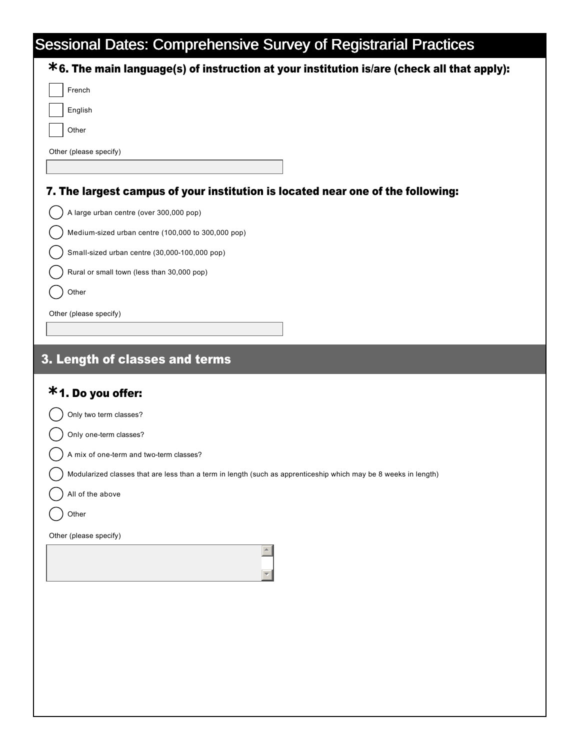# Sessional Dates: Comprehensive Survey of Registrarial Practices

### *6. The main language(s) of instruction at your institution is/are (check all that apply):

- [ ] French
- [ ] English
- [ ] Other

Other (please specify)

### 7. The largest campus of your institution is located near one of the following:

- ◯ A large urban centre (over 300,000 pop)
- ◯ Medium-sized urban centre (100,000 to 300,000 pop)
- ◯ Small-sized urban centre (30,000-100,000 pop)
- ◯ Rural or small town (less than 30,000 pop)
- ◯ Other

Other (please specify)

## 3. Length of classes and terms

### *1. Do you offer:

- ◯ Only two term classes?
- ◯ Only one-term classes?
- ◯ A mix of one-term and two-term classes?
- ◯ Modularized classes that are less than a term in length (such as apprenticeship which may be 8 weeks in length)
- ◯ All of the above
- ◯ Other

Other (please specify)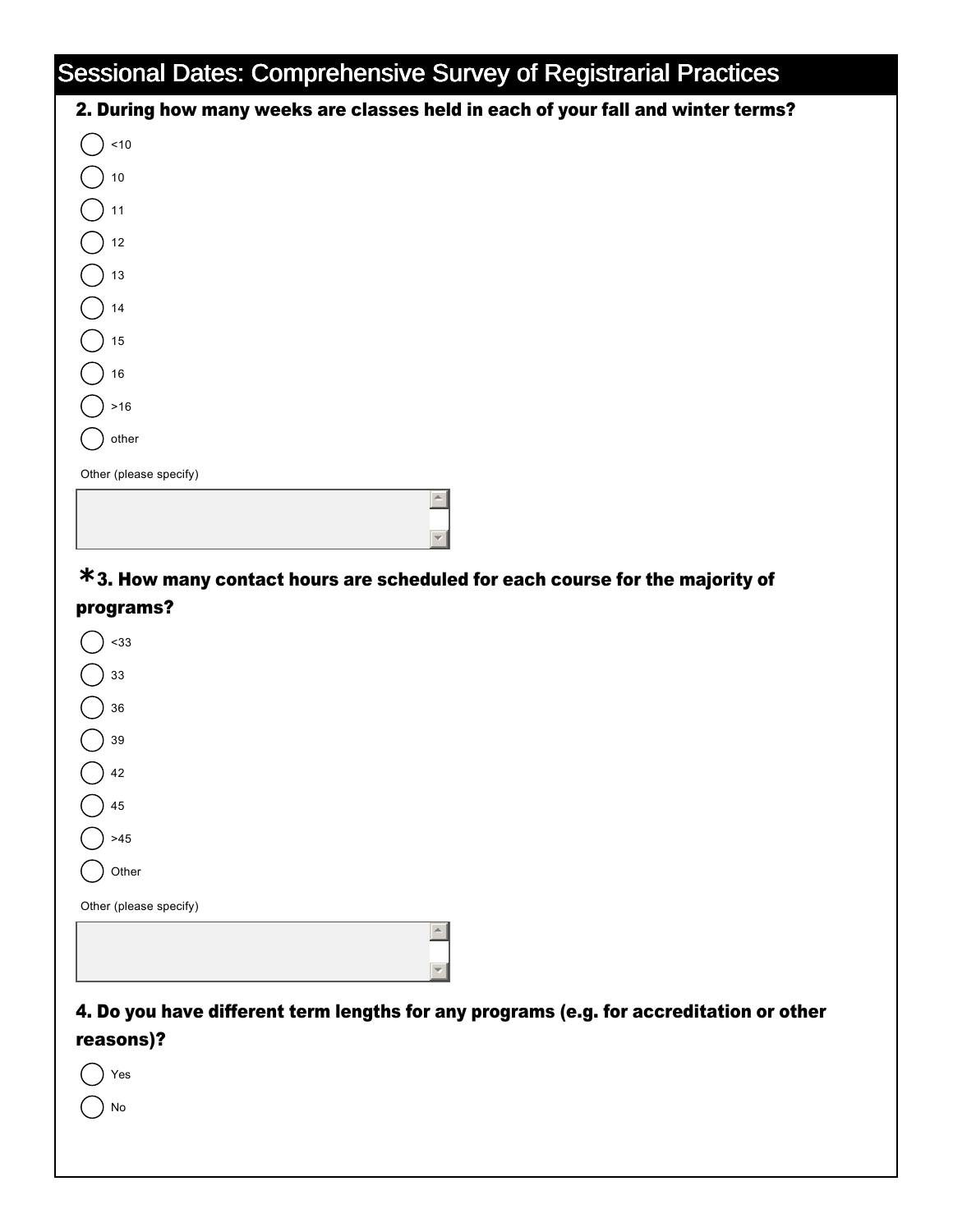# Sessional Dates: Comprehensive Survey of Registrarial Practices

**2. During how many weeks are classes held in each of your fall and winter terms?**

- <10
- 10
- 11
- 12
- 13
- 14
- 15
- 16
- >16
- other

Other (please specify)

**\*3. How many contact hours are scheduled for each course for the majority of programs?**

- <33
- 33
- 36
- 39
- 42
- 45
- >45
- Other

Other (please specify)

**4. Do you have different term lengths for any programs (e.g. for accreditation or other reasons)?**

- Yes
- No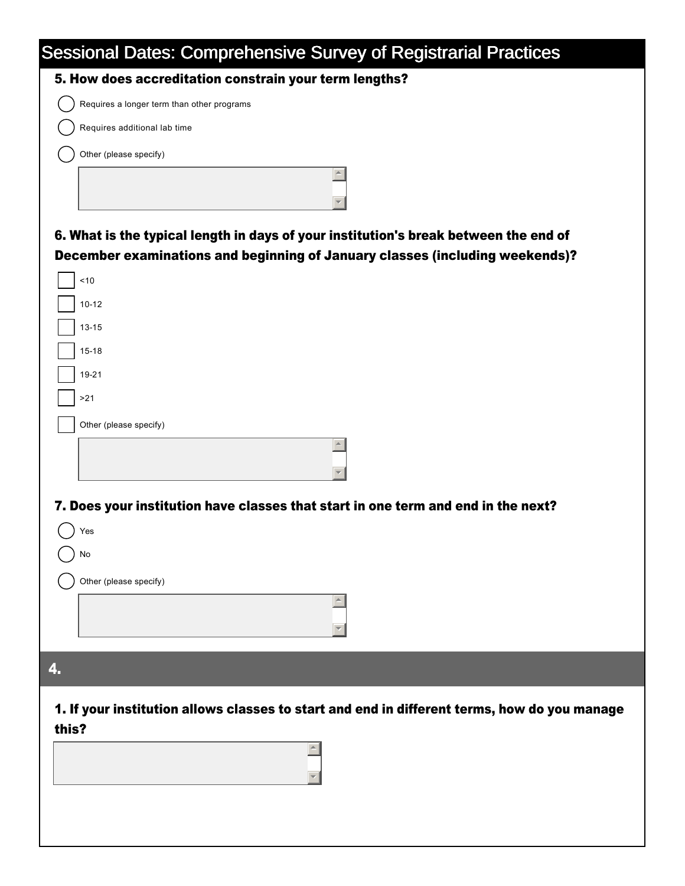# Sessional Dates: Comprehensive Survey of Registrarial Practices

**5. How does accreditation constrain your term lengths?**

- ( ) Requires a longer term than other programs
- ( ) Requires additional lab time
- ( ) Other (please specify)

**6. What is the typical length in days of your institution's break between the end of December examinations and beginning of January classes (including weekends)?**

- [ ] <10
- [ ] 10-12
- [ ] 13-15
- [ ] 15-18
- [ ] 19-21
- [ ] >21
- [ ] Other (please specify)

**7. Does your institution have classes that start in one term and end in the next?**

- ( ) Yes
- ( ) No
- ( ) Other (please specify)

## 4.

**1. If your institution allows classes to start and end in different terms, how do you manage this?**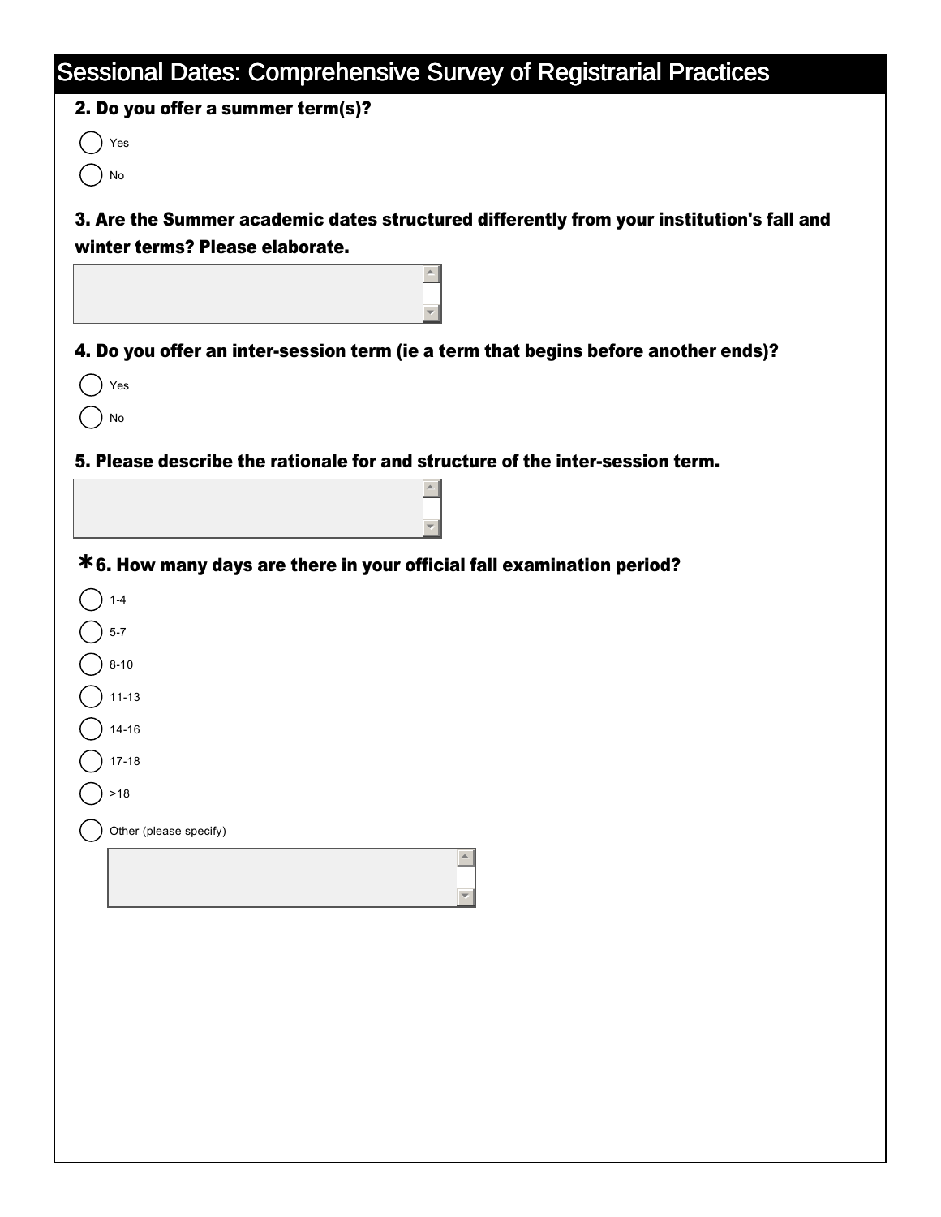# Sessional Dates: Comprehensive Survey of Registrarial Practices

**2. Do you offer a summer term(s)?**

( ) Yes

( ) No

**3. Are the Summer academic dates structured differently from your institution's fall and winter terms? Please elaborate.**

**4. Do you offer an inter-session term (ie a term that begins before another ends)?**

( ) Yes

( ) No

**5. Please describe the rationale for and structure of the inter-session term.**

**\*6. How many days are there in your official fall examination period?**

( ) 1-4

( ) 5-7

( ) 8-10

( ) 11-13

( ) 14-16

( ) 17-18

( ) >18

( ) Other (please specify)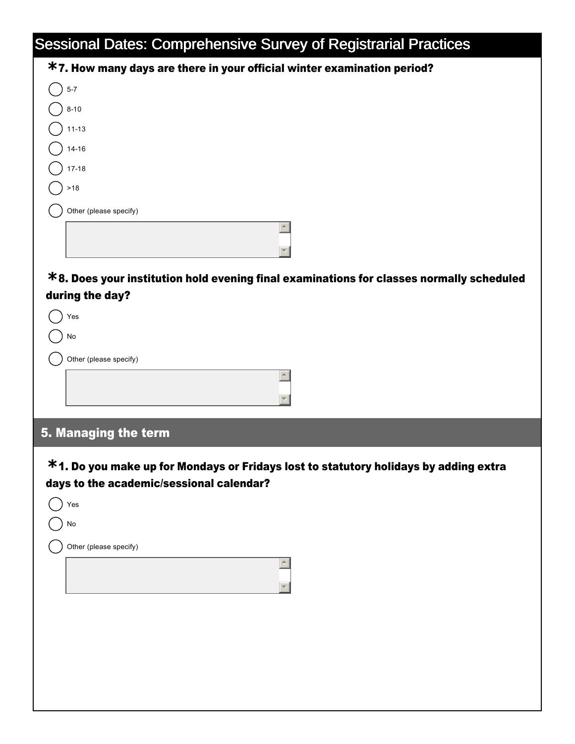# Sessional Dates: Comprehensive Survey of Registrarial Practices

**\*7. How many days are there in your official winter examination period?**

- 5-7
- 8-10
- 11-13
- 14-16
- 17-18
- >18
- Other (please specify)

**\*8. Does your institution hold evening final examinations for classes normally scheduled during the day?**

- Yes
- No
- Other (please specify)

## 5. Managing the term

**\*1. Do you make up for Mondays or Fridays lost to statutory holidays by adding extra days to the academic/sessional calendar?**

- Yes
- No
- Other (please specify)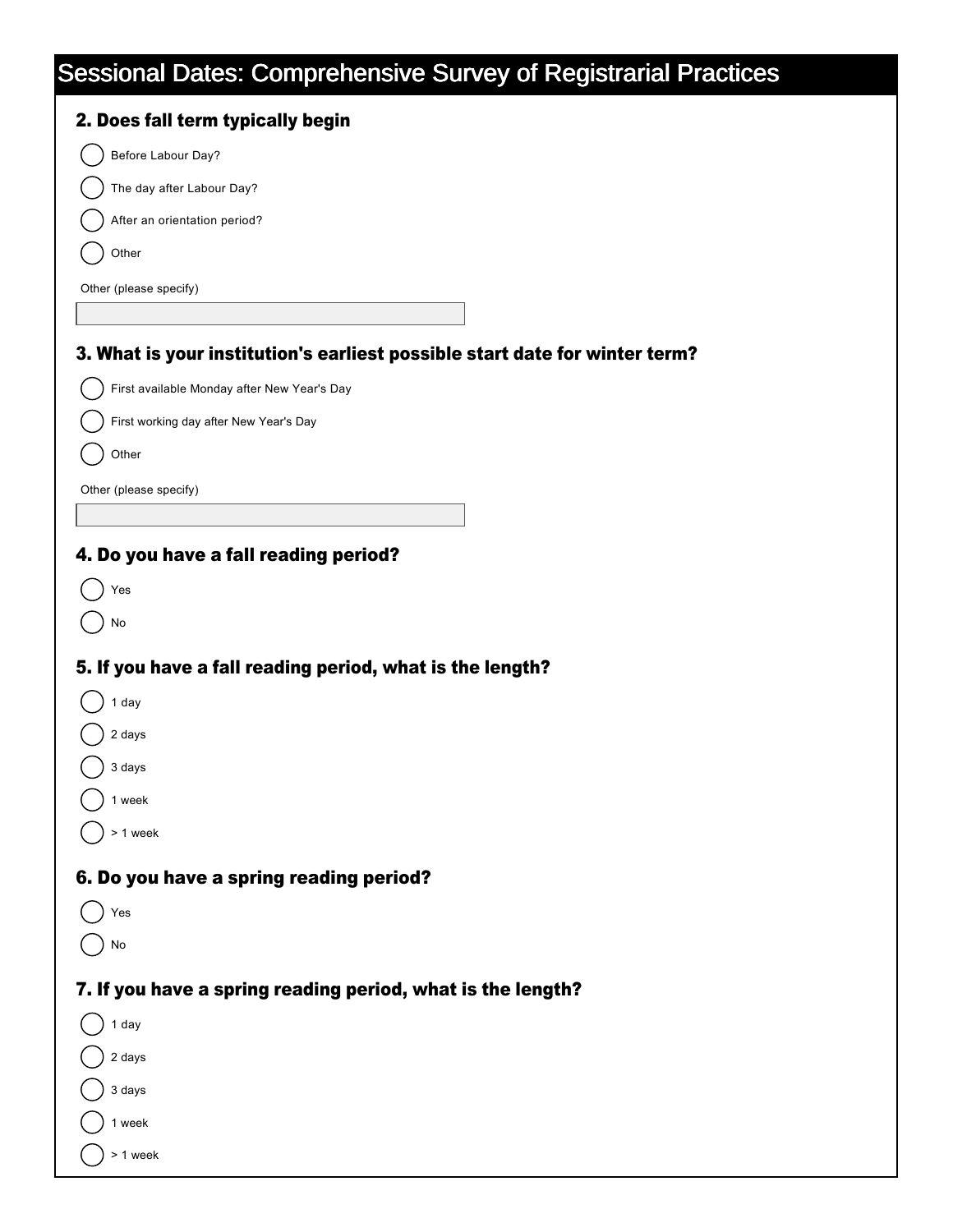# Sessional Dates: Comprehensive Survey of Registrarial Practices

## 2. Does fall term typically begin

- ◯ Before Labour Day?
- ◯ The day after Labour Day?
- ◯ After an orientation period?
- ◯ Other

Other (please specify)

## 3. What is your institution's earliest possible start date for winter term?

- ◯ First available Monday after New Year's Day
- ◯ First working day after New Year's Day
- ◯ Other

Other (please specify)

## 4. Do you have a fall reading period?

- ◯ Yes
- ◯ No

## 5. If you have a fall reading period, what is the length?

- ◯ 1 day
- ◯ 2 days
- ◯ 3 days
- ◯ 1 week
- ◯ > 1 week

## 6. Do you have a spring reading period?

- ◯ Yes
- ◯ No

## 7. If you have a spring reading period, what is the length?

- ◯ 1 day
- ◯ 2 days
- ◯ 3 days
- ◯ 1 week
- ◯ > 1 week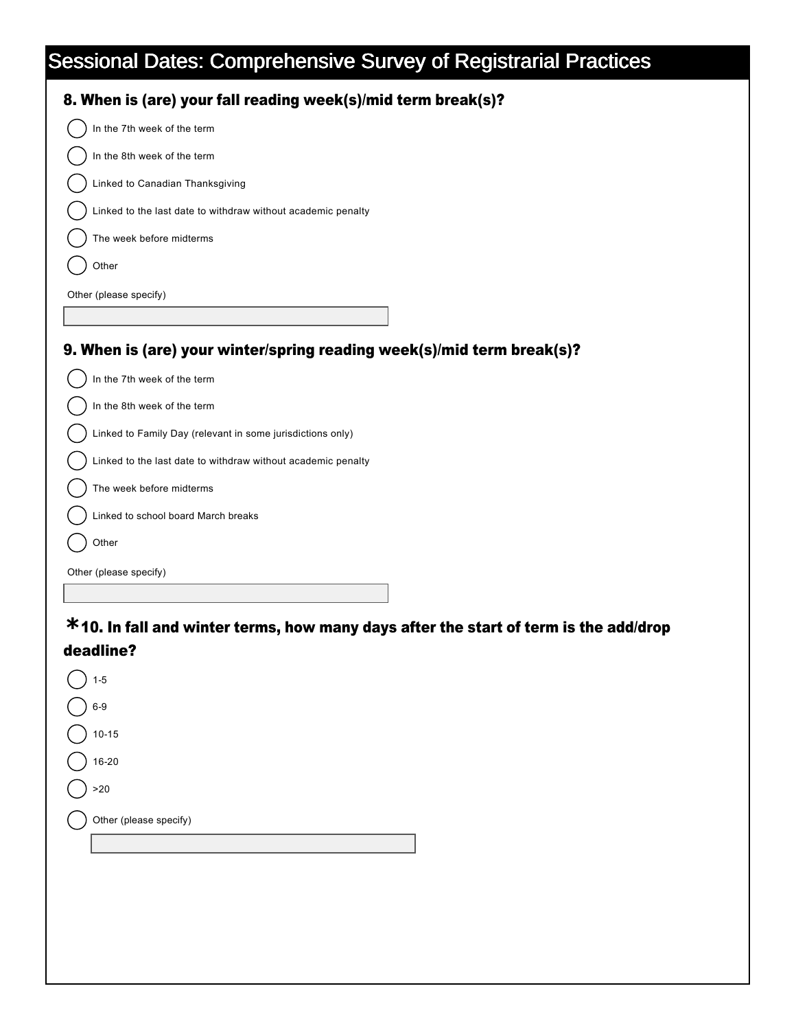# Sessional Dates: Comprehensive Survey of Registrarial Practices

**8. When is (are) your fall reading week(s)/mid term break(s)?**

- ◯ In the 7th week of the term
- ◯ In the 8th week of the term
- ◯ Linked to Canadian Thanksgiving
- ◯ Linked to the last date to withdraw without academic penalty
- ◯ The week before midterms
- ◯ Other

Other (please specify)

**9. When is (are) your winter/spring reading week(s)/mid term break(s)?**

- ◯ In the 7th week of the term
- ◯ In the 8th week of the term
- ◯ Linked to Family Day (relevant in some jurisdictions only)
- ◯ Linked to the last date to withdraw without academic penalty
- ◯ The week before midterms
- ◯ Linked to school board March breaks
- ◯ Other

Other (please specify)

**\*10. In fall and winter terms, how many days after the start of term is the add/drop deadline?**

- ◯ 1-5
- ◯ 6-9
- ◯ 10-15
- ◯ 16-20
- ◯ >20
- ◯ Other (please specify)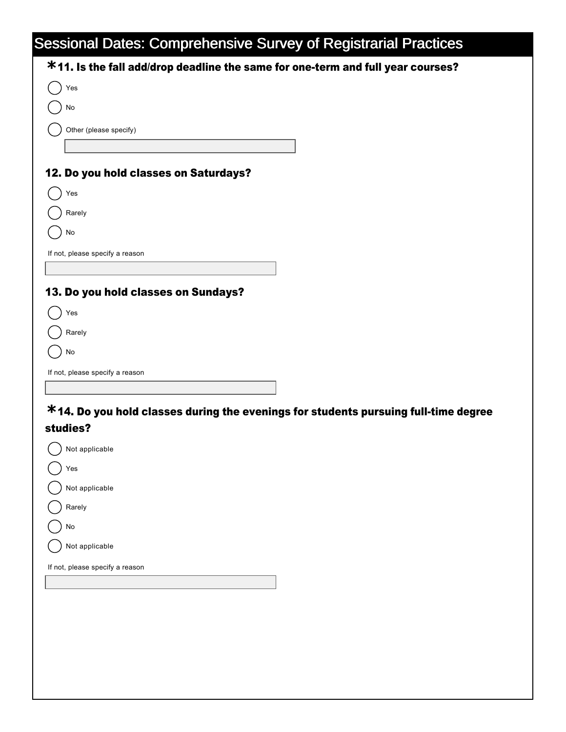# Sessional Dates: Comprehensive Survey of Registrarial Practices

**\*11. Is the fall add/drop deadline the same for one-term and full year courses?**

- ( ) Yes
- ( ) No
- ( ) Other (please specify)

[ ]

**12. Do you hold classes on Saturdays?**

- ( ) Yes
- ( ) Rarely
- ( ) No

If not, please specify a reason

[ ]

**13. Do you hold classes on Sundays?**

- ( ) Yes
- ( ) Rarely
- ( ) No

If not, please specify a reason

[ ]

**\*14. Do you hold classes during the evenings for students pursuing full-time degree studies?**

- ( ) Not applicable
- ( ) Yes
- ( ) Not applicable
- ( ) Rarely
- ( ) No
- ( ) Not applicable

If not, please specify a reason

[ ]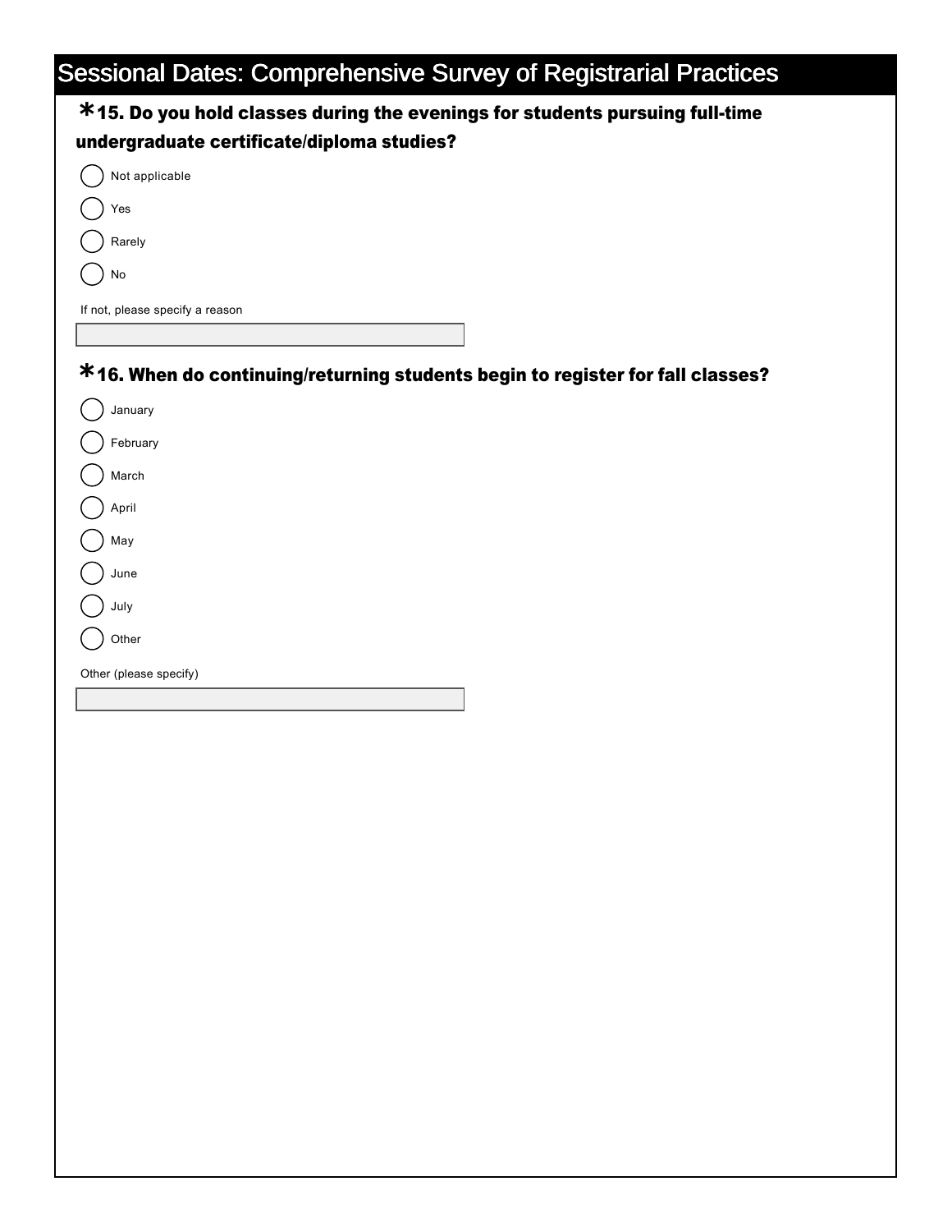# Sessional Dates: Comprehensive Survey of Registrarial Practices

**\*15. Do you hold classes during the evenings for students pursuing full-time undergraduate certificate/diploma studies?**

- ( ) Not applicable
- ( ) Yes
- ( ) Rarely
- ( ) No

If not, please specify a reason

[ ]

**\*16. When do continuing/returning students begin to register for fall classes?**

- ( ) January
- ( ) February
- ( ) March
- ( ) April
- ( ) May
- ( ) June
- ( ) July
- ( ) Other

Other (please specify)

[ ]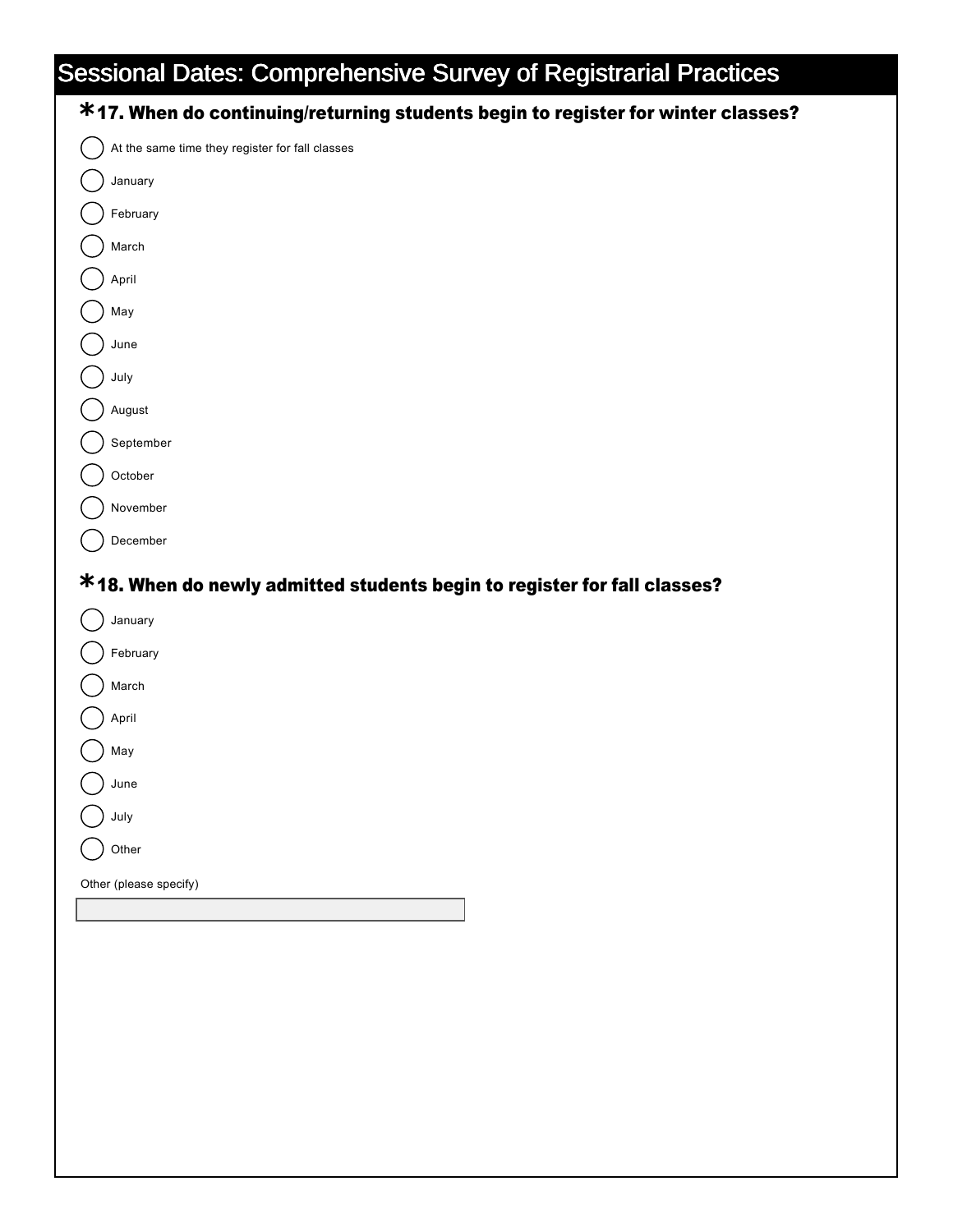# Sessional Dates: Comprehensive Survey of Registrarial Practices

**\*17. When do continuing/returning students begin to register for winter classes?**

- ◯ At the same time they register for fall classes
- ◯ January
- ◯ February
- ◯ March
- ◯ April
- ◯ May
- ◯ June
- ◯ July
- ◯ August
- ◯ September
- ◯ October
- ◯ November
- ◯ December

**\*18. When do newly admitted students begin to register for fall classes?**

- ◯ January
- ◯ February
- ◯ March
- ◯ April
- ◯ May
- ◯ June
- ◯ July
- ◯ Other

Other (please specify)

\_\_\_\_\_\_\_\_\_\_\_\_\_\_\_\_\_\_\_\_\_\_\_\_\_\_\_\_\_\_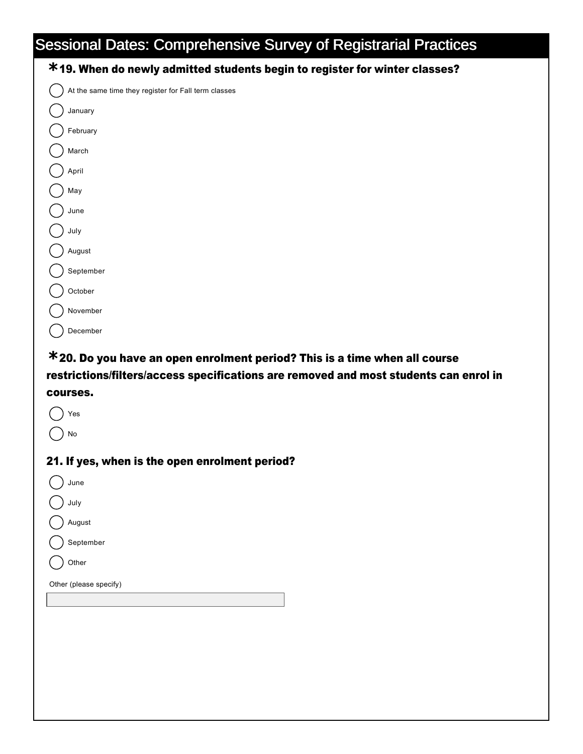# Sessional Dates: Comprehensive Survey of Registrarial Practices

**\*19. When do newly admitted students begin to register for winter classes?**

- ( ) At the same time they register for Fall term classes
- ( ) January
- ( ) February
- ( ) March
- ( ) April
- ( ) May
- ( ) June
- ( ) July
- ( ) August
- ( ) September
- ( ) October
- ( ) November
- ( ) December

**\*20. Do you have an open enrolment period? This is a time when all course restrictions/filters/access specifications are removed and most students can enrol in courses.**

- ( ) Yes
- ( ) No

**21. If yes, when is the open enrolment period?**

- ( ) June
- ( ) July
- ( ) August
- ( ) September
- ( ) Other

Other (please specify)

[ ]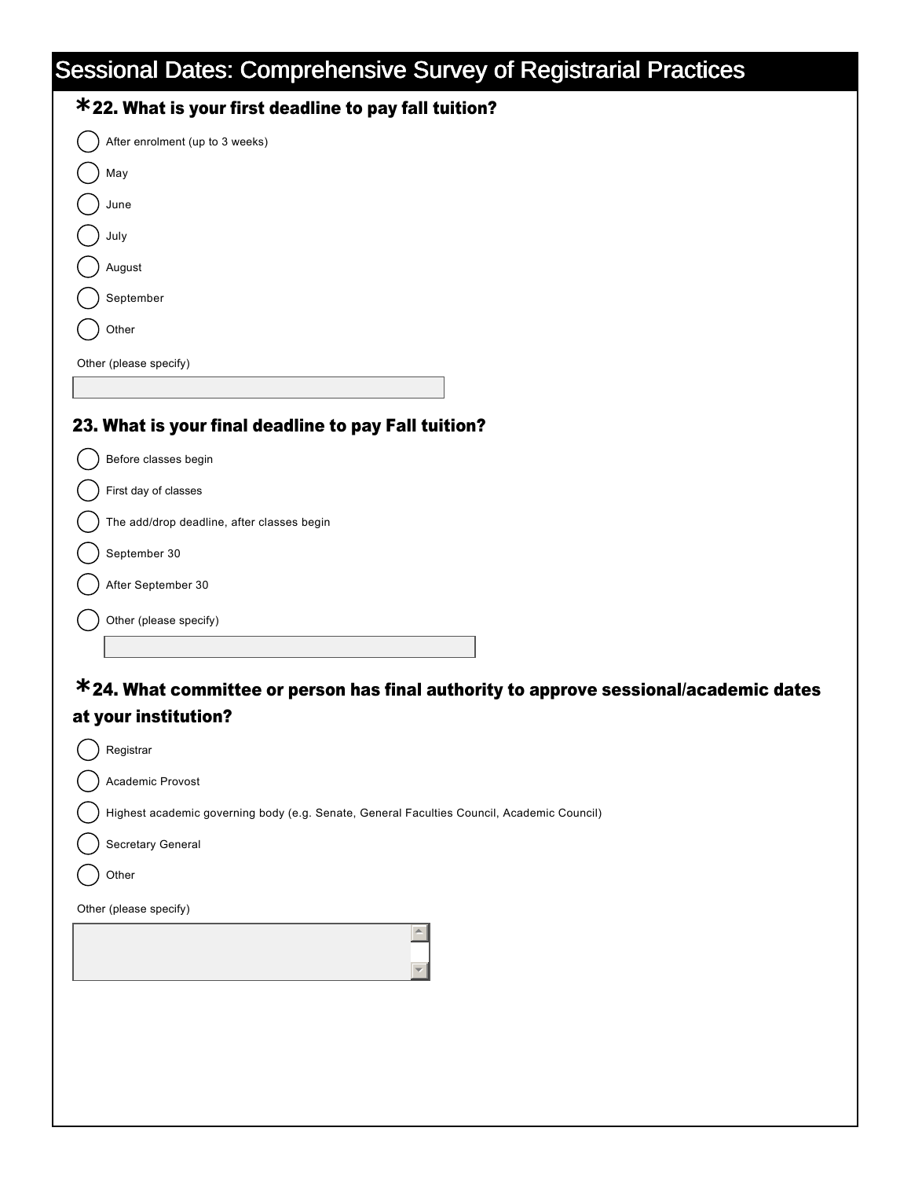# Sessional Dates: Comprehensive Survey of Registrarial Practices

### *22. What is your first deadline to pay fall tuition?

- ( ) After enrolment (up to 3 weeks)
- ( ) May
- ( ) June
- ( ) July
- ( ) August
- ( ) September
- ( ) Other

Other (please specify)

### 23. What is your final deadline to pay Fall tuition?

- ( ) Before classes begin
- ( ) First day of classes
- ( ) The add/drop deadline, after classes begin
- ( ) September 30
- ( ) After September 30
- ( ) Other (please specify)

### *24. What committee or person has final authority to approve sessional/academic dates at your institution?

- ( ) Registrar
- ( ) Academic Provost
- ( ) Highest academic governing body (e.g. Senate, General Faculties Council, Academic Council)
- ( ) Secretary General
- ( ) Other

Other (please specify)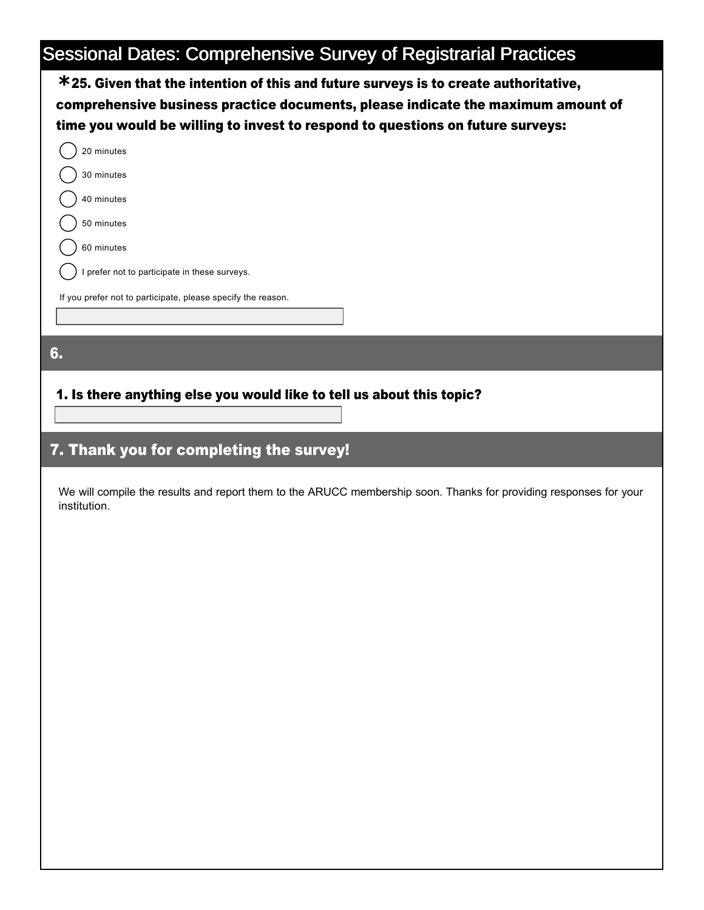# Sessional Dates: Comprehensive Survey of Registrarial Practices

**\*25. Given that the intention of this and future surveys is to create authoritative, comprehensive business practice documents, please indicate the maximum amount of time you would be willing to invest to respond to questions on future surveys:**

- ( ) 20 minutes
- ( ) 30 minutes
- ( ) 40 minutes
- ( ) 50 minutes
- ( ) 60 minutes
- ( ) I prefer not to participate in these surveys.

If you prefer not to participate, please specify the reason.

[ ]

## 6.

**1. Is there anything else you would like to tell us about this topic?**

[ ]

## 7. Thank you for completing the survey!

We will compile the results and report them to the ARUCC membership soon. Thanks for providing responses for your institution.